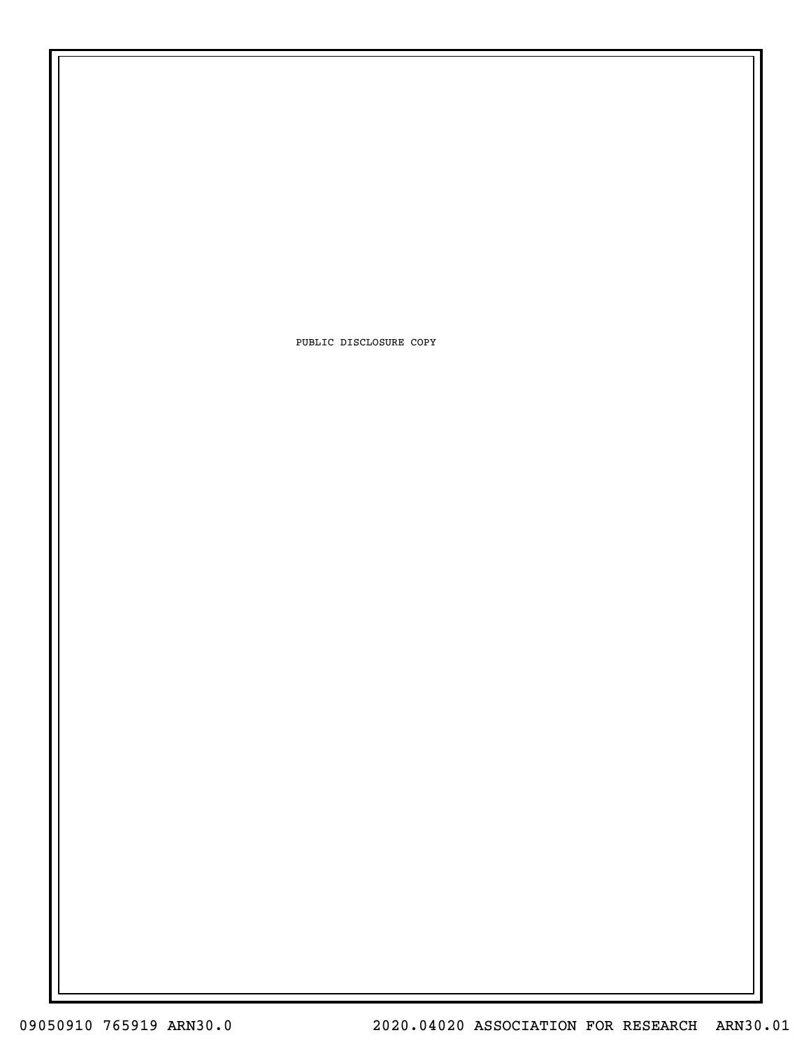PUBLIC DISCLOSURE COPY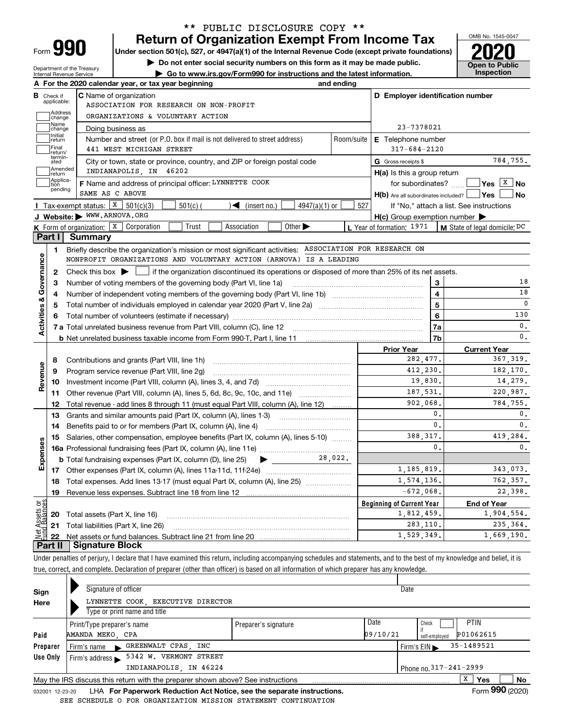\*\* PUBLIC DISCLOSURE COPY \*\*

# Form 990 — Return of Organization Exempt From Income Tax — 2020

Under section 501(c), 527, or 4947(a)(1) of the Internal Revenue Code (except private foundations)

▶ Do not enter social security numbers on this form as it may be made public.

▶ Go to www.irs.gov/Form990 for instructions and the latest information.

Department of the Treasury
Internal Revenue Service

OMB No. 1545-0047

Open to Public Inspection

**A** For the 2020 calendar year, or tax year beginning and ending

**B** Check if applicable: Address change, Name change, Initial return, Final return/terminated, Amended return, Application pending

**C** Name of organization: ASSOCIATION FOR RESEARCH ON NON-PROFIT ORGANIZATIONS & VOLUNTARY ACTION

Doing business as

Number and street (or P.O. box if mail is not delivered to street address): 441 WEST MICHIGAN STREET — Room/suite

City or town, state or province, country, and ZIP or foreign postal code: INDIANAPOLIS, IN 46202

**D** Employer identification number: 23-7378021

**E** Telephone number: 317-684-2120

**G** Gross receipts $ 784,755.

**F** Name and address of principal officer: LYNNETTE COOK, SAME AS C ABOVE

**H(a)** Is this a group return for subordinates? Yes [ ] No [X]

**H(b)** Are all subordinates included? Yes [ ] No [ ] If "No," attach a list. See instructions

**H(c)** Group exemption number ▶

**I** Tax-exempt status: [X] 501(c)(3) [ ] 501(c) ( ) ◀ (insert no.) [ ] 4947(a)(1) or [ ] 527

**J** Website: ▶ WWW.ARNOVA.ORG

**K** Form of organization: [X] Corporation [ ] Trust [ ] Association [ ] Other ▶

**L** Year of formation: 1971

**M** State of legal domicile: DC

## Part I Summary

### Activities & Governance

1. Briefly describe the organization's mission or most significant activities: ASSOCIATION FOR RESEARCH ON NONPROFIT ORGANIZATIONS AND VOLUNTARY ACTION (ARNOVA) IS A LEADING
2. Check this box ▶ [ ] if the organization discontinued its operations or disposed of more than 25% of its net assets.

| Line | Description | | Value |
|---|---|---|---|
| 3 | Number of voting members of the governing body (Part VI, line 1a) | 3 | 18 |
| 4 | Number of independent voting members of the governing body (Part VI, line 1b) | 4 | 18 |
| 5 | Total number of individuals employed in calendar year 2020 (Part V, line 2a) | 5 | 0 |
| 6 | Total number of volunteers (estimate if necessary) | 6 | 130 |
| 7a | Total unrelated business revenue from Part VIII, column (C), line 12 | 7a | 0. |
| 7b | Net unrelated business taxable income from Form 990-T, Part I, line 11 | 7b | 0. |

### Revenue / Expenses / Net Assets

| Line | Description | Prior Year | Current Year |
|---|---|---|---|
| 8 | Contributions and grants (Part VIII, line 1h) | 282,477. | 367,319. |
| 9 | Program service revenue (Part VIII, line 2g) | 412,230. | 182,170. |
| 10 | Investment income (Part VIII, column (A), lines 3, 4, and 7d) | 19,830. | 14,279. |
| 11 | Other revenue (Part VIII, column (A), lines 5, 6d, 8c, 9c, 10c, and 11e) | 187,531. | 220,987. |
| 12 | Total revenue - add lines 8 through 11 (must equal Part VIII, column (A), line 12) | 902,068. | 784,755. |
| 13 | Grants and similar amounts paid (Part IX, column (A), lines 1-3) | 0. | 0. |
| 14 | Benefits paid to or for members (Part IX, column (A), line 4) | 0. | 0. |
| 15 | Salaries, other compensation, employee benefits (Part IX, column (A), lines 5-10) | 388,317. | 419,284. |
| 16a | Professional fundraising fees (Part IX, column (A), line 11e) | 0. | 0. |
| b | Total fundraising expenses (Part IX, column (D), line 25) ▶ 28,022. | | |
| 17 | Other expenses (Part IX, column (A), lines 11a-11d, 11f-24e) | 1,185,819. | 343,073. |
| 18 | Total expenses. Add lines 13-17 (must equal Part IX, column (A), line 25) | 1,574,136. | 762,357. |
| 19 | Revenue less expenses. Subtract line 18 from line 12 | -672,068. | 22,398. |

| Line | Description | Beginning of Current Year | End of Year |
|---|---|---|---|
| 20 | Total assets (Part X, line 16) | 1,812,459. | 1,904,554. |
| 21 | Total liabilities (Part X, line 26) | 283,110. | 235,364. |
| 22 | Net assets or fund balances. Subtract line 21 from line 20 | 1,529,349. | 1,669,190. |

## Part II Signature Block

Under penalties of perjury, I declare that I have examined this return, including accompanying schedules and statements, and to the best of my knowledge and belief, it is true, correct, and complete. Declaration of preparer (other than officer) is based on all information of which preparer has any knowledge.

**Sign Here**

Signature of officer — Date

LYNNETTE COOK, EXECUTIVE DIRECTOR
Type or print name and title

**Paid Preparer Use Only**

| Print/Type preparer's name | Preparer's signature | Date | Check if self-employed | PTIN |
|---|---|---|---|---|
| AMANDA MEKO, CPA | | 09/10/21 | [ ] | P01062615 |

Firm's name ▶ GREENWALT CPAS, INC — Firm's EIN ▶ 35-1489521

Firm's address ▶ 5342 W. VERMONT STREET, INDIANAPOLIS, IN 46224 — Phone no. 317-241-2999

May the IRS discuss this return with the preparer shown above? See instructions [X] Yes [ ] No

032001 12-23-20 LHA For Paperwork Reduction Act Notice, see the separate instructions. Form 990 (2020)

SEE SCHEDULE O FOR ORGANIZATION MISSION STATEMENT CONTINUATION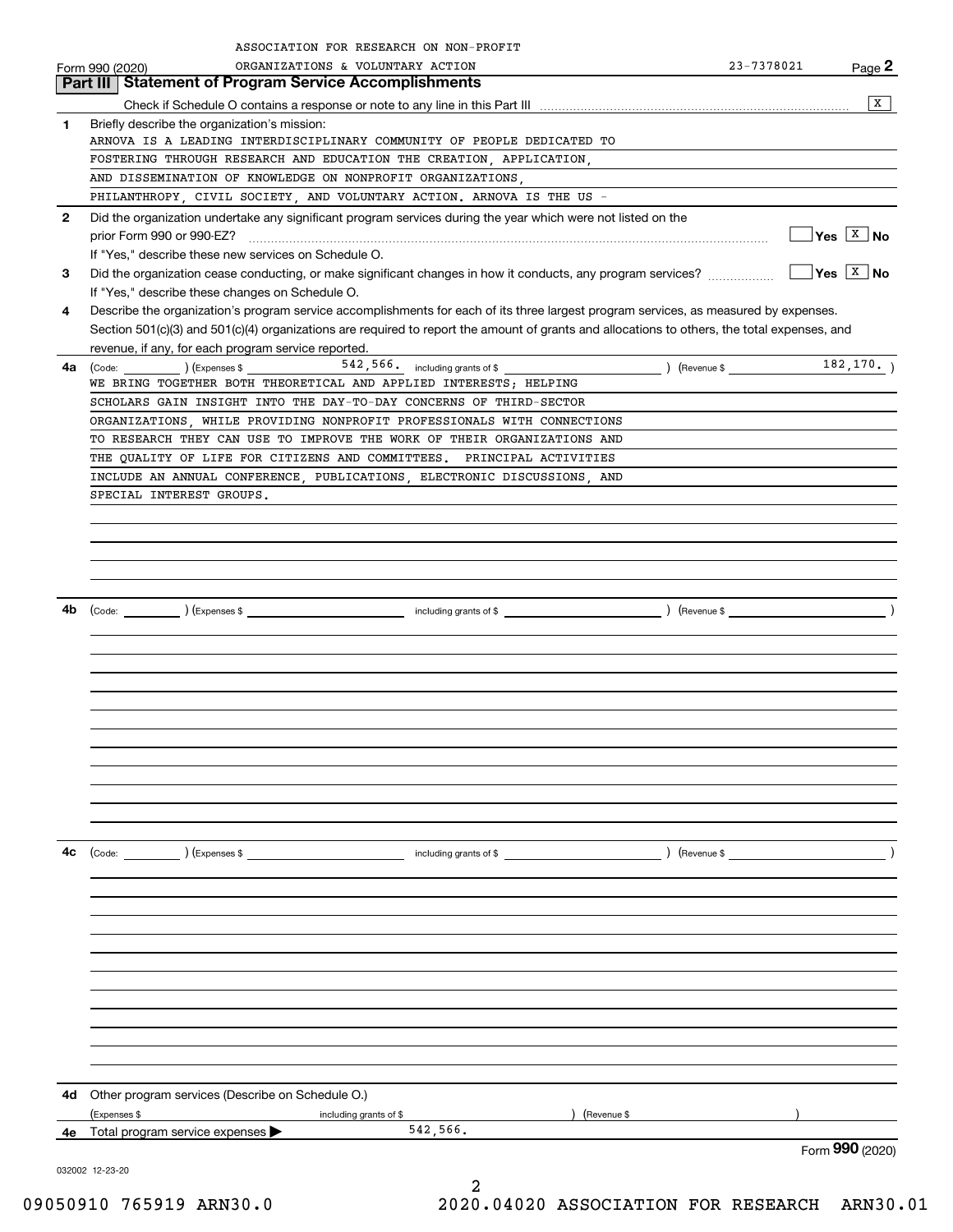ASSOCIATION FOR RESEARCH ON NON-PROFIT ORGANIZATIONS & VOLUNTARY ACTION

Form 990 (2020) 23-7378021 Page **2**

## Part III Statement of Program Service Accomplishments

Check if Schedule O contains a response or note to any line in this Part III .......... [X]

**1** Briefly describe the organization's mission:

ARNOVA IS A LEADING INTERDISCIPLINARY COMMUNITY OF PEOPLE DEDICATED TO FOSTERING THROUGH RESEARCH AND EDUCATION THE CREATION, APPLICATION, AND DISSEMINATION OF KNOWLEDGE ON NONPROFIT ORGANIZATIONS, PHILANTHROPY, CIVIL SOCIETY, AND VOLUNTARY ACTION. ARNOVA IS THE US -

**2** Did the organization undertake any significant program services during the year which were not listed on the prior Form 990 or 990-EZ? .......... [ ] Yes [X] No

If "Yes," describe these new services on Schedule O.

**3** Did the organization cease conducting, or make significant changes in how it conducts, any program services? .......... [ ] Yes [X] No

If "Yes," describe these changes on Schedule O.

**4** Describe the organization's program service accomplishments for each of its three largest program services, as measured by expenses. Section 501(c)(3) and 501(c)(4) organizations are required to report the amount of grants and allocations to others, the total expenses, and revenue, if any, for each program service reported.

**4a** (Code: ) (Expenses $ 542,566. including grants of $ ) (Revenue $ 182,170. )

WE BRING TOGETHER BOTH THEORETICAL AND APPLIED INTERESTS; HELPING SCHOLARS GAIN INSIGHT INTO THE DAY-TO-DAY CONCERNS OF THIRD-SECTOR ORGANIZATIONS, WHILE PROVIDING NONPROFIT PROFESSIONALS WITH CONNECTIONS TO RESEARCH THEY CAN USE TO IMPROVE THE WORK OF THEIR ORGANIZATIONS AND THE QUALITY OF LIFE FOR CITIZENS AND COMMITTEES. PRINCIPAL ACTIVITIES INCLUDE AN ANNUAL CONFERENCE, PUBLICATIONS, ELECTRONIC DISCUSSIONS, AND SPECIAL INTEREST GROUPS.

**4b** (Code: ) (Expenses $ including grants of $ ) (Revenue $ )

**4c** (Code: ) (Expenses $ including grants of $ ) (Revenue $ )

**4d** Other program services (Describe on Schedule O.)

(Expenses $ including grants of $ ) (Revenue $ )

**4e** Total program service expenses ▶ 542,566.

Form **990** (2020)

032002 12-23-20

09050910 765919 ARN30.0 2020.04020 ASSOCIATION FOR RESEARCH ARN30.01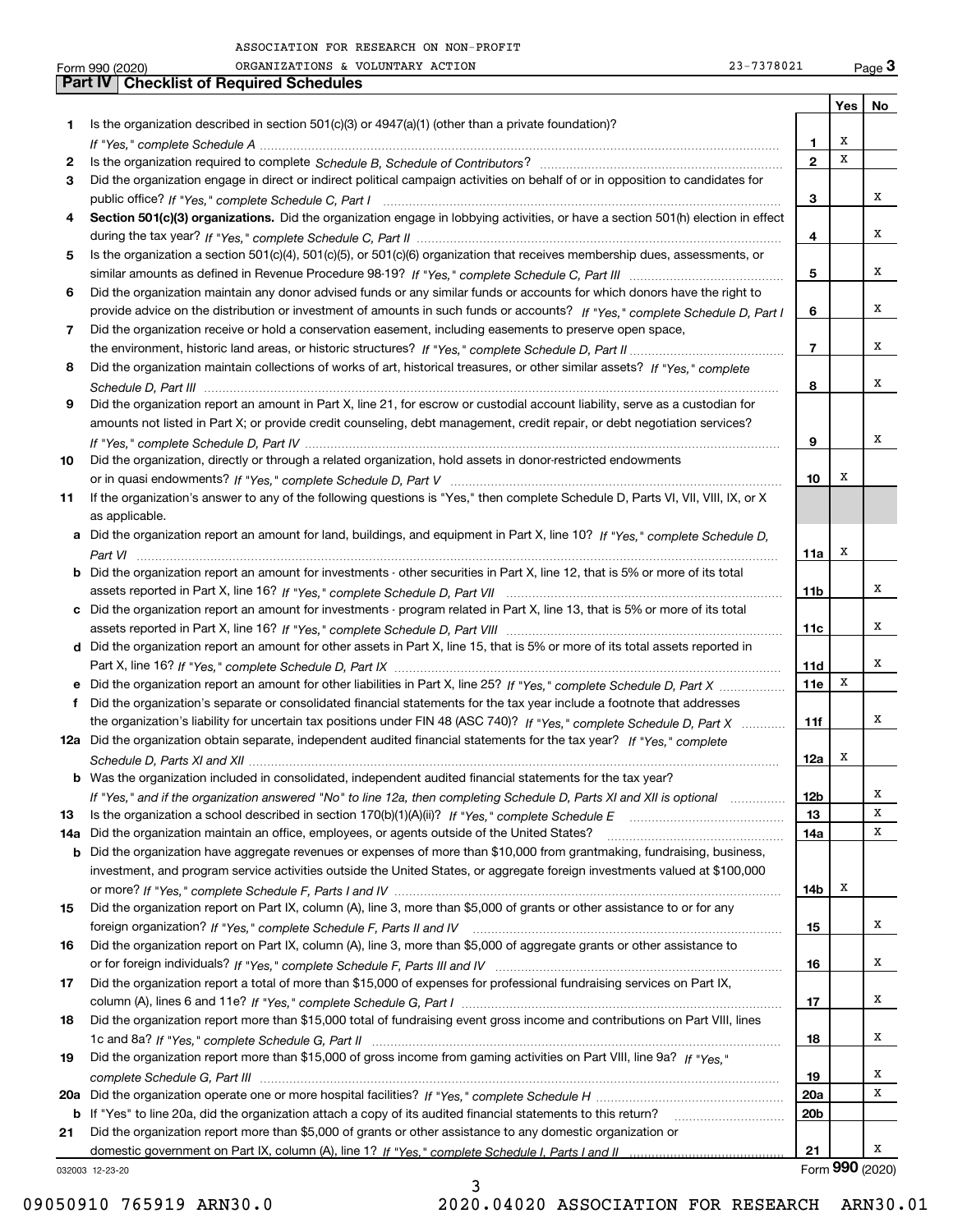ASSOCIATION FOR RESEARCH ON NON-PROFIT

Form 990 (2020) ORGANIZATIONS & VOLUNTARY ACTION 23-7378021 Page 3

## Part IV Checklist of Required Schedules

| | | | Yes | No |
|---|---|---|---|---|
| 1 | Is the organization described in section 501(c)(3) or 4947(a)(1) (other than a private foundation)? *If "Yes," complete Schedule A* | 1 | X | |
| 2 | Is the organization required to complete *Schedule B, Schedule of Contributors*? | 2 | X | |
| 3 | Did the organization engage in direct or indirect political campaign activities on behalf of or in opposition to candidates for public office? *If "Yes," complete Schedule C, Part I* | 3 | | X |
| 4 | **Section 501(c)(3) organizations.** Did the organization engage in lobbying activities, or have a section 501(h) election in effect during the tax year? *If "Yes," complete Schedule C, Part II* | 4 | | X |
| 5 | Is the organization a section 501(c)(4), 501(c)(5), or 501(c)(6) organization that receives membership dues, assessments, or similar amounts as defined in Revenue Procedure 98-19? *If "Yes," complete Schedule C, Part III* | 5 | | X |
| 6 | Did the organization maintain any donor advised funds or any similar funds or accounts for which donors have the right to provide advice on the distribution or investment of amounts in such funds or accounts? *If "Yes," complete Schedule D, Part I* | 6 | | X |
| 7 | Did the organization receive or hold a conservation easement, including easements to preserve open space, the environment, historic land areas, or historic structures? *If "Yes," complete Schedule D, Part II* | 7 | | X |
| 8 | Did the organization maintain collections of works of art, historical treasures, or other similar assets? *If "Yes," complete Schedule D, Part III* | 8 | | X |
| 9 | Did the organization report an amount in Part X, line 21, for escrow or custodial account liability, serve as a custodian for amounts not listed in Part X; or provide credit counseling, debt management, credit repair, or debt negotiation services? *If "Yes," complete Schedule D, Part IV* | 9 | | X |
| 10 | Did the organization, directly or through a related organization, hold assets in donor-restricted endowments or in quasi endowments? *If "Yes," complete Schedule D, Part V* | 10 | X | |
| 11 | If the organization's answer to any of the following questions is "Yes," then complete Schedule D, Parts VI, VII, VIII, IX, or X as applicable. | | | |
| a | Did the organization report an amount for land, buildings, and equipment in Part X, line 10? *If "Yes," complete Schedule D, Part VI* | 11a | X | |
| b | Did the organization report an amount for investments - other securities in Part X, line 12, that is 5% or more of its total assets reported in Part X, line 16? *If "Yes," complete Schedule D, Part VII* | 11b | | X |
| c | Did the organization report an amount for investments - program related in Part X, line 13, that is 5% or more of its total assets reported in Part X, line 16? *If "Yes," complete Schedule D, Part VIII* | 11c | | X |
| d | Did the organization report an amount for other assets in Part X, line 15, that is 5% or more of its total assets reported in Part X, line 16? *If "Yes," complete Schedule D, Part IX* | 11d | | X |
| e | Did the organization report an amount for other liabilities in Part X, line 25? *If "Yes," complete Schedule D, Part X* | 11e | X | |
| f | Did the organization's separate or consolidated financial statements for the tax year include a footnote that addresses the organization's liability for uncertain tax positions under FIN 48 (ASC 740)? *If "Yes," complete Schedule D, Part X* | 11f | | X |
| 12a | Did the organization obtain separate, independent audited financial statements for the tax year? *If "Yes," complete Schedule D, Parts XI and XII* | 12a | X | |
| b | Was the organization included in consolidated, independent audited financial statements for the tax year? *If "Yes," and if the organization answered "No" to line 12a, then completing Schedule D, Parts XI and XII is optional* | 12b | | X |
| 13 | Is the organization a school described in section 170(b)(1)(A)(ii)? *If "Yes," complete Schedule E* | 13 | | X |
| 14a | Did the organization maintain an office, employees, or agents outside of the United States? | 14a | | X |
| b | Did the organization have aggregate revenues or expenses of more than $10,000 from grantmaking, fundraising, business, investment, and program service activities outside the United States, or aggregate foreign investments valued at $100,000 or more? *If "Yes," complete Schedule F, Parts I and IV* | 14b | X | |
| 15 | Did the organization report on Part IX, column (A), line 3, more than $5,000 of grants or other assistance to or for any foreign organization? *If "Yes," complete Schedule F, Parts II and IV* | 15 | | X |
| 16 | Did the organization report on Part IX, column (A), line 3, more than $5,000 of aggregate grants or other assistance to or for foreign individuals? *If "Yes," complete Schedule F, Parts III and IV* | 16 | | X |
| 17 | Did the organization report a total of more than $15,000 of expenses for professional fundraising services on Part IX, column (A), lines 6 and 11e? *If "Yes," complete Schedule G, Part I* | 17 | | X |
| 18 | Did the organization report more than $15,000 total of fundraising event gross income and contributions on Part VIII, lines 1c and 8a? *If "Yes," complete Schedule G, Part II* | 18 | | X |
| 19 | Did the organization report more than $15,000 of gross income from gaming activities on Part VIII, line 9a? *If "Yes," complete Schedule G, Part III* | 19 | | X |
| 20a | Did the organization operate one or more hospital facilities? *If "Yes," complete Schedule H* | 20a | | X |
| b | If "Yes" to line 20a, did the organization attach a copy of its audited financial statements to this return? | 20b | | |
| 21 | Did the organization report more than $5,000 of grants or other assistance to any domestic organization or domestic government on Part IX, column (A), line 1? *If "Yes," complete Schedule I, Parts I and II* | 21 | | X |

032003 12-23-20

Form 990 (2020)

09050910 765919 ARN30.0 2020.04020 ASSOCIATION FOR RESEARCH ARN30.01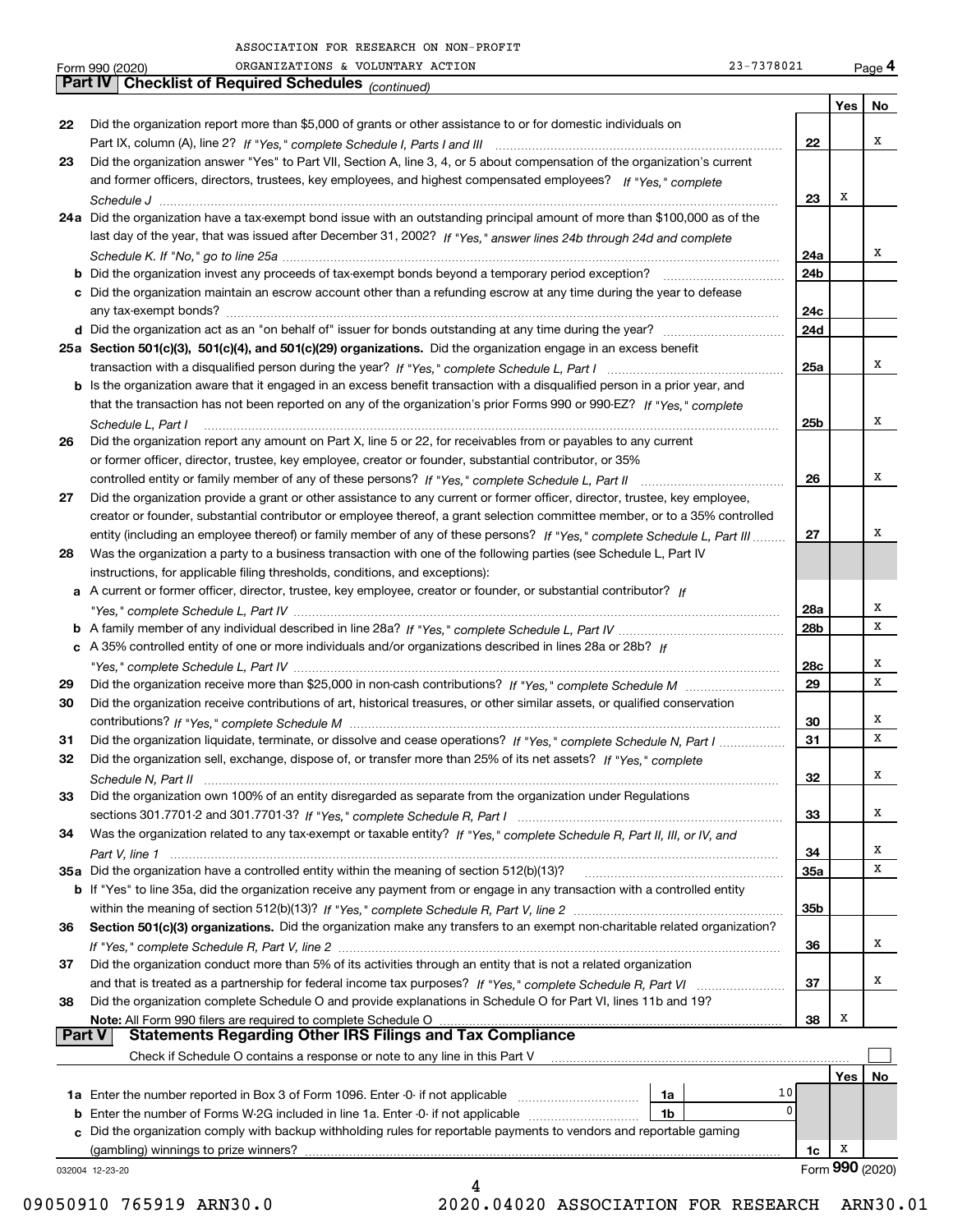ASSOCIATION FOR RESEARCH ON NON-PROFIT ORGANIZATIONS & VOLUNTARY ACTION 23-7378021

Form 990 (2020)

## Part IV Checklist of Required Schedules *(continued)*

| | | | Yes | No |
|---|---|---|---|---|
| 22 | Did the organization report more than $5,000 of grants or other assistance to or for domestic individuals on Part IX, column (A), line 2? *If "Yes," complete Schedule I, Parts I and III* | 22 | | X |
| 23 | Did the organization answer "Yes" to Part VII, Section A, line 3, 4, or 5 about compensation of the organization's current and former officers, directors, trustees, key employees, and highest compensated employees? *If "Yes," complete Schedule J* | 23 | X | |
| 24a | Did the organization have a tax-exempt bond issue with an outstanding principal amount of more than $100,000 as of the last day of the year, that was issued after December 31, 2002? *If "Yes," answer lines 24b through 24d and complete Schedule K. If "No," go to line 25a* | 24a | | X |
| b | Did the organization invest any proceeds of tax-exempt bonds beyond a temporary period exception? | 24b | | |
| c | Did the organization maintain an escrow account other than a refunding escrow at any time during the year to defease any tax-exempt bonds? | 24c | | |
| d | Did the organization act as an "on behalf of" issuer for bonds outstanding at any time during the year? | 24d | | |
| 25a | **Section 501(c)(3), 501(c)(4), and 501(c)(29) organizations.** Did the organization engage in an excess benefit transaction with a disqualified person during the year? *If "Yes," complete Schedule L, Part I* | 25a | | X |
| b | Is the organization aware that it engaged in an excess benefit transaction with a disqualified person in a prior year, and that the transaction has not been reported on any of the organization's prior Forms 990 or 990-EZ? *If "Yes," complete Schedule L, Part I* | 25b | | X |
| 26 | Did the organization report any amount on Part X, line 5 or 22, for receivables from or payables to any current or former officer, director, trustee, key employee, creator or founder, substantial contributor, or 35% controlled entity or family member of any of these persons? *If "Yes," complete Schedule L, Part II* | 26 | | X |
| 27 | Did the organization provide a grant or other assistance to any current or former officer, director, trustee, key employee, creator or founder, substantial contributor or employee thereof, a grant selection committee member, or to a 35% controlled entity (including an employee thereof) or family member of any of these persons? *If "Yes," complete Schedule L, Part III* | 27 | | X |
| 28 | Was the organization a party to a business transaction with one of the following parties (see Schedule L, Part IV instructions, for applicable filing thresholds, conditions, and exceptions): | | | |
| a | A current or former officer, director, trustee, key employee, creator or founder, or substantial contributor? *If "Yes," complete Schedule L, Part IV* | 28a | | X |
| b | A family member of any individual described in line 28a? *If "Yes," complete Schedule L, Part IV* | 28b | | X |
| c | A 35% controlled entity of one or more individuals and/or organizations described in lines 28a or 28b? *If "Yes," complete Schedule L, Part IV* | 28c | | X |
| 29 | Did the organization receive more than $25,000 in non-cash contributions? *If "Yes," complete Schedule M* | 29 | | X |
| 30 | Did the organization receive contributions of art, historical treasures, or other similar assets, or qualified conservation contributions? *If "Yes," complete Schedule M* | 30 | | X |
| 31 | Did the organization liquidate, terminate, or dissolve and cease operations? *If "Yes," complete Schedule N, Part I* | 31 | | X |
| 32 | Did the organization sell, exchange, dispose of, or transfer more than 25% of its net assets? *If "Yes," complete Schedule N, Part II* | 32 | | X |
| 33 | Did the organization own 100% of an entity disregarded as separate from the organization under Regulations sections 301.7701-2 and 301.7701-3? *If "Yes," complete Schedule R, Part I* | 33 | | X |
| 34 | Was the organization related to any tax-exempt or taxable entity? *If "Yes," complete Schedule R, Part II, III, or IV, and Part V, line 1* | 34 | | X |
| 35a | Did the organization have a controlled entity within the meaning of section 512(b)(13)? | 35a | | X |
| b | If "Yes" to line 35a, did the organization receive any payment from or engage in any transaction with a controlled entity within the meaning of section 512(b)(13)? *If "Yes," complete Schedule R, Part V, line 2* | 35b | | |
| 36 | **Section 501(c)(3) organizations.** Did the organization make any transfers to an exempt non-charitable related organization? *If "Yes," complete Schedule R, Part V, line 2* | 36 | | X |
| 37 | Did the organization conduct more than 5% of its activities through an entity that is not a related organization and that is treated as a partnership for federal income tax purposes? *If "Yes," complete Schedule R, Part VI* | 37 | | X |
| 38 | Did the organization complete Schedule O and provide explanations in Schedule O for Part VI, lines 11b and 19? **Note:** All Form 990 filers are required to complete Schedule O | 38 | X | |

## Part V Statements Regarding Other IRS Filings and Tax Compliance

Check if Schedule O contains a response or note to any line in this Part V ☐

| | | | | | Yes | No |
|---|---|---|---|---|---|---|
| 1a | Enter the number reported in Box 3 of Form 1096. Enter -0- if not applicable | 1a | 10 | | | |
| b | Enter the number of Forms W-2G included in line 1a. Enter -0- if not applicable | 1b | 0 | | | |
| c | Did the organization comply with backup withholding rules for reportable payments to vendors and reportable gaming (gambling) winnings to prize winners? | | | 1c | X | |

032004 12-23-20

Form **990** (2020)

09050910 765919 ARN30.0 2020.04020 ASSOCIATION FOR RESEARCH ARN30.01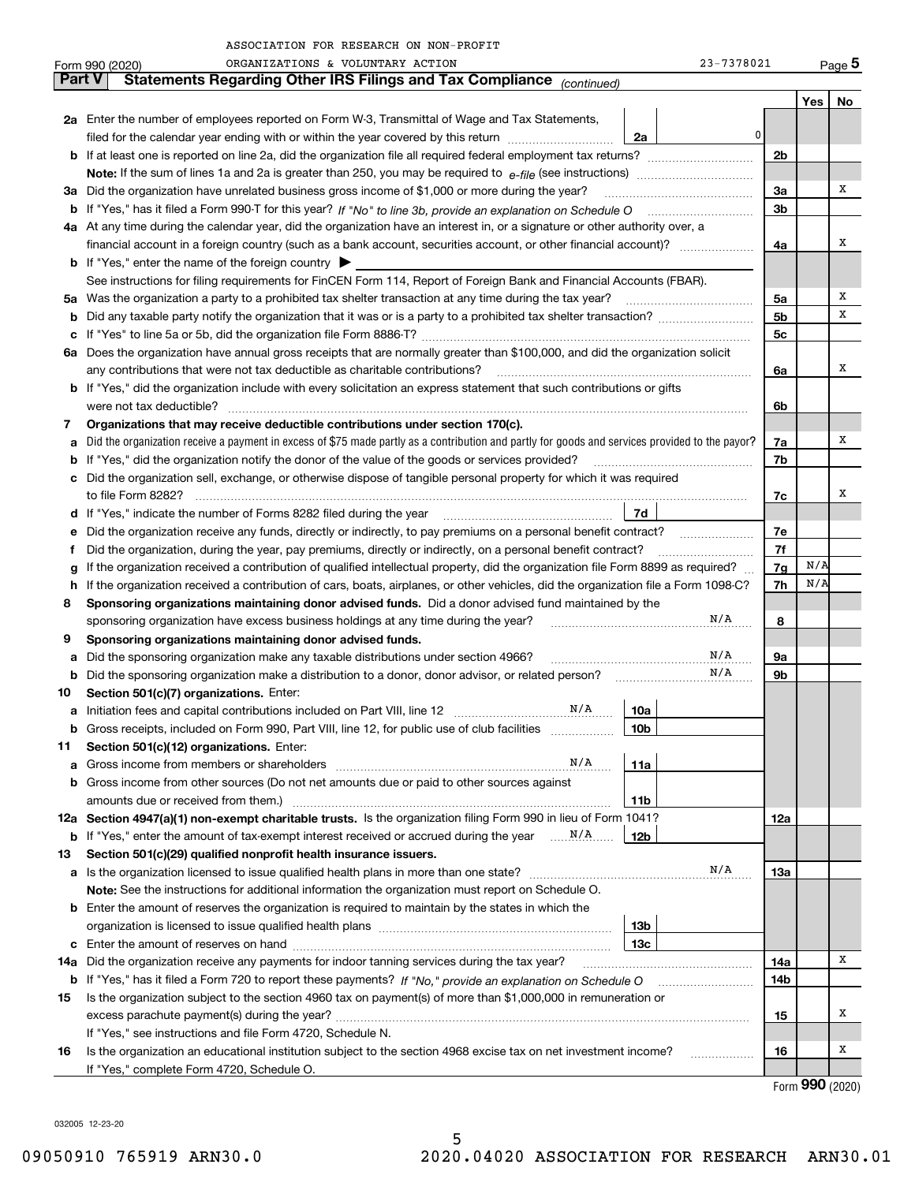ASSOCIATION FOR RESEARCH ON NON-PROFIT ORGANIZATIONS & VOLUNTARY ACTION 23-7378021

Form 990 (2020) Page **5**

## Part V Statements Regarding Other IRS Filings and Tax Compliance *(continued)*

| | | | | Yes | No |
|---|---|---|---|---|---|
| **2a** | Enter the number of employees reported on Form W-3, Transmittal of Wage and Tax Statements, filed for the calendar year ending with or within the year covered by this return | 2a | 0 | | |
| **b** | If at least one is reported on line 2a, did the organization file all required federal employment tax returns? | | 2b | | |
| | **Note:** If the sum of lines 1a and 2a is greater than 250, you may be required to *e-file* (see instructions) | | | | |
| **3a** | Did the organization have unrelated business gross income of $1,000 or more during the year? | | 3a | | X |
| **b** | If "Yes," has it filed a Form 990-T for this year? *If "No" to line 3b, provide an explanation on Schedule O* | | 3b | | |
| **4a** | At any time during the calendar year, did the organization have an interest in, or a signature or other authority over, a financial account in a foreign country (such as a bank account, securities account, or other financial account)? | | 4a | | X |
| **b** | If "Yes," enter the name of the foreign country ▶ | | | | |
| | See instructions for filing requirements for FinCEN Form 114, Report of Foreign Bank and Financial Accounts (FBAR). | | | | |
| **5a** | Was the organization a party to a prohibited tax shelter transaction at any time during the tax year? | | 5a | | X |
| **b** | Did any taxable party notify the organization that it was or is a party to a prohibited tax shelter transaction? | | 5b | | X |
| **c** | If "Yes" to line 5a or 5b, did the organization file Form 8886-T? | | 5c | | |
| **6a** | Does the organization have annual gross receipts that are normally greater than $100,000, and did the organization solicit any contributions that were not tax deductible as charitable contributions? | | 6a | | X |
| **b** | If "Yes," did the organization include with every solicitation an express statement that such contributions or gifts were not tax deductible? | | 6b | | |
| **7** | **Organizations that may receive deductible contributions under section 170(c).** | | | | |
| **a** | Did the organization receive a payment in excess of $75 made partly as a contribution and partly for goods and services provided to the payor? | | 7a | | X |
| **b** | If "Yes," did the organization notify the donor of the value of the goods or services provided? | | 7b | | |
| **c** | Did the organization sell, exchange, or otherwise dispose of tangible personal property for which it was required to file Form 8282? | | 7c | | X |
| **d** | If "Yes," indicate the number of Forms 8282 filed during the year | 7d | | | |
| **e** | Did the organization receive any funds, directly or indirectly, to pay premiums on a personal benefit contract? | | 7e | | |
| **f** | Did the organization, during the year, pay premiums, directly or indirectly, on a personal benefit contract? | | 7f | | |
| **g** | If the organization received a contribution of qualified intellectual property, did the organization file Form 8899 as required? | | 7g | N/A | |
| **h** | If the organization received a contribution of cars, boats, airplanes, or other vehicles, did the organization file a Form 1098-C? | | 7h | N/A | |
| **8** | **Sponsoring organizations maintaining donor advised funds.** Did a donor advised fund maintained by the sponsoring organization have excess business holdings at any time during the year? N/A | | 8 | | |
| **9** | **Sponsoring organizations maintaining donor advised funds.** | | | | |
| **a** | Did the sponsoring organization make any taxable distributions under section 4966? N/A | | 9a | | |
| **b** | Did the sponsoring organization make a distribution to a donor, donor advisor, or related person? N/A | | 9b | | |
| **10** | **Section 501(c)(7) organizations.** Enter: | | | | |
| **a** | Initiation fees and capital contributions included on Part VIII, line 12 N/A | 10a | | | |
| **b** | Gross receipts, included on Form 990, Part VIII, line 12, for public use of club facilities | 10b | | | |
| **11** | **Section 501(c)(12) organizations.** Enter: | | | | |
| **a** | Gross income from members or shareholders N/A | 11a | | | |
| **b** | Gross income from other sources (Do not net amounts due or paid to other sources against amounts due or received from them.) | 11b | | | |
| **12a** | **Section 4947(a)(1) non-exempt charitable trusts.** Is the organization filing Form 990 in lieu of Form 1041? | | 12a | | |
| **b** | If "Yes," enter the amount of tax-exempt interest received or accrued during the year N/A | 12b | | | |
| **13** | **Section 501(c)(29) qualified nonprofit health insurance issuers.** | | | | |
| **a** | Is the organization licensed to issue qualified health plans in more than one state? N/A | | 13a | | |
| | **Note:** See the instructions for additional information the organization must report on Schedule O. | | | | |
| **b** | Enter the amount of reserves the organization is required to maintain by the states in which the organization is licensed to issue qualified health plans | 13b | | | |
| **c** | Enter the amount of reserves on hand | 13c | | | |
| **14a** | Did the organization receive any payments for indoor tanning services during the tax year? | | 14a | | X |
| **b** | If "Yes," has it filed a Form 720 to report these payments? *If "No," provide an explanation on Schedule O* | | 14b | | |
| **15** | Is the organization subject to the section 4960 tax on payment(s) of more than $1,000,000 in remuneration or excess parachute payment(s) during the year? | | 15 | | X |
| | If "Yes," see instructions and file Form 4720, Schedule N. | | | | |
| **16** | Is the organization an educational institution subject to the section 4968 excise tax on net investment income? | | 16 | | X |
| | If "Yes," complete Form 4720, Schedule O. | | | | |

Form **990** (2020)

032005 12-23-20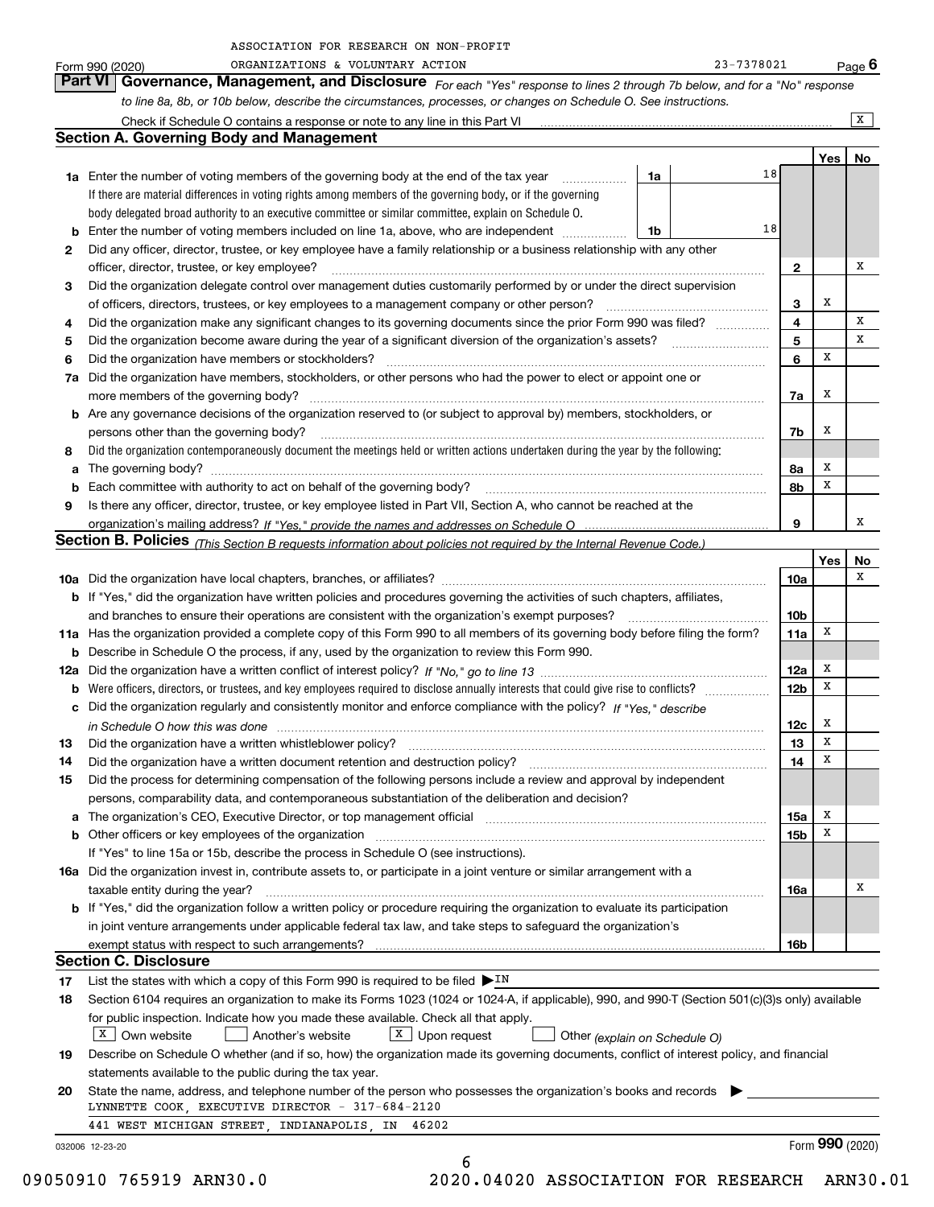ASSOCIATION FOR RESEARCH ON NON-PROFIT ORGANIZATIONS & VOLUNTARY ACTION

Form 990 (2020) 23-7378021 Page 6

## Part VI Governance, Management, and Disclosure

*For each "Yes" response to lines 2 through 7b below, and for a "No" response to line 8a, 8b, or 10b below, describe the circumstances, processes, or changes on Schedule O. See instructions.*

Check if Schedule O contains a response or note to any line in this Part VI [X]

### Section A. Governing Body and Management

| | | | | Yes | No |
|---|---|---|---|---|---|
| **1a** | Enter the number of voting members of the governing body at the end of the tax year. If there are material differences in voting rights among members of the governing body, or if the governing body delegated broad authority to an executive committee or similar committee, explain on Schedule O. | 1a | 18 | | |
| **b** | Enter the number of voting members included on line 1a, above, who are independent | 1b | 18 | | |
| **2** | Did any officer, director, trustee, or key employee have a family relationship or a business relationship with any other officer, director, trustee, or key employee? | | 2 | | X |
| **3** | Did the organization delegate control over management duties customarily performed by or under the direct supervision of officers, directors, trustees, or key employees to a management company or other person? | | 3 | X | |
| **4** | Did the organization make any significant changes to its governing documents since the prior Form 990 was filed? | | 4 | | X |
| **5** | Did the organization become aware during the year of a significant diversion of the organization's assets? | | 5 | | X |
| **6** | Did the organization have members or stockholders? | | 6 | X | |
| **7a** | Did the organization have members, stockholders, or other persons who had the power to elect or appoint one or more members of the governing body? | | 7a | X | |
| **b** | Are any governance decisions of the organization reserved to (or subject to approval by) members, stockholders, or persons other than the governing body? | | 7b | X | |
| **8** | Did the organization contemporaneously document the meetings held or written actions undertaken during the year by the following: | | | | |
| **a** | The governing body? | | 8a | X | |
| **b** | Each committee with authority to act on behalf of the governing body? | | 8b | X | |
| **9** | Is there any officer, director, trustee, or key employee listed in Part VII, Section A, who cannot be reached at the organization's mailing address? *If "Yes," provide the names and addresses on Schedule O* | | 9 | | X |

### Section B. Policies *(This Section B requests information about policies not required by the Internal Revenue Code.)*

| | | | Yes | No |
|---|---|---|---|---|
| **10a** | Did the organization have local chapters, branches, or affiliates? | 10a | | X |
| **b** | If "Yes," did the organization have written policies and procedures governing the activities of such chapters, affiliates, and branches to ensure their operations are consistent with the organization's exempt purposes? | 10b | | |
| **11a** | Has the organization provided a complete copy of this Form 990 to all members of its governing body before filing the form? | 11a | X | |
| **b** | Describe in Schedule O the process, if any, used by the organization to review this Form 990. | | | |
| **12a** | Did the organization have a written conflict of interest policy? *If "No," go to line 13* | 12a | X | |
| **b** | Were officers, directors, or trustees, and key employees required to disclose annually interests that could give rise to conflicts? | 12b | X | |
| **c** | Did the organization regularly and consistently monitor and enforce compliance with the policy? *If "Yes," describe in Schedule O how this was done* | 12c | X | |
| **13** | Did the organization have a written whistleblower policy? | 13 | X | |
| **14** | Did the organization have a written document retention and destruction policy? | 14 | X | |
| **15** | Did the process for determining compensation of the following persons include a review and approval by independent persons, comparability data, and contemporaneous substantiation of the deliberation and decision? | | | |
| **a** | The organization's CEO, Executive Director, or top management official | 15a | X | |
| **b** | Other officers or key employees of the organization. If "Yes" to line 15a or 15b, describe the process in Schedule O (see instructions). | 15b | X | |
| **16a** | Did the organization invest in, contribute assets to, or participate in a joint venture or similar arrangement with a taxable entity during the year? | 16a | | X |
| **b** | If "Yes," did the organization follow a written policy or procedure requiring the organization to evaluate its participation in joint venture arrangements under applicable federal tax law, and take steps to safeguard the organization's exempt status with respect to such arrangements? | 16b | | |

### Section C. Disclosure

**17** List the states with which a copy of this Form 990 is required to be filed ▶ IN

**18** Section 6104 requires an organization to make its Forms 1023 (1024 or 1024-A, if applicable), 990, and 990-T (Section 501(c)(3)s only) available for public inspection. Indicate how you made these available. Check all that apply.

[X] Own website [ ] Another's website [X] Upon request [ ] Other *(explain on Schedule O)*

**19** Describe on Schedule O whether (and if so, how) the organization made its governing documents, conflict of interest policy, and financial statements available to the public during the tax year.

**20** State the name, address, and telephone number of the person who possesses the organization's books and records ▶

LYNNETTE COOK, EXECUTIVE DIRECTOR - 317-684-2120

441 WEST MICHIGAN STREET, INDIANAPOLIS, IN 46202

032006 12-23-20 Form **990** (2020)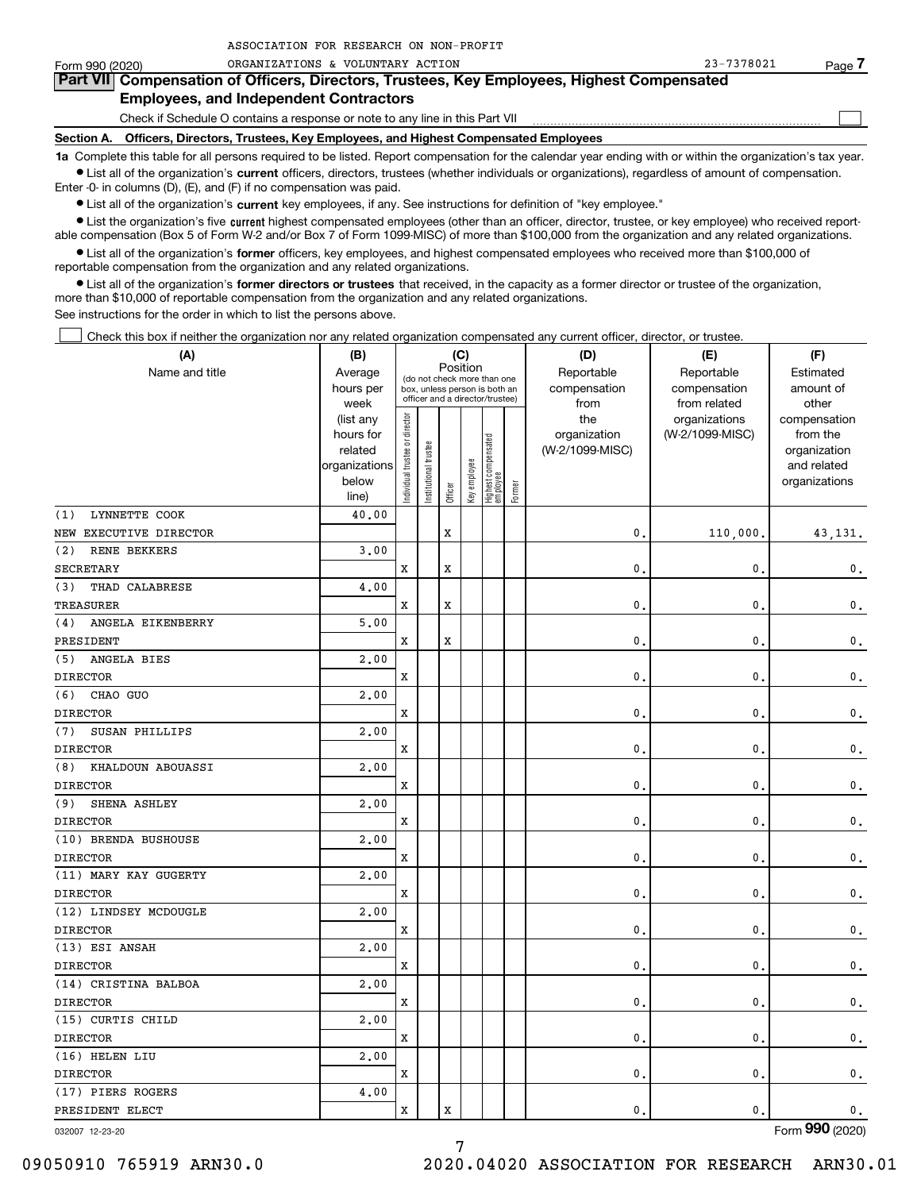ASSOCIATION FOR RESEARCH ON NON-PROFIT ORGANIZATIONS & VOLUNTARY ACTION 23-7378021

Form 990 (2020) Page 7

## Part VII Compensation of Officers, Directors, Trustees, Key Employees, Highest Compensated Employees, and Independent Contractors

Check if Schedule O contains a response or note to any line in this Part VII ☐

### Section A. Officers, Directors, Trustees, Key Employees, and Highest Compensated Employees

**1a** Complete this table for all persons required to be listed. Report compensation for the calendar year ending with or within the organization's tax year.

- List all of the organization's **current** officers, directors, trustees (whether individuals or organizations), regardless of amount of compensation. Enter -0- in columns (D), (E), and (F) if no compensation was paid.
- List all of the organization's **current** key employees, if any. See instructions for definition of "key employee."
- List the organization's five **current** highest compensated employees (other than an officer, director, trustee, or key employee) who received reportable compensation (Box 5 of Form W-2 and/or Box 7 of Form 1099-MISC) of more than $100,000 from the organization and any related organizations.
- List all of the organization's **former** officers, key employees, and highest compensated employees who received more than $100,000 of reportable compensation from the organization and any related organizations.
- List all of the organization's **former directors or trustees** that received, in the capacity as a former director or trustee of the organization, more than $10,000 of reportable compensation from the organization and any related organizations.

See instructions for the order in which to list the persons above.

☐ Check this box if neither the organization nor any related organization compensated any current officer, director, or trustee.

| (A) Name and title | (B) Average hours per week (list any hours for related organizations below line) | (C) Position: Individual trustee or director | Institutional trustee | Officer | Key employee | Highest compensated employee | Former | (D) Reportable compensation from the organization (W-2/1099-MISC) | (E) Reportable compensation from related organizations (W-2/1099-MISC) | (F) Estimated amount of other compensation from the organization and related organizations |
|---|---|---|---|---|---|---|---|---|---|---|
| (1) LYNNETTE COOK<br>NEW EXECUTIVE DIRECTOR | 40.00 | | | X | | | | 0. | 110,000. | 43,131. |
| (2) RENE BEKKERS<br>SECRETARY | 3.00 | X | | X | | | | 0. | 0. | 0. |
| (3) THAD CALABRESE<br>TREASURER | 4.00 | X | | X | | | | 0. | 0. | 0. |
| (4) ANGELA EIKENBERRY<br>PRESIDENT | 5.00 | X | | X | | | | 0. | 0. | 0. |
| (5) ANGELA BIES<br>DIRECTOR | 2.00 | X | | | | | | 0. | 0. | 0. |
| (6) CHAO GUO<br>DIRECTOR | 2.00 | X | | | | | | 0. | 0. | 0. |
| (7) SUSAN PHILLIPS<br>DIRECTOR | 2.00 | X | | | | | | 0. | 0. | 0. |
| (8) KHALDOUN ABOUASSI<br>DIRECTOR | 2.00 | X | | | | | | 0. | 0. | 0. |
| (9) SHENA ASHLEY<br>DIRECTOR | 2.00 | X | | | | | | 0. | 0. | 0. |
| (10) BRENDA BUSHOUSE<br>DIRECTOR | 2.00 | X | | | | | | 0. | 0. | 0. |
| (11) MARY KAY GUGERTY<br>DIRECTOR | 2.00 | X | | | | | | 0. | 0. | 0. |
| (12) LINDSEY MCDOUGLE<br>DIRECTOR | 2.00 | X | | | | | | 0. | 0. | 0. |
| (13) ESI ANSAH<br>DIRECTOR | 2.00 | X | | | | | | 0. | 0. | 0. |
| (14) CRISTINA BALBOA<br>DIRECTOR | 2.00 | X | | | | | | 0. | 0. | 0. |
| (15) CURTIS CHILD<br>DIRECTOR | 2.00 | X | | | | | | 0. | 0. | 0. |
| (16) HELEN LIU<br>DIRECTOR | 2.00 | X | | | | | | 0. | 0. | 0. |
| (17) PIERS ROGERS<br>PRESIDENT ELECT | 4.00 | X | | X | | | | 0. | 0. | 0. |

032007 12-23-20 Form **990** (2020)

09050910 765919 ARN30.0 2020.04020 ASSOCIATION FOR RESEARCH ARN30.01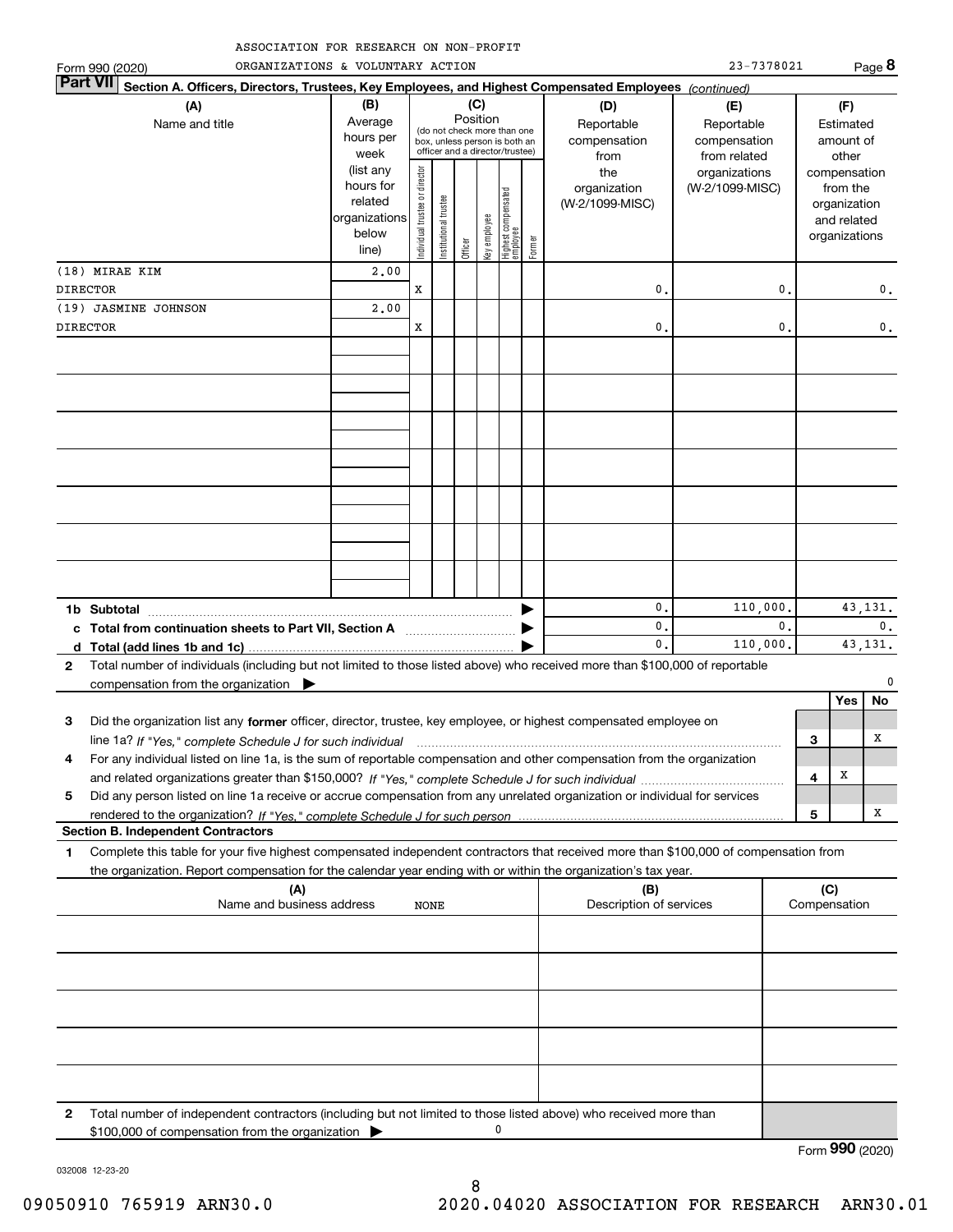ASSOCIATION FOR RESEARCH ON NON-PROFIT ORGANIZATIONS & VOLUNTARY ACTION 23-7378021

Form 990 (2020) Page **8**

**Part VII** **Section A. Officers, Directors, Trustees, Key Employees, and Highest Compensated Employees** *(continued)*

| (A) Name and title | (B) Average hours per week (list any hours for related organizations below line) | (C) Position: Individual trustee or director | Institutional trustee | Officer | Key employee | Highest compensated employee | Former | (D) Reportable compensation from the organization (W-2/1099-MISC) | (E) Reportable compensation from related organizations (W-2/1099-MISC) | (F) Estimated amount of other compensation from the organization and related organizations |
|---|---|---|---|---|---|---|---|---|---|---|
| (18) MIRAE KIM DIRECTOR | 2.00 | X | | | | | | 0. | 0. | 0. |
| (19) JASMINE JOHNSON DIRECTOR | 2.00 | X | | | | | | 0. | 0. | 0. |
| | | | | | | | | | | |
| | | | | | | | | | | |
| | | | | | | | | | | |
| | | | | | | | | | | |
| | | | | | | | | | | |
| | | | | | | | | | | |
| | | | | | | | | | | |

| | (D) | (E) | (F) |
|---|---|---|---|
| **1b Subtotal** | 0. | 110,000. | 43,131. |
| **c Total from continuation sheets to Part VII, Section A** | 0. | 0. | 0. |
| **d Total (add lines 1b and 1c)** | 0. | 110,000. | 43,131. |

**2** Total number of individuals (including but not limited to those listed above) who received more than $100,000 of reportable compensation from the organization ▶ 0

| | | | Yes | No |
|---|---|---|---|---|
| **3** | Did the organization list any **former** officer, director, trustee, key employee, or highest compensated employee on line 1a? *If "Yes," complete Schedule J for such individual* | 3 | | X |
| **4** | For any individual listed on line 1a, is the sum of reportable compensation and other compensation from the organization and related organizations greater than $150,000? *If "Yes," complete Schedule J for such individual* | 4 | X | |
| **5** | Did any person listed on line 1a receive or accrue compensation from any unrelated organization or individual for services rendered to the organization? *If "Yes," complete Schedule J for such person* | 5 | | X |

**Section B. Independent Contractors**

**1** Complete this table for your five highest compensated independent contractors that received more than $100,000 of compensation from the organization. Report compensation for the calendar year ending with or within the organization's tax year.

| (A) Name and business address | (B) Description of services | (C) Compensation |
|---|---|---|
| NONE | | |
| | | |
| | | |
| | | |
| | | |

**2** Total number of independent contractors (including but not limited to those listed above) who received more than $100,000 of compensation from the organization ▶ 0

Form **990** (2020)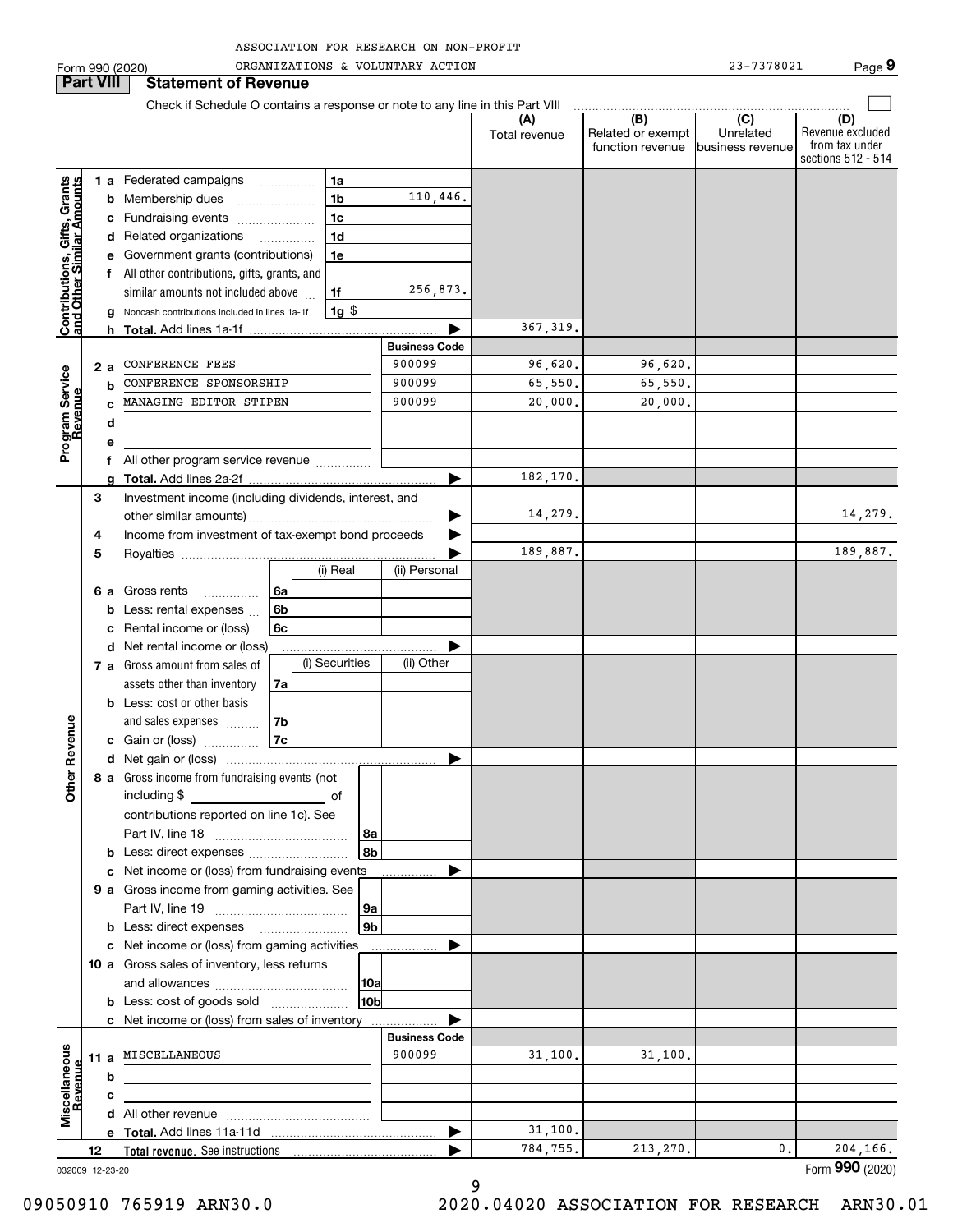ASSOCIATION FOR RESEARCH ON NON-PROFIT ORGANIZATIONS & VOLUNTARY ACTION

Form 990 (2020) 23-7378021 Page **9**

## Part VIII Statement of Revenue

Check if Schedule O contains a response or note to any line in this Part VIII

| | | | (A) Total revenue | (B) Related or exempt function revenue | (C) Unrelated business revenue | (D) Revenue excluded from tax under sections 512 - 514 |
|---|---|---|---|---|---|---|
| **Contributions, Gifts, Grants and Other Similar Amounts** | | | | | | |
| 1 a | Federated campaigns 1a | | | | | |
| b | Membership dues 1b | 110,446. | | | | |
| c | Fundraising events 1c | | | | | |
| d | Related organizations 1d | | | | | |
| e | Government grants (contributions) 1e | | | | | |
| f | All other contributions, gifts, grants, and similar amounts not included above 1f | 256,873. | | | | |
| g | Noncash contributions included in lines 1a-1f 1g $ | | | | | |
| h | **Total.** Add lines 1a-1f | ▶ | 367,319. | | | |
| **Program Service Revenue** | | **Business Code** | | | | |
| 2 a | CONFERENCE FEES | 900099 | 96,620. | 96,620. | | |
| b | CONFERENCE SPONSORSHIP | 900099 | 65,550. | 65,550. | | |
| c | MANAGING EDITOR STIPEN | 900099 | 20,000. | 20,000. | | |
| d | | | | | | |
| e | | | | | | |
| f | All other program service revenue | | | | | |
| g | **Total.** Add lines 2a-2f | ▶ | 182,170. | | | |
| **Other Revenue** | | | | | | |
| 3 | Investment income (including dividends, interest, and other similar amounts) | ▶ | 14,279. | | | 14,279. |
| 4 | Income from investment of tax-exempt bond proceeds | ▶ | | | | |
| 5 | Royalties | ▶ | 189,887. | | | 189,887. |
| | | (i) Real / (ii) Personal | | | | |
| 6 a | Gross rents 6a | | | | | |
| b | Less: rental expenses 6b | | | | | |
| c | Rental income or (loss) 6c | | | | | |
| d | Net rental income or (loss) | ▶ | | | | |
| | | (i) Securities / (ii) Other | | | | |
| 7 a | Gross amount from sales of assets other than inventory 7a | | | | | |
| b | Less: cost or other basis and sales expenses 7b | | | | | |
| c | Gain or (loss) 7c | | | | | |
| d | Net gain or (loss) | ▶ | | | | |
| 8 a | Gross income from fundraising events (not including $ ______ of contributions reported on line 1c). See Part IV, line 18 8a | | | | | |
| b | Less: direct expenses 8b | | | | | |
| c | Net income or (loss) from fundraising events | ▶ | | | | |
| 9 a | Gross income from gaming activities. See Part IV, line 19 9a | | | | | |
| b | Less: direct expenses 9b | | | | | |
| c | Net income or (loss) from gaming activities | ▶ | | | | |
| 10 a | Gross sales of inventory, less returns and allowances 10a | | | | | |
| b | Less: cost of goods sold 10b | | | | | |
| c | Net income or (loss) from sales of inventory | ▶ | | | | |
| **Miscellaneous Revenue** | | **Business Code** | | | | |
| 11 a | MISCELLANEOUS | 900099 | 31,100. | 31,100. | | |
| b | | | | | | |
| c | | | | | | |
| d | All other revenue | | | | | |
| e | **Total.** Add lines 11a-11d | ▶ | 31,100. | | | |
| 12 | **Total revenue.** See instructions | ▶ | 784,755. | 213,270. | 0. | 204,166. |

032009 12-23-20

Form **990** (2020)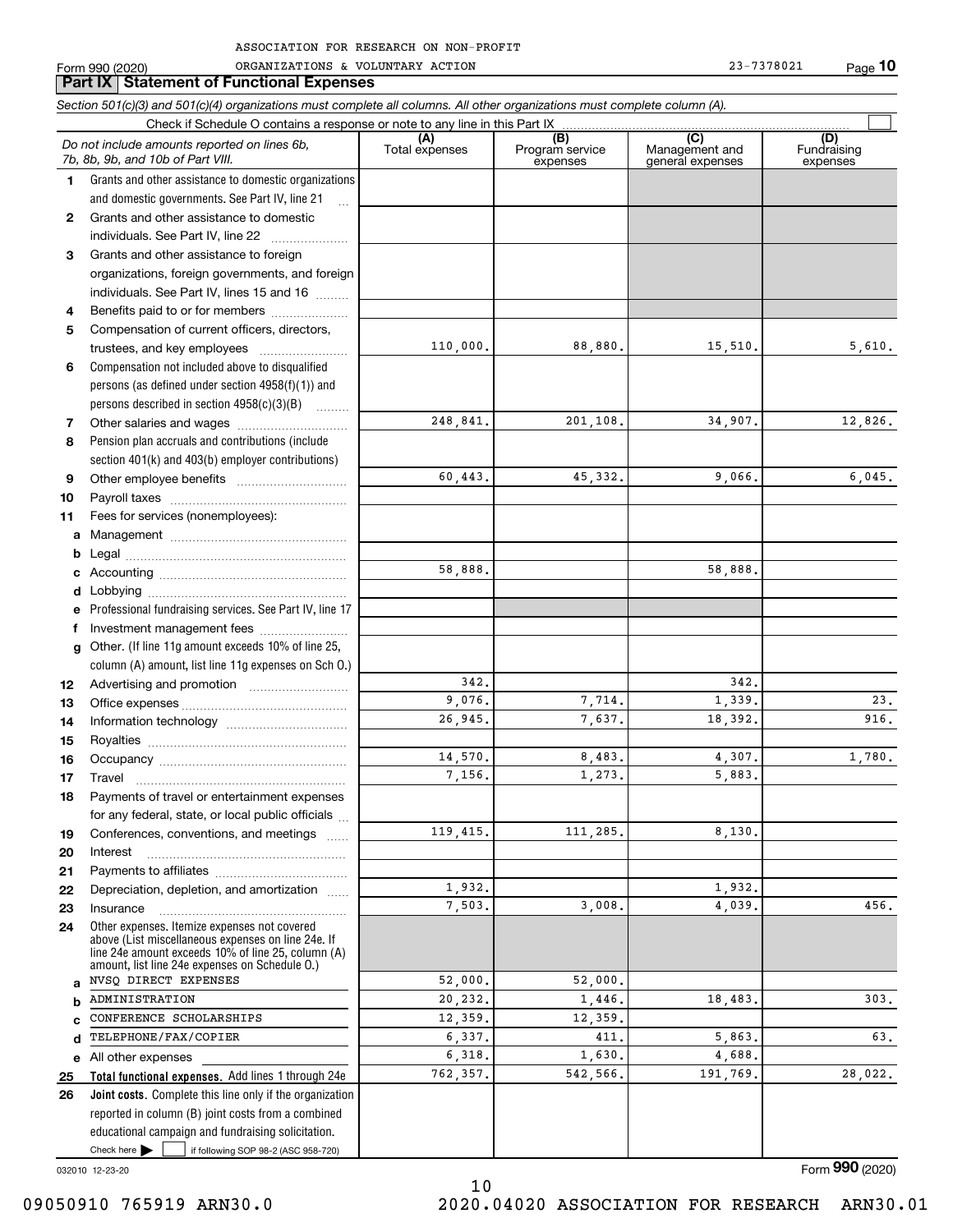ASSOCIATION FOR RESEARCH ON NON-PROFIT ORGANIZATIONS & VOLUNTARY ACTION 23-7378021

Form 990 (2020)

## Part IX Statement of Functional Expenses

*Section 501(c)(3) and 501(c)(4) organizations must complete all columns. All other organizations must complete column (A).*

Check if Schedule O contains a response or note to any line in this Part IX ☐

| | *Do not include amounts reported on lines 6b, 7b, 8b, 9b, and 10b of Part VIII.* | (A) Total expenses | (B) Program service expenses | (C) Management and general expenses | (D) Fundraising expenses |
|---|---|---|---|---|---|
| 1 | Grants and other assistance to domestic organizations and domestic governments. See Part IV, line 21 | | | | |
| 2 | Grants and other assistance to domestic individuals. See Part IV, line 22 | | | | |
| 3 | Grants and other assistance to foreign organizations, foreign governments, and foreign individuals. See Part IV, lines 15 and 16 | | | | |
| 4 | Benefits paid to or for members | | | | |
| 5 | Compensation of current officers, directors, trustees, and key employees | 110,000. | 88,880. | 15,510. | 5,610. |
| 6 | Compensation not included above to disqualified persons (as defined under section 4958(f)(1)) and persons described in section 4958(c)(3)(B) | | | | |
| 7 | Other salaries and wages | 248,841. | 201,108. | 34,907. | 12,826. |
| 8 | Pension plan accruals and contributions (include section 401(k) and 403(b) employer contributions) | | | | |
| 9 | Other employee benefits | 60,443. | 45,332. | 9,066. | 6,045. |
| 10 | Payroll taxes | | | | |
| 11 | Fees for services (nonemployees): | | | | |
| a | Management | | | | |
| b | Legal | | | | |
| c | Accounting | 58,888. | | 58,888. | |
| d | Lobbying | | | | |
| e | Professional fundraising services. See Part IV, line 17 | | | | |
| f | Investment management fees | | | | |
| g | Other. (If line 11g amount exceeds 10% of line 25, column (A) amount, list line 11g expenses on Sch O.) | | | | |
| 12 | Advertising and promotion | 342. | | 342. | |
| 13 | Office expenses | 9,076. | 7,714. | 1,339. | 23. |
| 14 | Information technology | 26,945. | 7,637. | 18,392. | 916. |
| 15 | Royalties | | | | |
| 16 | Occupancy | 14,570. | 8,483. | 4,307. | 1,780. |
| 17 | Travel | 7,156. | 1,273. | 5,883. | |
| 18 | Payments of travel or entertainment expenses for any federal, state, or local public officials | | | | |
| 19 | Conferences, conventions, and meetings | 119,415. | 111,285. | 8,130. | |
| 20 | Interest | | | | |
| 21 | Payments to affiliates | | | | |
| 22 | Depreciation, depletion, and amortization | 1,932. | | 1,932. | |
| 23 | Insurance | 7,503. | 3,008. | 4,039. | 456. |
| 24 | Other expenses. Itemize expenses not covered above (List miscellaneous expenses on line 24e. If line 24e amount exceeds 10% of line 25, column (A) amount, list line 24e expenses on Schedule O.) | | | | |
| a | NVSQ DIRECT EXPENSES | 52,000. | 52,000. | | |
| b | ADMINISTRATION | 20,232. | 1,446. | 18,483. | 303. |
| c | CONFERENCE SCHOLARSHIPS | 12,359. | 12,359. | | |
| d | TELEPHONE/FAX/COPIER | 6,337. | 411. | 5,863. | 63. |
| e | All other expenses | 6,318. | 1,630. | 4,688. | |
| 25 | **Total functional expenses.** Add lines 1 through 24e | 762,357. | 542,566. | 191,769. | 28,022. |
| 26 | **Joint costs.** Complete this line only if the organization reported in column (B) joint costs from a combined educational campaign and fundraising solicitation. Check here ☐ if following SOP 98-2 (ASC 958-720) | | | | |

032010 12-23-20

Form **990** (2020)

09050910 765919 ARN30.0 2020.04020 ASSOCIATION FOR RESEARCH ARN30.01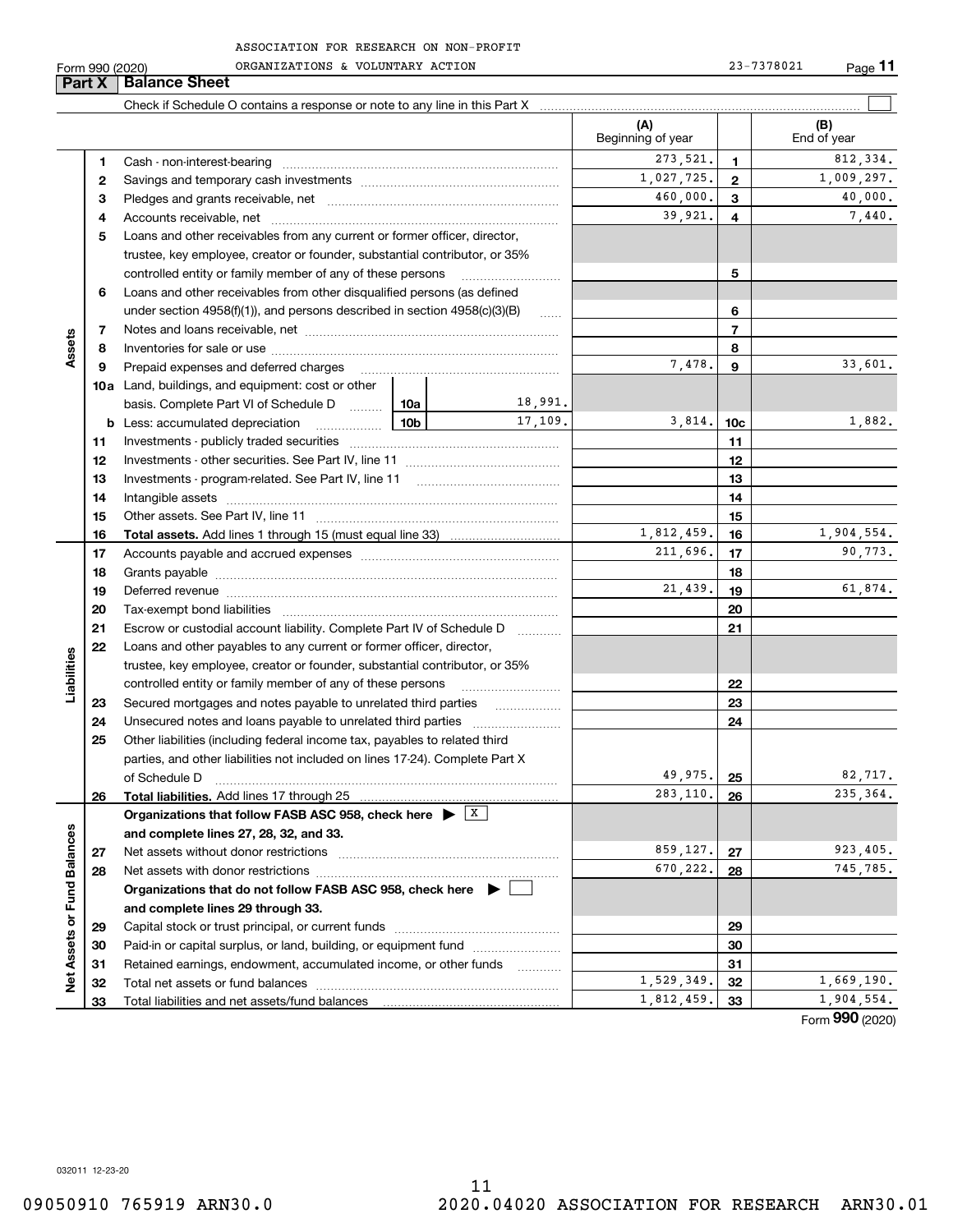ASSOCIATION FOR RESEARCH ON NON-PROFIT ORGANIZATIONS & VOLUNTARY ACTION 23-7378021

Form 990 (2020)

## Part X Balance Sheet

Check if Schedule O contains a response or note to any line in this Part X

| Section | Line | Description | | (A) Beginning of year | Line | (B) End of year |
|---|---|---|---|---|---|---|
| Assets | 1 | Cash - non-interest-bearing | | 273,521. | 1 | 812,334. |
| | 2 | Savings and temporary cash investments | | 1,027,725. | 2 | 1,009,297. |
| | 3 | Pledges and grants receivable, net | | 460,000. | 3 | 40,000. |
| | 4 | Accounts receivable, net | | 39,921. | 4 | 7,440. |
| | 5 | Loans and other receivables from any current or former officer, director, trustee, key employee, creator or founder, substantial contributor, or 35% controlled entity or family member of any of these persons | | | 5 | |
| | 6 | Loans and other receivables from other disqualified persons (as defined under section 4958(f)(1)), and persons described in section 4958(c)(3)(B) | | | 6 | |
| | 7 | Notes and loans receivable, net | | | 7 | |
| | 8 | Inventories for sale or use | | | 8 | |
| | 9 | Prepaid expenses and deferred charges | | 7,478. | 9 | 33,601. |
| | 10a | Land, buildings, and equipment: cost or other basis. Complete Part VI of Schedule D | 10a 18,991. | | | |
| | b | Less: accumulated depreciation | 10b 17,109. | 3,814. | 10c | 1,882. |
| | 11 | Investments - publicly traded securities | | | 11 | |
| | 12 | Investments - other securities. See Part IV, line 11 | | | 12 | |
| | 13 | Investments - program-related. See Part IV, line 11 | | | 13 | |
| | 14 | Intangible assets | | | 14 | |
| | 15 | Other assets. See Part IV, line 11 | | | 15 | |
| | 16 | **Total assets.** Add lines 1 through 15 (must equal line 33) | | 1,812,459. | 16 | 1,904,554. |
| Liabilities | 17 | Accounts payable and accrued expenses | | 211,696. | 17 | 90,773. |
| | 18 | Grants payable | | | 18 | |
| | 19 | Deferred revenue | | 21,439. | 19 | 61,874. |
| | 20 | Tax-exempt bond liabilities | | | 20 | |
| | 21 | Escrow or custodial account liability. Complete Part IV of Schedule D | | | 21 | |
| | 22 | Loans and other payables to any current or former officer, director, trustee, key employee, creator or founder, substantial contributor, or 35% controlled entity or family member of any of these persons | | | 22 | |
| | 23 | Secured mortgages and notes payable to unrelated third parties | | | 23 | |
| | 24 | Unsecured notes and loans payable to unrelated third parties | | | 24 | |
| | 25 | Other liabilities (including federal income tax, payables to related third parties, and other liabilities not included on lines 17-24). Complete Part X of Schedule D | | 49,975. | 25 | 82,717. |
| | 26 | **Total liabilities.** Add lines 17 through 25 | | 283,110. | 26 | 235,364. |
| Net Assets or Fund Balances | | **Organizations that follow FASB ASC 958, check here** ▶ [X] **and complete lines 27, 28, 32, and 33.** | | | | |
| | 27 | Net assets without donor restrictions | | 859,127. | 27 | 923,405. |
| | 28 | Net assets with donor restrictions | | 670,222. | 28 | 745,785. |
| | | **Organizations that do not follow FASB ASC 958, check here** ▶ [ ] **and complete lines 29 through 33.** | | | | |
| | 29 | Capital stock or trust principal, or current funds | | | 29 | |
| | 30 | Paid-in or capital surplus, or land, building, or equipment fund | | | 30 | |
| | 31 | Retained earnings, endowment, accumulated income, or other funds | | | 31 | |
| | 32 | Total net assets or fund balances | | 1,529,349. | 32 | 1,669,190. |
| | 33 | Total liabilities and net assets/fund balances | | 1,812,459. | 33 | 1,904,554. |

Form **990** (2020)

032011 12-23-20

09050910 765919 ARN30.0 2020.04020 ASSOCIATION FOR RESEARCH ARN30.01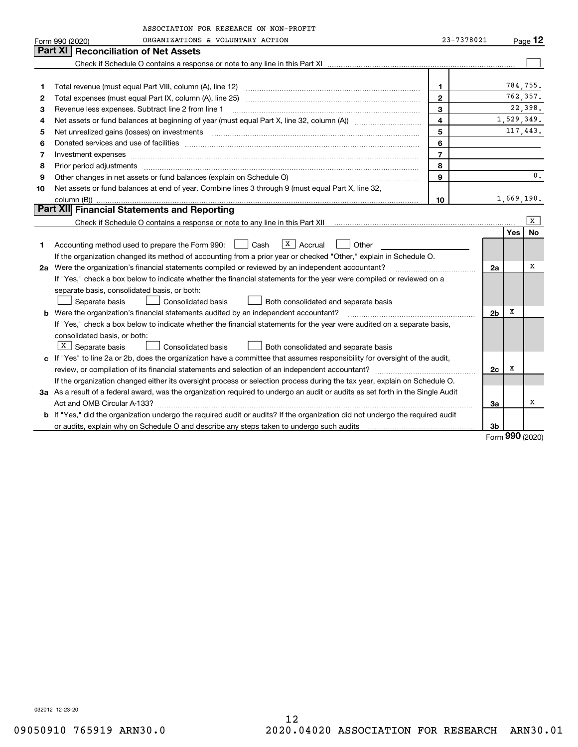ASSOCIATION FOR RESEARCH ON NON-PROFIT ORGANIZATIONS & VOLUNTARY ACTION

Form 990 (2020) 23-7378021 Page **12**

## Part XI Reconciliation of Net Assets

Check if Schedule O contains a response or note to any line in this Part XI ☐

| | | | |
|---|---|---|---|
| 1 | Total revenue (must equal Part VIII, column (A), line 12) | 1 | 784,755. |
| 2 | Total expenses (must equal Part IX, column (A), line 25) | 2 | 762,357. |
| 3 | Revenue less expenses. Subtract line 2 from line 1 | 3 | 22,398. |
| 4 | Net assets or fund balances at beginning of year (must equal Part X, line 32, column (A)) | 4 | 1,529,349. |
| 5 | Net unrealized gains (losses) on investments | 5 | 117,443. |
| 6 | Donated services and use of facilities | 6 | |
| 7 | Investment expenses | 7 | |
| 8 | Prior period adjustments | 8 | |
| 9 | Other changes in net assets or fund balances (explain on Schedule O) | 9 | 0. |
| 10 | Net assets or fund balances at end of year. Combine lines 3 through 9 (must equal Part X, line 32, column (B)) | 10 | 1,669,190. |

## Part XII Financial Statements and Reporting

Check if Schedule O contains a response or note to any line in this Part XII ☒

| | | | Yes | No |
|---|---|---|---|---|
| 1 | Accounting method used to prepare the Form 990: ☐ Cash ☒ Accrual ☐ Other<br>If the organization changed its method of accounting from a prior year or checked "Other," explain in Schedule O. | | | |
| 2a | Were the organization's financial statements compiled or reviewed by an independent accountant?<br>If "Yes," check a box below to indicate whether the financial statements for the year were compiled or reviewed on a separate basis, consolidated basis, or both:<br>☐ Separate basis ☐ Consolidated basis ☐ Both consolidated and separate basis | 2a | | X |
| b | Were the organization's financial statements audited by an independent accountant?<br>If "Yes," check a box below to indicate whether the financial statements for the year were audited on a separate basis, consolidated basis, or both:<br>☒ Separate basis ☐ Consolidated basis ☐ Both consolidated and separate basis | 2b | X | |
| c | If "Yes" to line 2a or 2b, does the organization have a committee that assumes responsibility for oversight of the audit, review, or compilation of its financial statements and selection of an independent accountant?<br>If the organization changed either its oversight process or selection process during the tax year, explain on Schedule O. | 2c | X | |
| 3a | As a result of a federal award, was the organization required to undergo an audit or audits as set forth in the Single Audit Act and OMB Circular A-133? | 3a | | X |
| b | If "Yes," did the organization undergo the required audit or audits? If the organization did not undergo the required audit or audits, explain why on Schedule O and describe any steps taken to undergo such audits | 3b | | |

Form **990** (2020)

032012 12-23-20

09050910 765919 ARN30.0 2020.04020 ASSOCIATION FOR RESEARCH ARN30.01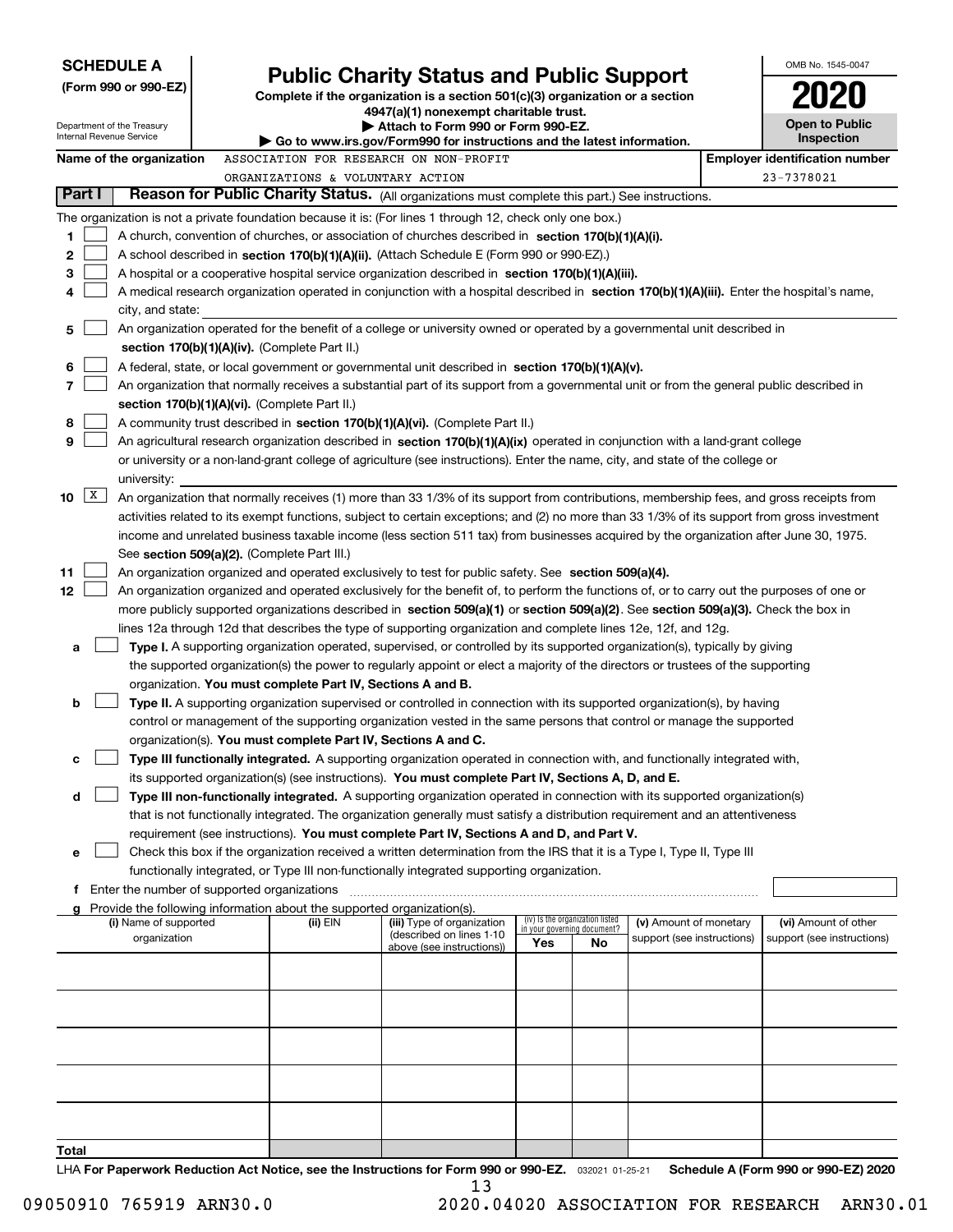**SCHEDULE A**
**(Form 990 or 990-EZ)**

Department of the Treasury
Internal Revenue Service

# Public Charity Status and Public Support

**Complete if the organization is a section 501(c)(3) organization or a section 4947(a)(1) nonexempt charitable trust.**
**▶ Attach to Form 990 or Form 990-EZ.**
**▶ Go to www.irs.gov/Form990 for instructions and the latest information.**

OMB No. 1545-0047

**2020**

**Open to Public Inspection**

**Name of the organization** ASSOCIATION FOR RESEARCH ON NON-PROFIT ORGANIZATIONS & VOLUNTARY ACTION

**Employer identification number** 23-7378021

## Part I Reason for Public Charity Status. (All organizations must complete this part.) See instructions.

The organization is not a private foundation because it is: (For lines 1 through 12, check only one box.)

1 ☐ A church, convention of churches, or association of churches described in **section 170(b)(1)(A)(i).**

2 ☐ A school described in **section 170(b)(1)(A)(ii).** (Attach Schedule E (Form 990 or 990-EZ).)

3 ☐ A hospital or a cooperative hospital service organization described in **section 170(b)(1)(A)(iii).**

4 ☐ A medical research organization operated in conjunction with a hospital described in **section 170(b)(1)(A)(iii).** Enter the hospital's name, city, and state:

5 ☐ An organization operated for the benefit of a college or university owned or operated by a governmental unit described in **section 170(b)(1)(A)(iv).** (Complete Part II.)

6 ☐ A federal, state, or local government or governmental unit described in **section 170(b)(1)(A)(v).**

7 ☐ An organization that normally receives a substantial part of its support from a governmental unit or from the general public described in **section 170(b)(1)(A)(vi).** (Complete Part II.)

8 ☐ A community trust described in **section 170(b)(1)(A)(vi).** (Complete Part II.)

9 ☐ An agricultural research organization described in **section 170(b)(1)(A)(ix)** operated in conjunction with a land-grant college or university or a non-land-grant college of agriculture (see instructions). Enter the name, city, and state of the college or university:

10 ☒ An organization that normally receives (1) more than 33 1/3% of its support from contributions, membership fees, and gross receipts from activities related to its exempt functions, subject to certain exceptions; and (2) no more than 33 1/3% of its support from gross investment income and unrelated business taxable income (less section 511 tax) from businesses acquired by the organization after June 30, 1975. See **section 509(a)(2).** (Complete Part III.)

11 ☐ An organization organized and operated exclusively to test for public safety. See **section 509(a)(4).**

12 ☐ An organization organized and operated exclusively for the benefit of, to perform the functions of, or to carry out the purposes of one or more publicly supported organizations described in **section 509(a)(1)** or **section 509(a)(2)**. See **section 509(a)(3).** Check the box in lines 12a through 12d that describes the type of supporting organization and complete lines 12e, 12f, and 12g.

a ☐ **Type I.** A supporting organization operated, supervised, or controlled by its supported organization(s), typically by giving the supported organization(s) the power to regularly appoint or elect a majority of the directors or trustees of the supporting organization. **You must complete Part IV, Sections A and B.**

b ☐ **Type II.** A supporting organization supervised or controlled in connection with its supported organization(s), by having control or management of the supporting organization vested in the same persons that control or manage the supported organization(s). **You must complete Part IV, Sections A and C.**

c ☐ **Type III functionally integrated.** A supporting organization operated in connection with, and functionally integrated with, its supported organization(s) (see instructions). **You must complete Part IV, Sections A, D, and E.**

d ☐ **Type III non-functionally integrated.** A supporting organization operated in connection with its supported organization(s) that is not functionally integrated. The organization generally must satisfy a distribution requirement and an attentiveness requirement (see instructions). **You must complete Part IV, Sections A and D, and Part V.**

e ☐ Check this box if the organization received a written determination from the IRS that it is a Type I, Type II, Type III functionally integrated, or Type III non-functionally integrated supporting organization.

f Enter the number of supported organizations

g Provide the following information about the supported organization(s).

| (i) Name of supported organization | (ii) EIN | (iii) Type of organization (described on lines 1-10 above (see instructions)) | (iv) Is the organization listed in your governing document? Yes | No | (v) Amount of monetary support (see instructions) | (vi) Amount of other support (see instructions) |
|---|---|---|---|---|---|---|
| | | | | | | |
| | | | | | | |
| | | | | | | |
| | | | | | | |
| | | | | | | |
| **Total** | | | | | | |

LHA **For Paperwork Reduction Act Notice, see the Instructions for Form 990 or 990-EZ.** 032021 01-25-21 **Schedule A (Form 990 or 990-EZ) 2020**

09050910 765919 ARN30.0 2020.04020 ASSOCIATION FOR RESEARCH ARN30.01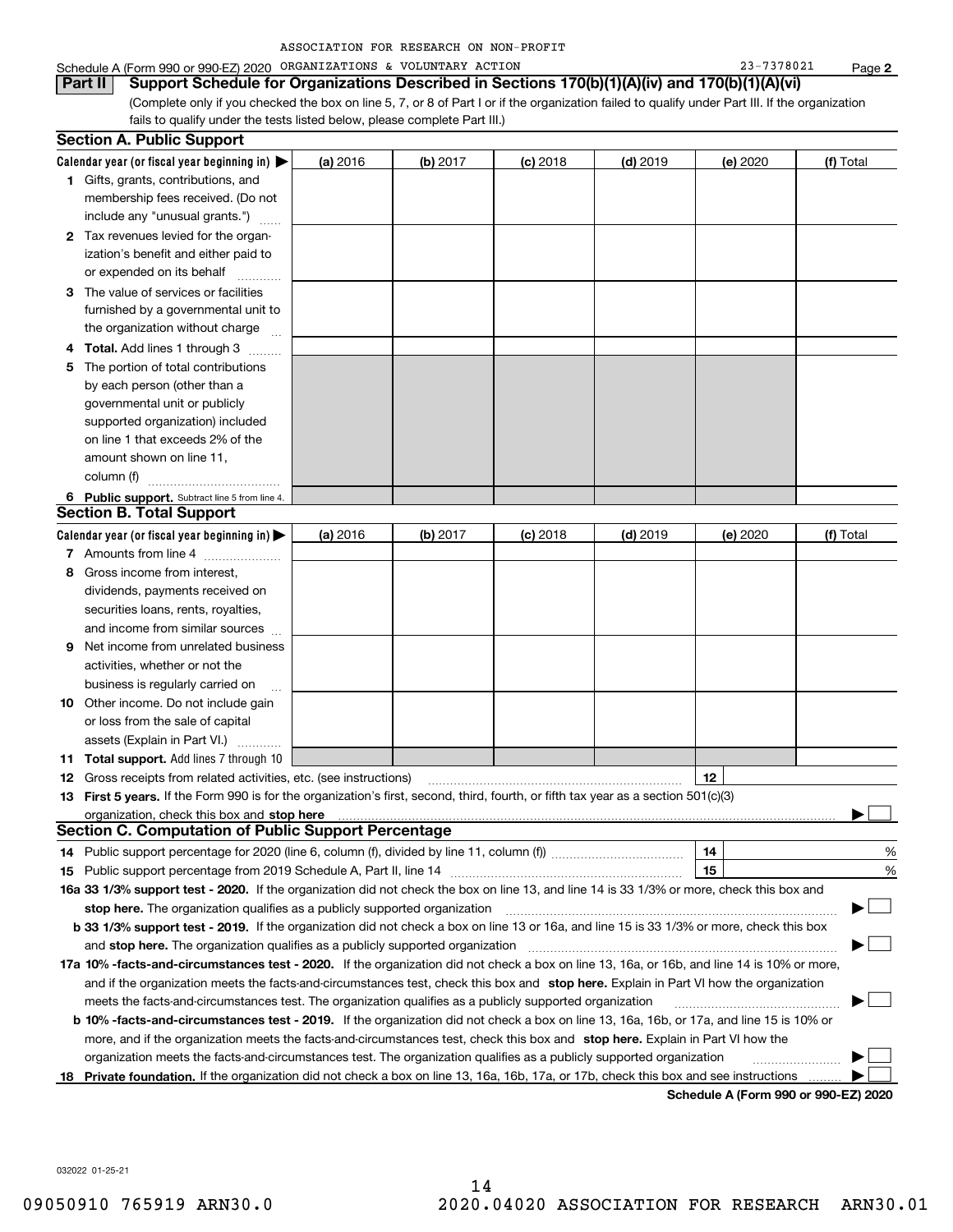ASSOCIATION FOR RESEARCH ON NON-PROFIT

Schedule A (Form 990 or 990-EZ) 2020 ORGANIZATIONS & VOLUNTARY ACTION 23-7378021 Page **2**

**Part II** **Support Schedule for Organizations Described in Sections 170(b)(1)(A)(iv) and 170(b)(1)(A)(vi)**

(Complete only if you checked the box on line 5, 7, or 8 of Part I or if the organization failed to qualify under Part III. If the organization fails to qualify under the tests listed below, please complete Part III.)

## Section A. Public Support

| Calendar year (or fiscal year beginning in) ▶ | (a) 2016 | (b) 2017 | (c) 2018 | (d) 2019 | (e) 2020 | (f) Total |
|---|---|---|---|---|---|---|
| **1** Gifts, grants, contributions, and membership fees received. (Do not include any "unusual grants.") | | | | | | |
| **2** Tax revenues levied for the organization's benefit and either paid to or expended on its behalf | | | | | | |
| **3** The value of services or facilities furnished by a governmental unit to the organization without charge | | | | | | |
| **4** **Total.** Add lines 1 through 3 | | | | | | |
| **5** The portion of total contributions by each person (other than a governmental unit or publicly supported organization) included on line 1 that exceeds 2% of the amount shown on line 11, column (f) | | | | | | |
| **6** **Public support.** Subtract line 5 from line 4. | | | | | | |

## Section B. Total Support

| Calendar year (or fiscal year beginning in) ▶ | (a) 2016 | (b) 2017 | (c) 2018 | (d) 2019 | (e) 2020 | (f) Total |
|---|---|---|---|---|---|---|
| **7** Amounts from line 4 | | | | | | |
| **8** Gross income from interest, dividends, payments received on securities loans, rents, royalties, and income from similar sources | | | | | | |
| **9** Net income from unrelated business activities, whether or not the business is regularly carried on | | | | | | |
| **10** Other income. Do not include gain or loss from the sale of capital assets (Explain in Part VI.) | | | | | | |
| **11** **Total support.** Add lines 7 through 10 | | | | | | |

**12** Gross receipts from related activities, etc. (see instructions) | **12** |

**13** **First 5 years.** If the Form 990 is for the organization's first, second, third, fourth, or fifth tax year as a section 501(c)(3) organization, check this box and **stop here** ▶ ☐

## Section C. Computation of Public Support Percentage

**14** Public support percentage for 2020 (line 6, column (f), divided by line 11, column (f)) | **14** | %

**15** Public support percentage from 2019 Schedule A, Part II, line 14 | **15** | %

**16a 33 1/3% support test - 2020.** If the organization did not check the box on line 13, and line 14 is 33 1/3% or more, check this box and **stop here.** The organization qualifies as a publicly supported organization ▶ ☐

**b 33 1/3% support test - 2019.** If the organization did not check a box on line 13 or 16a, and line 15 is 33 1/3% or more, check this box and **stop here.** The organization qualifies as a publicly supported organization ▶ ☐

**17a 10% -facts-and-circumstances test - 2020.** If the organization did not check a box on line 13, 16a, or 16b, and line 14 is 10% or more, and if the organization meets the facts-and-circumstances test, check this box and **stop here.** Explain in Part VI how the organization meets the facts-and-circumstances test. The organization qualifies as a publicly supported organization ▶ ☐

**b 10% -facts-and-circumstances test - 2019.** If the organization did not check a box on line 13, 16a, 16b, or 17a, and line 15 is 10% or more, and if the organization meets the facts-and-circumstances test, check this box and **stop here.** Explain in Part VI how the organization meets the facts-and-circumstances test. The organization qualifies as a publicly supported organization ▶ ☐

**18** **Private foundation.** If the organization did not check a box on line 13, 16a, 16b, 17a, or 17b, check this box and see instructions ▶ ☐

**Schedule A (Form 990 or 990-EZ) 2020**

032022 01-25-21

09050910 765919 ARN30.0 2020.04020 ASSOCIATION FOR RESEARCH ARN30.01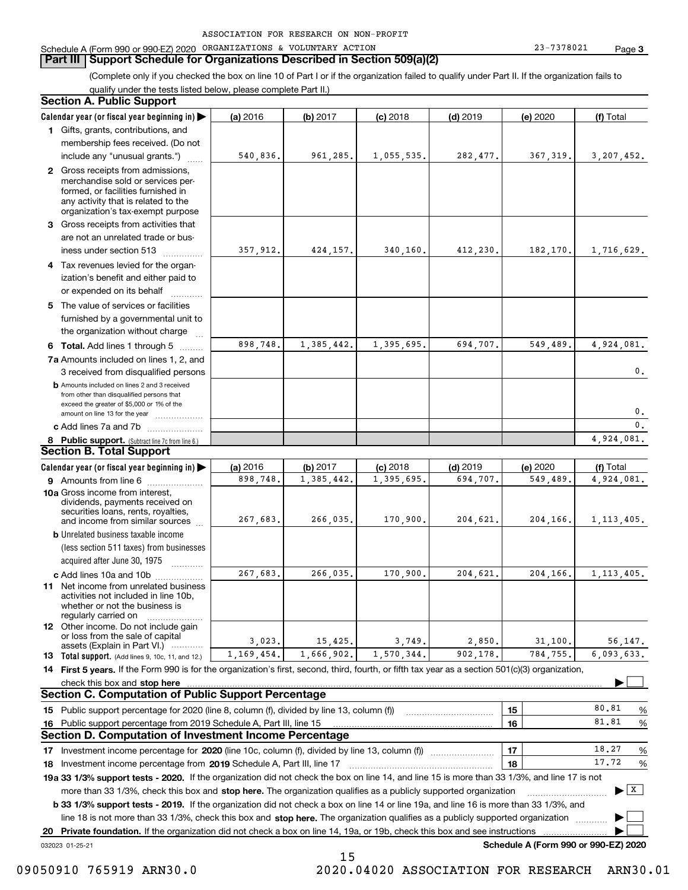ASSOCIATION FOR RESEARCH ON NON-PROFIT ORGANIZATIONS & VOLUNTARY ACTION 23-7378021

Schedule A (Form 990 or 990-EZ) 2020

## Part III Support Schedule for Organizations Described in Section 509(a)(2)

(Complete only if you checked the box on line 10 of Part I or if the organization failed to qualify under Part II. If the organization fails to qualify under the tests listed below, please complete Part II.)

### Section A. Public Support

| Calendar year (or fiscal year beginning in) ▶ | (a) 2016 | (b) 2017 | (c) 2018 | (d) 2019 | (e) 2020 | (f) Total |
|---|---|---|---|---|---|---|
| **1** Gifts, grants, contributions, and membership fees received. (Do not include any "unusual grants.") | 540,836. | 961,285. | 1,055,535. | 282,477. | 367,319. | 3,207,452. |
| **2** Gross receipts from admissions, merchandise sold or services performed, or facilities furnished in any activity that is related to the organization's tax-exempt purpose | | | | | | |
| **3** Gross receipts from activities that are not an unrelated trade or business under section 513 | 357,912. | 424,157. | 340,160. | 412,230. | 182,170. | 1,716,629. |
| **4** Tax revenues levied for the organization's benefit and either paid to or expended on its behalf | | | | | | |
| **5** The value of services or facilities furnished by a governmental unit to the organization without charge | | | | | | |
| **6 Total.** Add lines 1 through 5 | 898,748. | 1,385,442. | 1,395,695. | 694,707. | 549,489. | 4,924,081. |
| **7a** Amounts included on lines 1, 2, and 3 received from disqualified persons | | | | | | 0. |
| **b** Amounts included on lines 2 and 3 received from other than disqualified persons that exceed the greater of $5,000 or 1% of the amount on line 13 for the year | | | | | | 0. |
| **c** Add lines 7a and 7b | | | | | | 0. |
| **8 Public support.** (Subtract line 7c from line 6.) | | | | | | 4,924,081. |

### Section B. Total Support

| Calendar year (or fiscal year beginning in) ▶ | (a) 2016 | (b) 2017 | (c) 2018 | (d) 2019 | (e) 2020 | (f) Total |
|---|---|---|---|---|---|---|
| **9** Amounts from line 6 | 898,748. | 1,385,442. | 1,395,695. | 694,707. | 549,489. | 4,924,081. |
| **10a** Gross income from interest, dividends, payments received on securities loans, rents, royalties, and income from similar sources | 267,683. | 266,035. | 170,900. | 204,621. | 204,166. | 1,113,405. |
| **b** Unrelated business taxable income (less section 511 taxes) from businesses acquired after June 30, 1975 | | | | | | |
| **c** Add lines 10a and 10b | 267,683. | 266,035. | 170,900. | 204,621. | 204,166. | 1,113,405. |
| **11** Net income from unrelated business activities not included in line 10b, whether or not the business is regularly carried on | | | | | | |
| **12** Other income. Do not include gain or loss from the sale of capital assets (Explain in Part VI.) | 3,023. | 15,425. | 3,749. | 2,850. | 31,100. | 56,147. |
| **13 Total support.** (Add lines 9, 10c, 11, and 12.) | 1,169,454. | 1,666,902. | 1,570,344. | 902,178. | 784,755. | 6,093,633. |

**14 First 5 years.** If the Form 990 is for the organization's first, second, third, fourth, or fifth tax year as a section 501(c)(3) organization, check this box and **stop here** ▶ ☐

### Section C. Computation of Public Support Percentage

| | | | |
|---|---|---|---|
| **15** Public support percentage for 2020 (line 8, column (f), divided by line 13, column (f)) | 15 | 80.81 | % |
| **16** Public support percentage from 2019 Schedule A, Part III, line 15 | 16 | 81.81 | % |

### Section D. Computation of Investment Income Percentage

| | | | |
|---|---|---|---|
| **17** Investment income percentage for **2020** (line 10c, column (f), divided by line 13, column (f)) | 17 | 18.27 | % |
| **18** Investment income percentage from **2019** Schedule A, Part III, line 17 | 18 | 17.72 | % |

**19a 33 1/3% support tests - 2020.** If the organization did not check the box on line 14, and line 15 is more than 33 1/3%, and line 17 is not more than 33 1/3%, check this box and **stop here.** The organization qualifies as a publicly supported organization ▶ ☒

**b 33 1/3% support tests - 2019.** If the organization did not check a box on line 14 or line 19a, and line 16 is more than 33 1/3%, and line 18 is not more than 33 1/3%, check this box and **stop here.** The organization qualifies as a publicly supported organization ▶ ☐

**20 Private foundation.** If the organization did not check a box on line 14, 19a, or 19b, check this box and see instructions ▶ ☐

032023 01-25-21

**Schedule A (Form 990 or 990-EZ) 2020**

09050910 765919 ARN30.0 2020.04020 ASSOCIATION FOR RESEARCH ARN30.01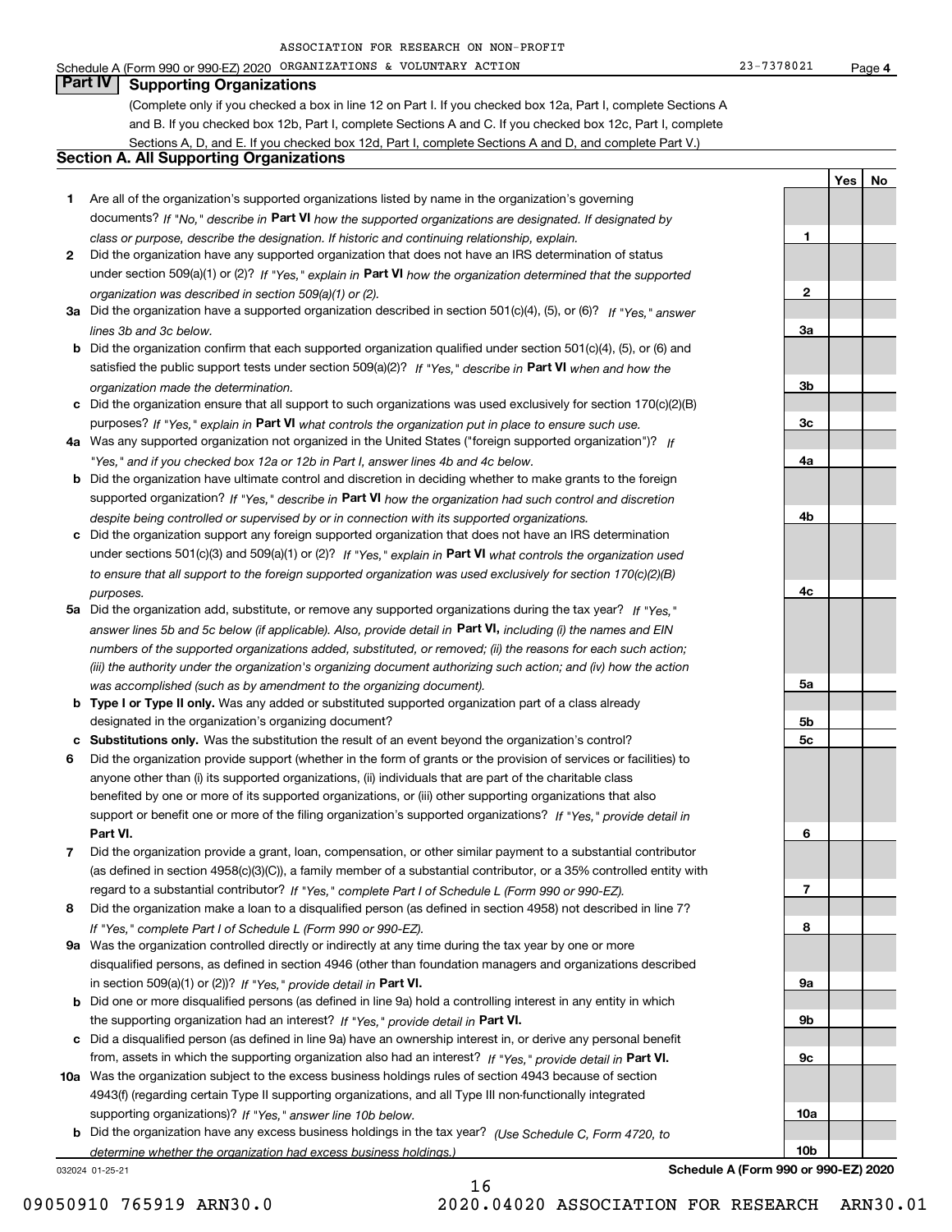ASSOCIATION FOR RESEARCH ON NON-PROFIT

Schedule A (Form 990 or 990-EZ) 2020 ORGANIZATIONS & VOLUNTARY ACTION 23-7378021 Page 4

## Part IV Supporting Organizations

(Complete only if you checked a box in line 12 on Part I. If you checked box 12a, Part I, complete Sections A and B. If you checked box 12b, Part I, complete Sections A and C. If you checked box 12c, Part I, complete Sections A, D, and E. If you checked box 12d, Part I, complete Sections A and D, and complete Part V.)

### Section A. All Supporting Organizations

| | | | Yes | No |
|---|---|---|---|---|
| **1** | Are all of the organization's supported organizations listed by name in the organization's governing documents? *If "No," describe in* **Part VI** *how the supported organizations are designated. If designated by class or purpose, describe the designation. If historic and continuing relationship, explain.* | 1 | | |
| **2** | Did the organization have any supported organization that does not have an IRS determination of status under section 509(a)(1) or (2)? *If "Yes," explain in* **Part VI** *how the organization determined that the supported organization was described in section 509(a)(1) or (2).* | 2 | | |
| **3a** | Did the organization have a supported organization described in section 501(c)(4), (5), or (6)? *If "Yes," answer lines 3b and 3c below.* | 3a | | |
| **b** | Did the organization confirm that each supported organization qualified under section 501(c)(4), (5), or (6) and satisfied the public support tests under section 509(a)(2)? *If "Yes," describe in* **Part VI** *when and how the organization made the determination.* | 3b | | |
| **c** | Did the organization ensure that all support to such organizations was used exclusively for section 170(c)(2)(B) purposes? *If "Yes," explain in* **Part VI** *what controls the organization put in place to ensure such use.* | 3c | | |
| **4a** | Was any supported organization not organized in the United States ("foreign supported organization")? *If "Yes," and if you checked box 12a or 12b in Part I, answer lines 4b and 4c below.* | 4a | | |
| **b** | Did the organization have ultimate control and discretion in deciding whether to make grants to the foreign supported organization? *If "Yes," describe in* **Part VI** *how the organization had such control and discretion despite being controlled or supervised by or in connection with its supported organizations.* | 4b | | |
| **c** | Did the organization support any foreign supported organization that does not have an IRS determination under sections 501(c)(3) and 509(a)(1) or (2)? *If "Yes," explain in* **Part VI** *what controls the organization used to ensure that all support to the foreign supported organization was used exclusively for section 170(c)(2)(B) purposes.* | 4c | | |
| **5a** | Did the organization add, substitute, or remove any supported organizations during the tax year? *If "Yes," answer lines 5b and 5c below (if applicable). Also, provide detail in* **Part VI,** *including (i) the names and EIN numbers of the supported organizations added, substituted, or removed; (ii) the reasons for each such action; (iii) the authority under the organization's organizing document authorizing such action; and (iv) how the action was accomplished (such as by amendment to the organizing document).* | 5a | | |
| **b** | **Type I or Type II only.** Was any added or substituted supported organization part of a class already designated in the organization's organizing document? | 5b | | |
| **c** | **Substitutions only.** Was the substitution the result of an event beyond the organization's control? | 5c | | |
| **6** | Did the organization provide support (whether in the form of grants or the provision of services or facilities) to anyone other than (i) its supported organizations, (ii) individuals that are part of the charitable class benefited by one or more of its supported organizations, or (iii) other supporting organizations that also support or benefit one or more of the filing organization's supported organizations? *If "Yes," provide detail in* **Part VI.** | 6 | | |
| **7** | Did the organization provide a grant, loan, compensation, or other similar payment to a substantial contributor (as defined in section 4958(c)(3)(C)), a family member of a substantial contributor, or a 35% controlled entity with regard to a substantial contributor? *If "Yes," complete Part I of Schedule L (Form 990 or 990-EZ).* | 7 | | |
| **8** | Did the organization make a loan to a disqualified person (as defined in section 4958) not described in line 7? *If "Yes," complete Part I of Schedule L (Form 990 or 990-EZ).* | 8 | | |
| **9a** | Was the organization controlled directly or indirectly at any time during the tax year by one or more disqualified persons, as defined in section 4946 (other than foundation managers and organizations described in section 509(a)(1) or (2))? *If "Yes," provide detail in* **Part VI.** | 9a | | |
| **b** | Did one or more disqualified persons (as defined in line 9a) hold a controlling interest in any entity in which the supporting organization had an interest? *If "Yes," provide detail in* **Part VI.** | 9b | | |
| **c** | Did a disqualified person (as defined in line 9a) have an ownership interest in, or derive any personal benefit from, assets in which the supporting organization also had an interest? *If "Yes," provide detail in* **Part VI.** | 9c | | |
| **10a** | Was the organization subject to the excess business holdings rules of section 4943 because of section 4943(f) (regarding certain Type II supporting organizations, and all Type III non-functionally integrated supporting organizations)? *If "Yes," answer line 10b below.* | 10a | | |
| **b** | Did the organization have any excess business holdings in the tax year? *(Use Schedule C, Form 4720, to determine whether the organization had excess business holdings.)* | 10b | | |

032024 01-25-21 **Schedule A (Form 990 or 990-EZ) 2020**

09050910 765919 ARN30.0 2020.04020 ASSOCIATION FOR RESEARCH ARN30.01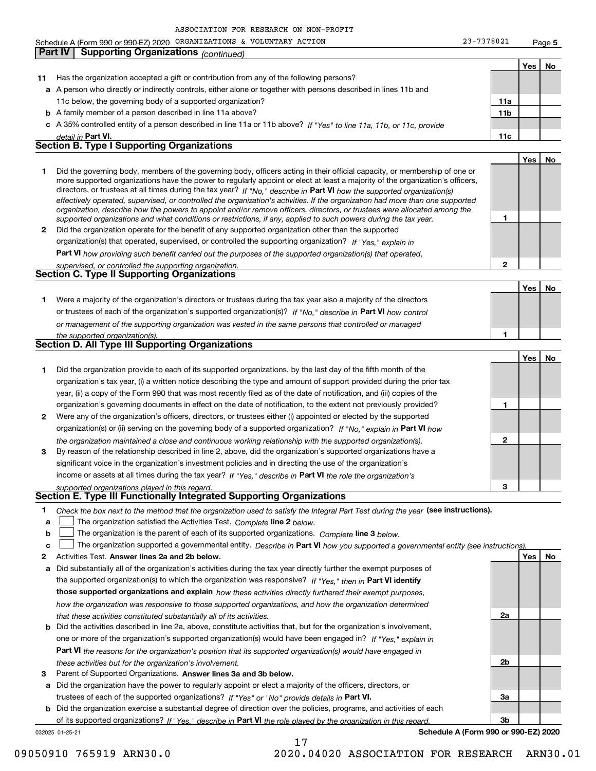ASSOCIATION FOR RESEARCH ON NON-PROFIT

Schedule A (Form 990 or 990-EZ) 2020 ORGANIZATIONS & VOLUNTARY ACTION 23-7378021 Page 5

## Part IV Supporting Organizations *(continued)*

| | | | Yes | No |
|---|---|---|---|---|
| **11** | Has the organization accepted a gift or contribution from any of the following persons? | | | |
| **a** | A person who directly or indirectly controls, either alone or together with persons described in lines 11b and 11c below, the governing body of a supported organization? | **11a** | | |
| **b** | A family member of a person described in line 11a above? | **11b** | | |
| **c** | A 35% controlled entity of a person described in line 11a or 11b above? *If "Yes" to line 11a, 11b, or 11c, provide detail in* **Part VI.** | **11c** | | |

### Section B. Type I Supporting Organizations

| | | | Yes | No |
|---|---|---|---|---|
| **1** | Did the governing body, members of the governing body, officers acting in their official capacity, or membership of one or more supported organizations have the power to regularly appoint or elect at least a majority of the organization's officers, directors, or trustees at all times during the tax year? *If "No," describe in* **Part VI** *how the supported organization(s) effectively operated, supervised, or controlled the organization's activities. If the organization had more than one supported organization, describe how the powers to appoint and/or remove officers, directors, or trustees were allocated among the supported organizations and what conditions or restrictions, if any, applied to such powers during the tax year.* | **1** | | |
| **2** | Did the organization operate for the benefit of any supported organization other than the supported organization(s) that operated, supervised, or controlled the supporting organization? *If "Yes," explain in* **Part VI** *how providing such benefit carried out the purposes of the supported organization(s) that operated, supervised, or controlled the supporting organization.* | **2** | | |

### Section C. Type II Supporting Organizations

| | | | Yes | No |
|---|---|---|---|---|
| **1** | Were a majority of the organization's directors or trustees during the tax year also a majority of the directors or trustees of each of the organization's supported organization(s)? *If "No," describe in* **Part VI** *how control or management of the supporting organization was vested in the same persons that controlled or managed the supported organization(s).* | **1** | | |

### Section D. All Type III Supporting Organizations

| | | | Yes | No |
|---|---|---|---|---|
| **1** | Did the organization provide to each of its supported organizations, by the last day of the fifth month of the organization's tax year, (i) a written notice describing the type and amount of support provided during the prior tax year, (ii) a copy of the Form 990 that was most recently filed as of the date of notification, and (iii) copies of the organization's governing documents in effect on the date of notification, to the extent not previously provided? | **1** | | |
| **2** | Were any of the organization's officers, directors, or trustees either (i) appointed or elected by the supported organization(s) or (ii) serving on the governing body of a supported organization? *If "No," explain in* **Part VI** *how the organization maintained a close and continuous working relationship with the supported organization(s).* | **2** | | |
| **3** | By reason of the relationship described in line 2, above, did the organization's supported organizations have a significant voice in the organization's investment policies and in directing the use of the organization's income or assets at all times during the tax year? *If "Yes," describe in* **Part VI** *the role the organization's supported organizations played in this regard.* | **3** | | |

### Section E. Type III Functionally Integrated Supporting Organizations

**1** *Check the box next to the method that the organization used to satisfy the Integral Part Test during the year* **(see instructions).**

- **a** ☐ The organization satisfied the Activities Test. *Complete* **line 2** *below.*
- **b** ☐ The organization is the parent of each of its supported organizations. *Complete* **line 3** *below.*
- **c** ☐ The organization supported a governmental entity. *Describe in* **Part VI** *how you supported a governmental entity (see instructions).*

| | | | Yes | No |
|---|---|---|---|---|
| **2** | Activities Test. **Answer lines 2a and 2b below.** | | | |
| **a** | Did substantially all of the organization's activities during the tax year directly further the exempt purposes of the supported organization(s) to which the organization was responsive? *If "Yes," then in* **Part VI identify those supported organizations and explain** *how these activities directly furthered their exempt purposes, how the organization was responsive to those supported organizations, and how the organization determined that these activities constituted substantially all of its activities.* | **2a** | | |
| **b** | Did the activities described in line 2a, above, constitute activities that, but for the organization's involvement, one or more of the organization's supported organization(s) would have been engaged in? *If "Yes," explain in* **Part VI** *the reasons for the organization's position that its supported organization(s) would have engaged in these activities but for the organization's involvement.* | **2b** | | |
| **3** | Parent of Supported Organizations. **Answer lines 3a and 3b below.** | | | |
| **a** | Did the organization have the power to regularly appoint or elect a majority of the officers, directors, or trustees of each of the supported organizations? *If "Yes" or "No" provide details in* **Part VI.** | **3a** | | |
| **b** | Did the organization exercise a substantial degree of direction over the policies, programs, and activities of each of its supported organizations? *If "Yes," describe in* **Part VI** *the role played by the organization in this regard.* | **3b** | | |

032025 01-25-21 **Schedule A (Form 990 or 990-EZ) 2020**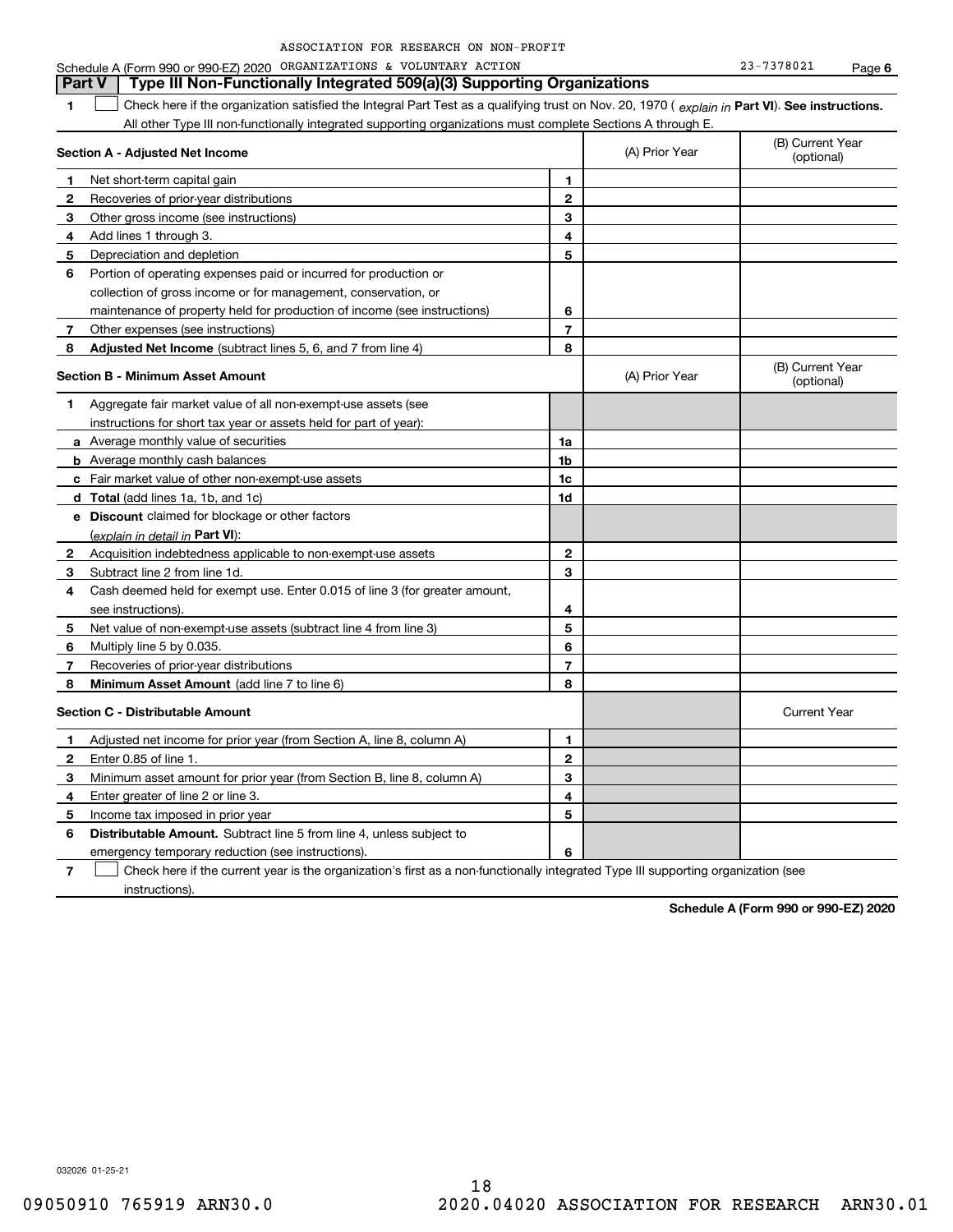ASSOCIATION FOR RESEARCH ON NON-PROFIT

Schedule A (Form 990 or 990-EZ) 2020 ORGANIZATIONS & VOLUNTARY ACTION 23-7378021 Page 6

## Part V Type III Non-Functionally Integrated 509(a)(3) Supporting Organizations

1 ☐ Check here if the organization satisfied the Integral Part Test as a qualifying trust on Nov. 20, 1970 ( *explain in* **Part VI**). **See instructions.** All other Type III non-functionally integrated supporting organizations must complete Sections A through E.

| **Section A - Adjusted Net Income** | | (A) Prior Year | (B) Current Year (optional) |
|---|---|---|---|
| **1** Net short-term capital gain | 1 | | |
| **2** Recoveries of prior-year distributions | 2 | | |
| **3** Other gross income (see instructions) | 3 | | |
| **4** Add lines 1 through 3. | 4 | | |
| **5** Depreciation and depletion | 5 | | |
| **6** Portion of operating expenses paid or incurred for production or collection of gross income or for management, conservation, or maintenance of property held for production of income (see instructions) | 6 | | |
| **7** Other expenses (see instructions) | 7 | | |
| **8** **Adjusted Net Income** (subtract lines 5, 6, and 7 from line 4) | 8 | | |

| **Section B - Minimum Asset Amount** | | (A) Prior Year | (B) Current Year (optional) |
|---|---|---|---|
| **1** Aggregate fair market value of all non-exempt-use assets (see instructions for short tax year or assets held for part of year): | | | |
| **a** Average monthly value of securities | 1a | | |
| **b** Average monthly cash balances | 1b | | |
| **c** Fair market value of other non-exempt-use assets | 1c | | |
| **d** **Total** (add lines 1a, 1b, and 1c) | 1d | | |
| **e** **Discount** claimed for blockage or other factors (*explain in detail in* **Part VI**): | | | |
| **2** Acquisition indebtedness applicable to non-exempt-use assets | 2 | | |
| **3** Subtract line 2 from line 1d. | 3 | | |
| **4** Cash deemed held for exempt use. Enter 0.015 of line 3 (for greater amount, see instructions). | 4 | | |
| **5** Net value of non-exempt-use assets (subtract line 4 from line 3) | 5 | | |
| **6** Multiply line 5 by 0.035. | 6 | | |
| **7** Recoveries of prior-year distributions | 7 | | |
| **8** **Minimum Asset Amount** (add line 7 to line 6) | 8 | | |

| **Section C - Distributable Amount** | | | Current Year |
|---|---|---|---|
| **1** Adjusted net income for prior year (from Section A, line 8, column A) | 1 | | |
| **2** Enter 0.85 of line 1. | 2 | | |
| **3** Minimum asset amount for prior year (from Section B, line 8, column A) | 3 | | |
| **4** Enter greater of line 2 or line 3. | 4 | | |
| **5** Income tax imposed in prior year | 5 | | |
| **6** **Distributable Amount.** Subtract line 5 from line 4, unless subject to emergency temporary reduction (see instructions). | 6 | | |

7 ☐ Check here if the current year is the organization's first as a non-functionally integrated Type III supporting organization (see instructions).

**Schedule A (Form 990 or 990-EZ) 2020**

032026 01-25-21

09050910 765919 ARN30.0 2020.04020 ASSOCIATION FOR RESEARCH ARN30.01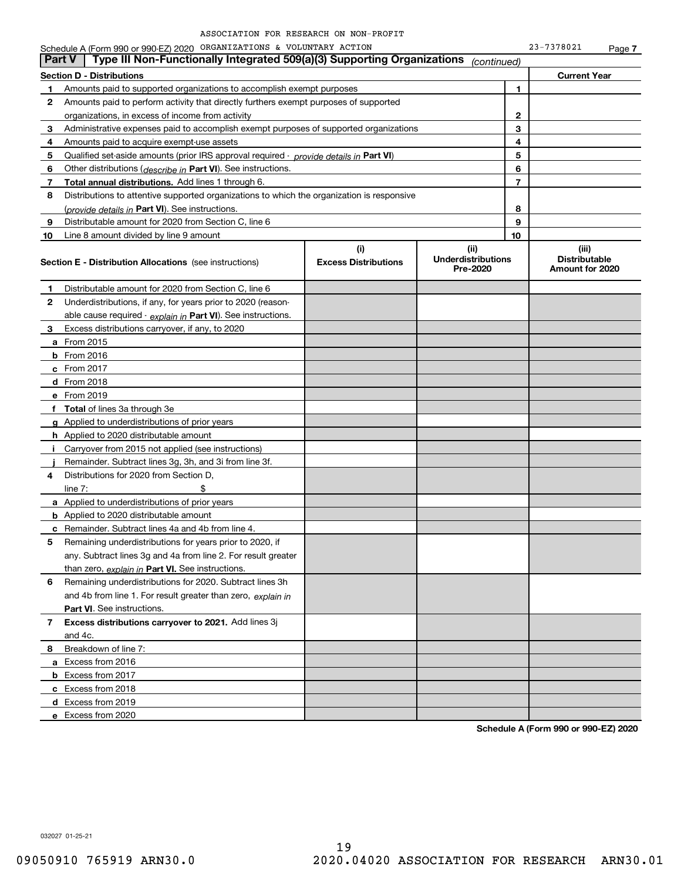ASSOCIATION FOR RESEARCH ON NON-PROFIT

Schedule A (Form 990 or 990-EZ) 2020 ORGANIZATIONS & VOLUNTARY ACTION 23-7378021 Page 7

## Part V | Type III Non-Functionally Integrated 509(a)(3) Supporting Organizations *(continued)*

| **Section D - Distributions** | | | **Current Year** |
|---|---|---|---|
| **1** | Amounts paid to supported organizations to accomplish exempt purposes | **1** | |
| **2** | Amounts paid to perform activity that directly furthers exempt purposes of supported organizations, in excess of income from activity | **2** | |
| **3** | Administrative expenses paid to accomplish exempt purposes of supported organizations | **3** | |
| **4** | Amounts paid to acquire exempt-use assets | **4** | |
| **5** | Qualified set-aside amounts (prior IRS approval required - *provide details in* **Part VI**) | **5** | |
| **6** | Other distributions (*describe in* **Part VI**). See instructions. | **6** | |
| **7** | **Total annual distributions.** Add lines 1 through 6. | **7** | |
| **8** | Distributions to attentive supported organizations to which the organization is responsive (*provide details in* **Part VI**). See instructions. | **8** | |
| **9** | Distributable amount for 2020 from Section C, line 6 | **9** | |
| **10** | Line 8 amount divided by line 9 amount | **10** | |

| **Section E - Distribution Allocations** (see instructions) | **(i)** Excess Distributions | **(ii)** Underdistributions Pre-2020 | **(iii)** Distributable Amount for 2020 |
|---|---|---|---|
| **1** Distributable amount for 2020 from Section C, line 6 | | | |
| **2** Underdistributions, if any, for years prior to 2020 (reasonable cause required - *explain in* **Part VI**). See instructions. | | | |
| **3** Excess distributions carryover, if any, to 2020 | | | |
| **a** From 2015 | | | |
| **b** From 2016 | | | |
| **c** From 2017 | | | |
| **d** From 2018 | | | |
| **e** From 2019 | | | |
| **f** **Total** of lines 3a through 3e | | | |
| **g** Applied to underdistributions of prior years | | | |
| **h** Applied to 2020 distributable amount | | | |
| **i** Carryover from 2015 not applied (see instructions) | | | |
| **j** Remainder. Subtract lines 3g, 3h, and 3i from line 3f. | | | |
| **4** Distributions for 2020 from Section D, line 7: $ | | | |
| **a** Applied to underdistributions of prior years | | | |
| **b** Applied to 2020 distributable amount | | | |
| **c** Remainder. Subtract lines 4a and 4b from line 4. | | | |
| **5** Remaining underdistributions for years prior to 2020, if any. Subtract lines 3g and 4a from line 2. For result greater than zero, *explain in* **Part VI.** See instructions. | | | |
| **6** Remaining underdistributions for 2020. Subtract lines 3h and 4b from line 1. For result greater than zero, *explain in* **Part VI**. See instructions. | | | |
| **7** **Excess distributions carryover to 2021.** Add lines 3j and 4c. | | | |
| **8** Breakdown of line 7: | | | |
| **a** Excess from 2016 | | | |
| **b** Excess from 2017 | | | |
| **c** Excess from 2018 | | | |
| **d** Excess from 2019 | | | |
| **e** Excess from 2020 | | | |

**Schedule A (Form 990 or 990-EZ) 2020**

032027 01-25-21

09050910 765919 ARN30.0 2020.04020 ASSOCIATION FOR RESEARCH ARN30.01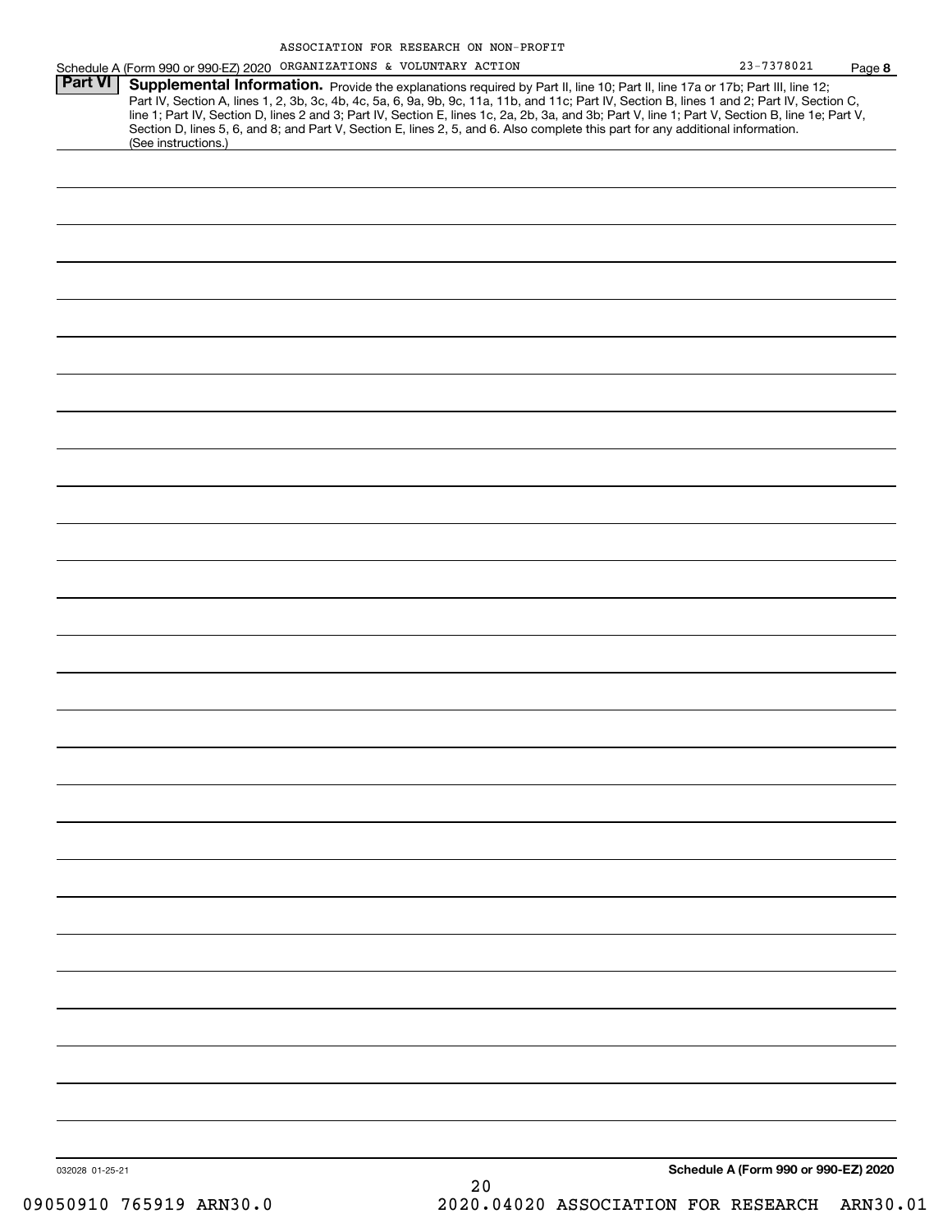ASSOCIATION FOR RESEARCH ON NON-PROFIT

Schedule A (Form 990 or 990-EZ) 2020 ORGANIZATIONS & VOLUNTARY ACTION 23-7378021 Page **8**

## Part VI Supplemental Information.

Provide the explanations required by Part II, line 10; Part II, line 17a or 17b; Part III, line 12; Part IV, Section A, lines 1, 2, 3b, 3c, 4b, 4c, 5a, 6, 9a, 9b, 9c, 11a, 11b, and 11c; Part IV, Section B, lines 1 and 2; Part IV, Section C, line 1; Part IV, Section D, lines 2 and 3; Part IV, Section E, lines 1c, 2a, 2b, 3a, and 3b; Part V, line 1; Part V, Section B, line 1e; Part V, Section D, lines 5, 6, and 8; and Part V, Section E, lines 2, 5, and 6. Also complete this part for any additional information. (See instructions.)

032028 01-25-21

**Schedule A (Form 990 or 990-EZ) 2020**

09050910 765919 ARN30.0 2020.04020 ASSOCIATION FOR RESEARCH ARN30.01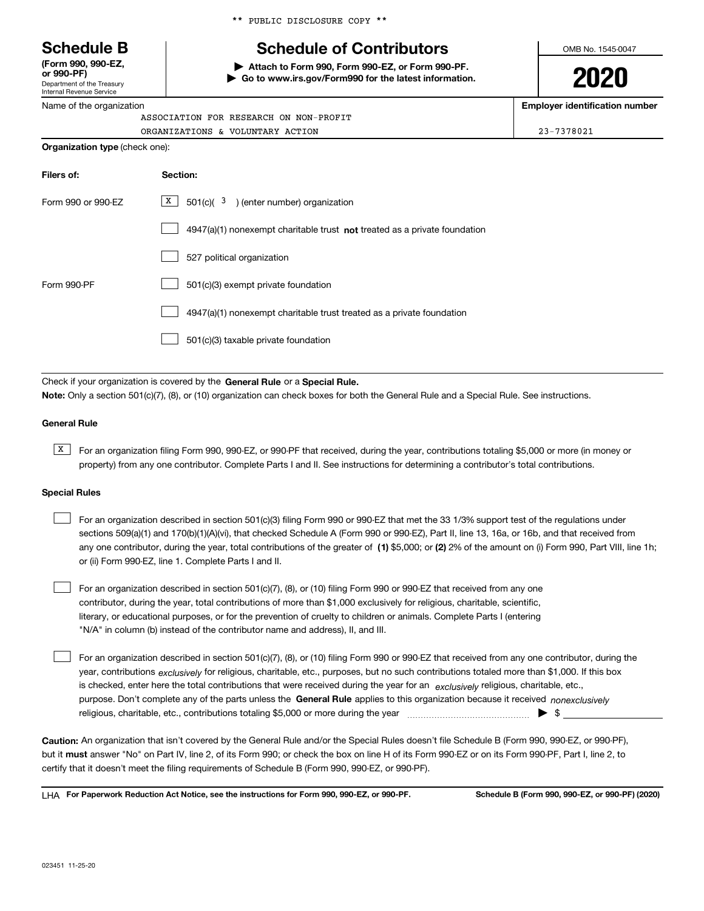** PUBLIC DISCLOSURE COPY **

# Schedule B

**(Form 990, 990-EZ, or 990-PF)**
Department of the Treasury
Internal Revenue Service

## Schedule of Contributors

▶ **Attach to Form 990, Form 990-EZ, or Form 990-PF.**
▶ **Go to www.irs.gov/Form990 for the latest information.**

OMB No. 1545-0047

**2020**

Name of the organization: ASSOCIATION FOR RESEARCH ON NON-PROFIT ORGANIZATIONS & VOLUNTARY ACTION

**Employer identification number:** 23-7378021

**Organization type** (check one):

| **Filers of:** | **Section:** |
|---|---|
| Form 990 or 990-EZ | [X] 501(c)( 3 ) (enter number) organization |
| | [ ] 4947(a)(1) nonexempt charitable trust **not** treated as a private foundation |
| | [ ] 527 political organization |
| Form 990-PF | [ ] 501(c)(3) exempt private foundation |
| | [ ] 4947(a)(1) nonexempt charitable trust treated as a private foundation |
| | [ ] 501(c)(3) taxable private foundation |

Check if your organization is covered by the **General Rule** or a **Special Rule.**

**Note:** Only a section 501(c)(7), (8), or (10) organization can check boxes for both the General Rule and a Special Rule. See instructions.

### General Rule

[X] For an organization filing Form 990, 990-EZ, or 990-PF that received, during the year, contributions totaling $5,000 or more (in money or property) from any one contributor. Complete Parts I and II. See instructions for determining a contributor's total contributions.

### Special Rules

[ ] For an organization described in section 501(c)(3) filing Form 990 or 990-EZ that met the 33 1/3% support test of the regulations under sections 509(a)(1) and 170(b)(1)(A)(vi), that checked Schedule A (Form 990 or 990-EZ), Part II, line 13, 16a, or 16b, and that received from any one contributor, during the year, total contributions of the greater of **(1)** $5,000; or **(2)** 2% of the amount on (i) Form 990, Part VIII, line 1h; or (ii) Form 990-EZ, line 1. Complete Parts I and II.

[ ] For an organization described in section 501(c)(7), (8), or (10) filing Form 990 or 990-EZ that received from any one contributor, during the year, total contributions of more than $1,000 exclusively for religious, charitable, scientific, literary, or educational purposes, or for the prevention of cruelty to children or animals. Complete Parts I (entering "N/A" in column (b) instead of the contributor name and address), II, and III.

[ ] For an organization described in section 501(c)(7), (8), or (10) filing Form 990 or 990-EZ that received from any one contributor, during the year, contributions *exclusively* for religious, charitable, etc., purposes, but no such contributions totaled more than $1,000. If this box is checked, enter here the total contributions that were received during the year for an *exclusively* religious, charitable, etc., purpose. Don't complete any of the parts unless the **General Rule** applies to this organization because it received *nonexclusively* religious, charitable, etc., contributions totaling $5,000 or more during the year ▶ $ ____________

**Caution:** An organization that isn't covered by the General Rule and/or the Special Rules doesn't file Schedule B (Form 990, 990-EZ, or 990-PF), but it **must** answer "No" on Part IV, line 2, of its Form 990; or check the box on line H of its Form 990-EZ or on its Form 990-PF, Part I, line 2, to certify that it doesn't meet the filing requirements of Schedule B (Form 990, 990-EZ, or 990-PF).

LHA **For Paperwork Reduction Act Notice, see the instructions for Form 990, 990-EZ, or 990-PF.** **Schedule B (Form 990, 990-EZ, or 990-PF) (2020)**

023451 11-25-20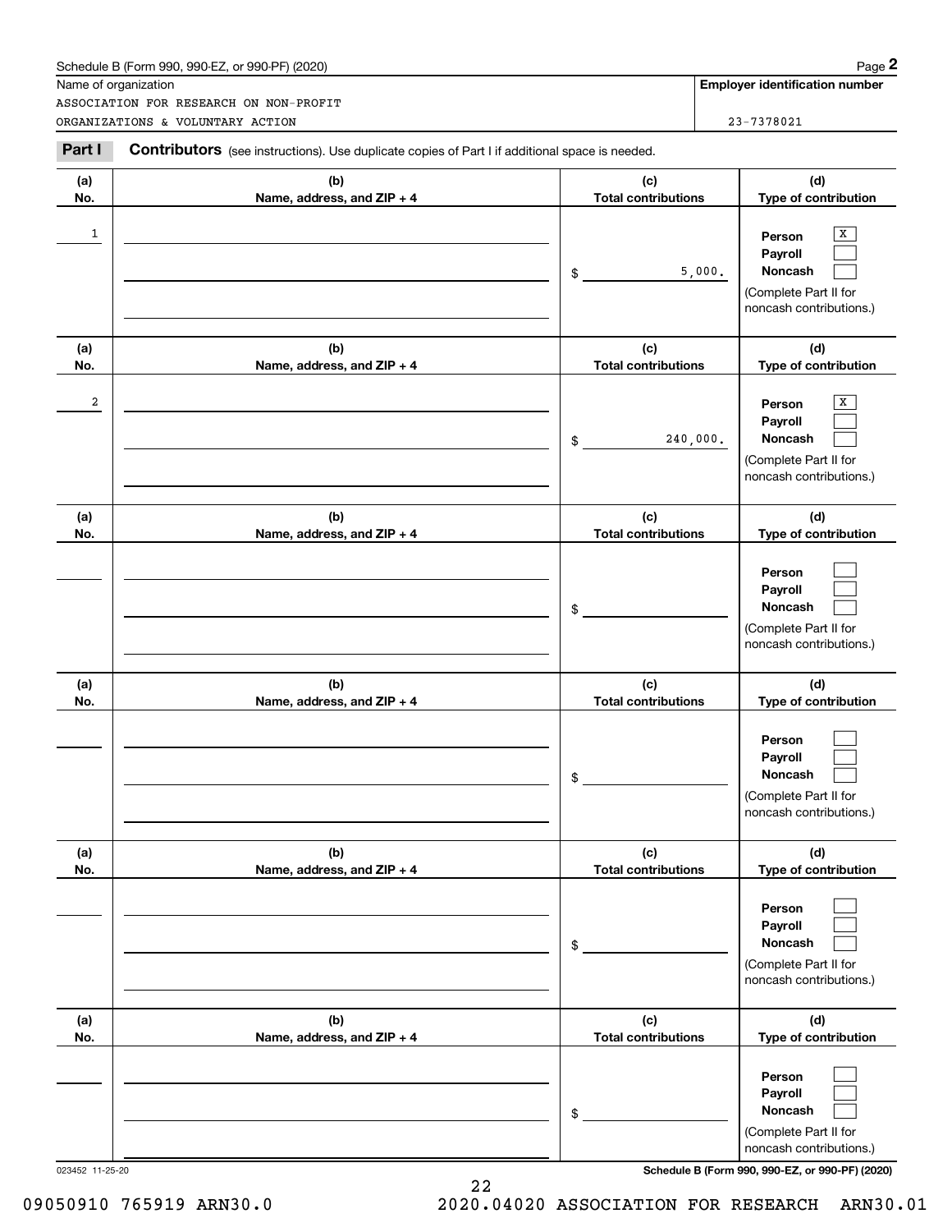Schedule B (Form 990, 990-EZ, or 990-PF) (2020)

| Name of organization | Employer identification number |
|---|---|
| ASSOCIATION FOR RESEARCH ON NON-PROFIT ORGANIZATIONS & VOLUNTARY ACTION | 23-7378021 |

**Part I** **Contributors** (see instructions). Use duplicate copies of Part I if additional space is needed.

| (a) No. | (b) Name, address, and ZIP + 4 | (c) Total contributions | (d) Type of contribution |
|---|---|---|---|
| 1 | | $ 5,000. | Person [X] Payroll [ ] Noncash [ ] (Complete Part II for noncash contributions.) |
| 2 | | $ 240,000. | Person [X] Payroll [ ] Noncash [ ] (Complete Part II for noncash contributions.) |
| | | $ | Person [ ] Payroll [ ] Noncash [ ] (Complete Part II for noncash contributions.) |
| | | $ | Person [ ] Payroll [ ] Noncash [ ] (Complete Part II for noncash contributions.) |
| | | $ | Person [ ] Payroll [ ] Noncash [ ] (Complete Part II for noncash contributions.) |
| | | $ | Person [ ] Payroll [ ] Noncash [ ] (Complete Part II for noncash contributions.) |

023452 11-25-20

Schedule B (Form 990, 990-EZ, or 990-PF) (2020)

09050910 765919 ARN30.0 2020.04020 ASSOCIATION FOR RESEARCH ARN30.01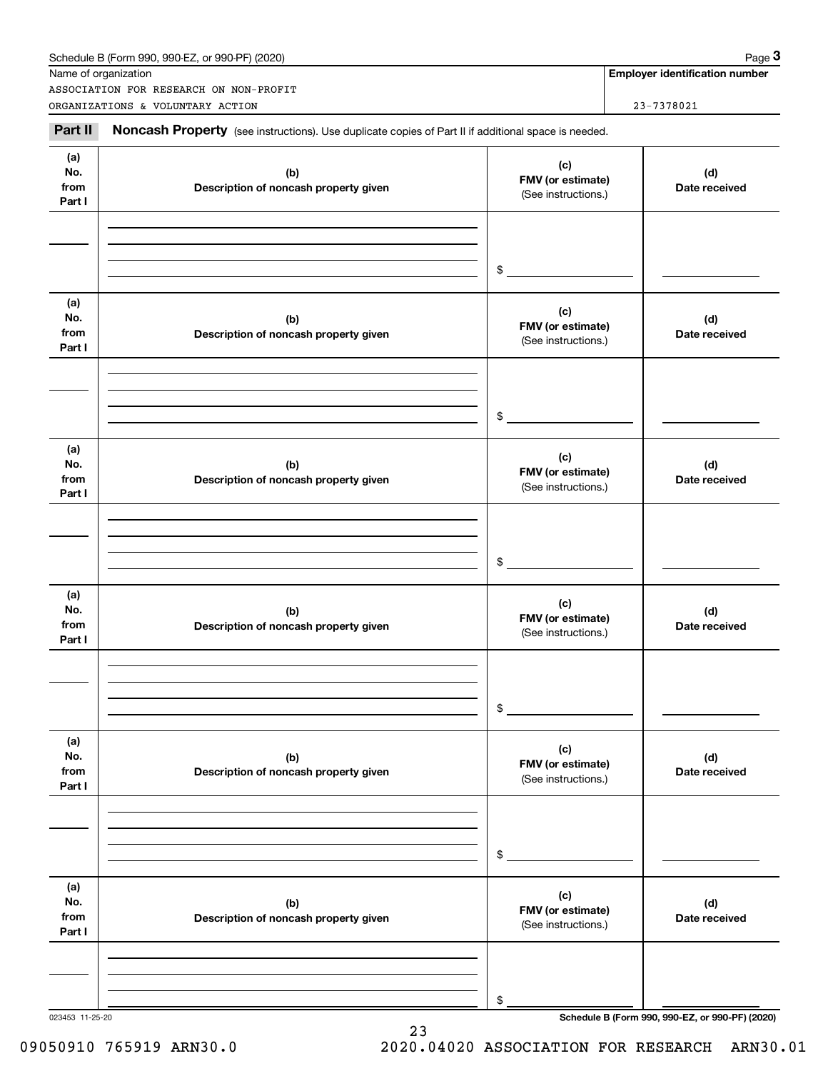Name of organization

ASSOCIATION FOR RESEARCH ON NON-PROFIT ORGANIZATIONS & VOLUNTARY ACTION

**Employer identification number**

23-7378021

**Part II** **Noncash Property** (see instructions). Use duplicate copies of Part II if additional space is needed.

| (a) No. from Part I | (b) Description of noncash property given | (c) FMV (or estimate) (See instructions.) | (d) Date received |
|---|---|---|---|
| | | $ | |

| (a) No. from Part I | (b) Description of noncash property given | (c) FMV (or estimate) (See instructions.) | (d) Date received |
|---|---|---|---|
| | | $ | |

| (a) No. from Part I | (b) Description of noncash property given | (c) FMV (or estimate) (See instructions.) | (d) Date received |
|---|---|---|---|
| | | $ | |

| (a) No. from Part I | (b) Description of noncash property given | (c) FMV (or estimate) (See instructions.) | (d) Date received |
|---|---|---|---|
| | | $ | |

| (a) No. from Part I | (b) Description of noncash property given | (c) FMV (or estimate) (See instructions.) | (d) Date received |
|---|---|---|---|
| | | $ | |

| (a) No. from Part I | (b) Description of noncash property given | (c) FMV (or estimate) (See instructions.) | (d) Date received |
|---|---|---|---|
| | | $ | |

023453 11-25-20

**Schedule B (Form 990, 990-EZ, or 990-PF) (2020)**

09050910 765919 ARN30.0 2020.04020 ASSOCIATION FOR RESEARCH ARN30.01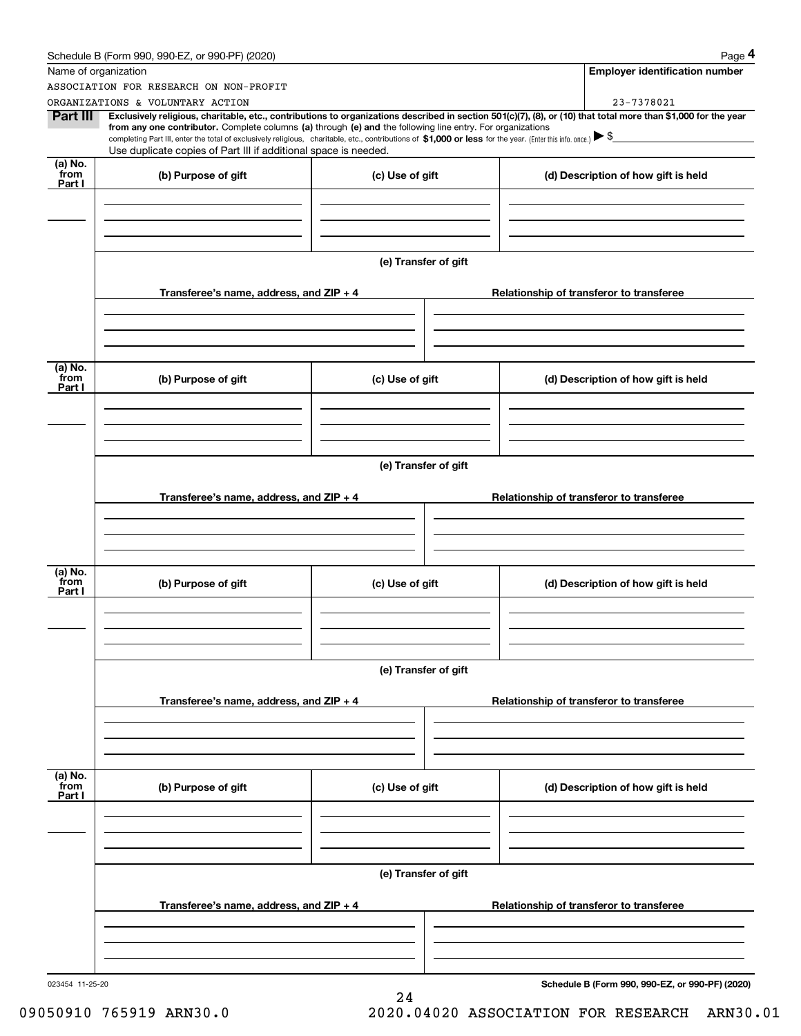Schedule B (Form 990, 990-EZ, or 990-PF) (2020)

Name of organization

ASSOCIATION FOR RESEARCH ON NON-PROFIT ORGANIZATIONS & VOLUNTARY ACTION

**Employer identification number**

23-7378021

**Part III** **Exclusively religious, charitable, etc., contributions to organizations described in section 501(c)(7), (8), or (10) that total more than $1,000 for the year from any one contributor.** Complete columns **(a)** through **(e) and** the following line entry. For organizations completing Part III, enter the total of exclusively religious, charitable, etc., contributions of **$1,000 or less** for the year. (Enter this info. once.) ▶ $

Use duplicate copies of Part III if additional space is needed.

| (a) No. from Part I | (b) Purpose of gift | (c) Use of gift | (d) Description of how gift is held |
|---|---|---|---|
| | | | |

**(e) Transfer of gift**

| Transferee's name, address, and ZIP + 4 | Relationship of transferor to transferee |
|---|---|
| | |

| (a) No. from Part I | (b) Purpose of gift | (c) Use of gift | (d) Description of how gift is held |
|---|---|---|---|
| | | | |

**(e) Transfer of gift**

| Transferee's name, address, and ZIP + 4 | Relationship of transferor to transferee |
|---|---|
| | |

| (a) No. from Part I | (b) Purpose of gift | (c) Use of gift | (d) Description of how gift is held |
|---|---|---|---|
| | | | |

**(e) Transfer of gift**

| Transferee's name, address, and ZIP + 4 | Relationship of transferor to transferee |
|---|---|
| | |

| (a) No. from Part I | (b) Purpose of gift | (c) Use of gift | (d) Description of how gift is held |
|---|---|---|---|
| | | | |

**(e) Transfer of gift**

| Transferee's name, address, and ZIP + 4 | Relationship of transferor to transferee |
|---|---|
| | |

023454 11-25-20

**Schedule B (Form 990, 990-EZ, or 990-PF) (2020)**

09050910 765919 ARN30.0 2020.04020 ASSOCIATION FOR RESEARCH ARN30.01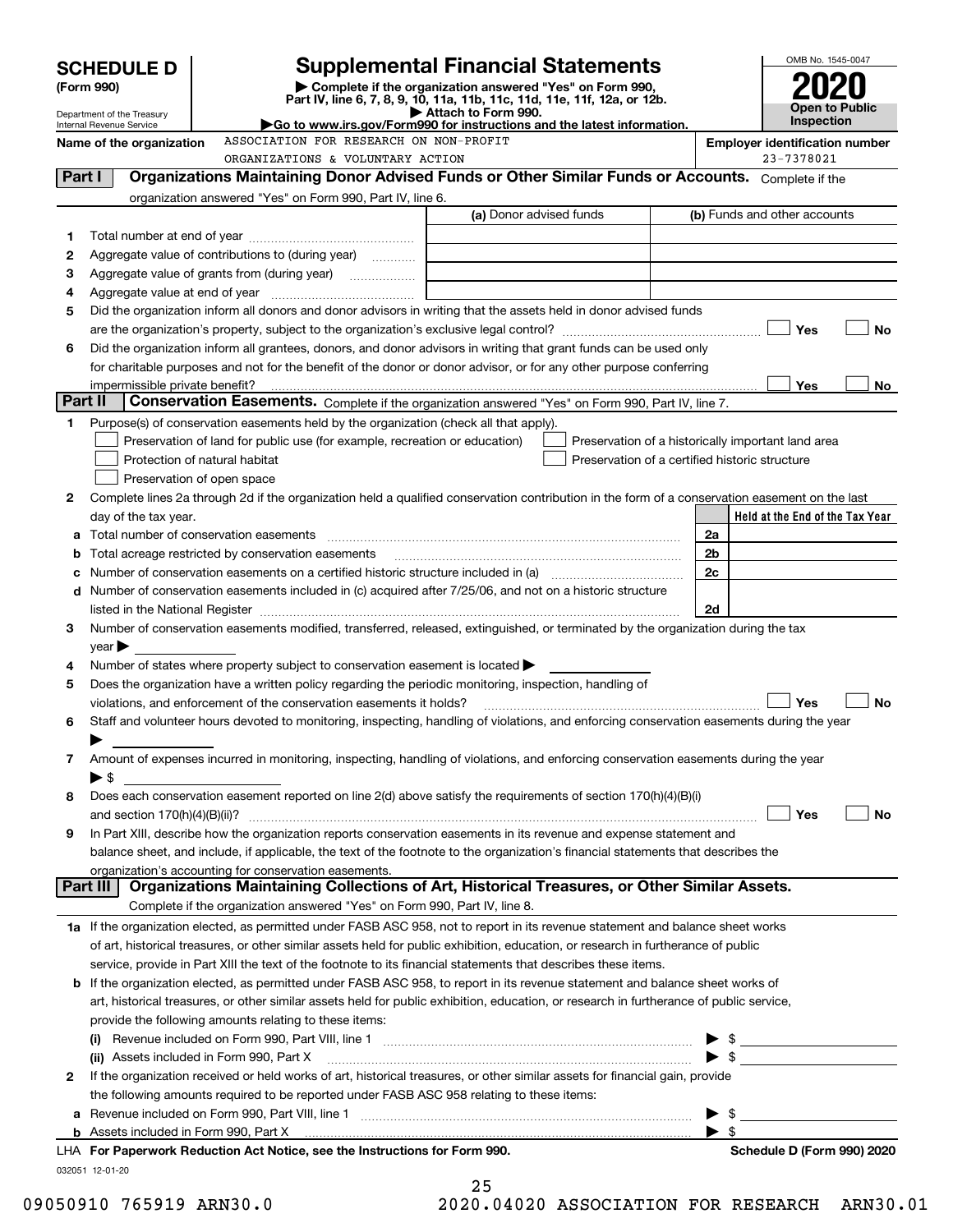# SCHEDULE D (Form 990)

Department of the Treasury
Internal Revenue Service

## Supplemental Financial Statements

▶ Complete if the organization answered "Yes" on Form 990, Part IV, line 6, 7, 8, 9, 10, 11a, 11b, 11c, 11d, 11e, 11f, 12a, or 12b.
▶ Attach to Form 990.
▶ Go to www.irs.gov/Form990 for instructions and the latest information.

OMB No. 1545-0047

**2020**

**Open to Public Inspection**

**Name of the organization** ASSOCIATION FOR RESEARCH ON NON-PROFIT ORGANIZATIONS & VOLUNTARY ACTION

**Employer identification number** 23-7378021

### Part I — Organizations Maintaining Donor Advised Funds or Other Similar Funds or Accounts. Complete if the organization answered "Yes" on Form 990, Part IV, line 6.

| | | (a) Donor advised funds | (b) Funds and other accounts |
|---|---|---|---|
| 1 | Total number at end of year | | |
| 2 | Aggregate value of contributions to (during year) | | |
| 3 | Aggregate value of grants from (during year) | | |
| 4 | Aggregate value at end of year | | |

5 Did the organization inform all donors and donor advisors in writing that the assets held in donor advised funds are the organization's property, subject to the organization's exclusive legal control? ☐ Yes ☐ No

6 Did the organization inform all grantees, donors, and donor advisors in writing that grant funds can be used only for charitable purposes and not for the benefit of the donor or donor advisor, or for any other purpose conferring impermissible private benefit? ☐ Yes ☐ No

### Part II — Conservation Easements. Complete if the organization answered "Yes" on Form 990, Part IV, line 7.

1 Purpose(s) of conservation easements held by the organization (check all that apply).

- ☐ Preservation of land for public use (for example, recreation or education)
- ☐ Protection of natural habitat
- ☐ Preservation of open space
- ☐ Preservation of a historically important land area
- ☐ Preservation of a certified historic structure

2 Complete lines 2a through 2d if the organization held a qualified conservation contribution in the form of a conservation easement on the last day of the tax year.

| | | | Held at the End of the Tax Year |
|---|---|---|---|
| a | Total number of conservation easements | 2a | |
| b | Total acreage restricted by conservation easements | 2b | |
| c | Number of conservation easements on a certified historic structure included in (a) | 2c | |
| d | Number of conservation easements included in (c) acquired after 7/25/06, and not on a historic structure listed in the National Register | 2d | |

3 Number of conservation easements modified, transferred, released, extinguished, or terminated by the organization during the tax year ▶

4 Number of states where property subject to conservation easement is located ▶

5 Does the organization have a written policy regarding the periodic monitoring, inspection, handling of violations, and enforcement of the conservation easements it holds? ☐ Yes ☐ No

6 Staff and volunteer hours devoted to monitoring, inspecting, handling of violations, and enforcing conservation easements during the year ▶

7 Amount of expenses incurred in monitoring, inspecting, handling of violations, and enforcing conservation easements during the year ▶ $

8 Does each conservation easement reported on line 2(d) above satisfy the requirements of section 170(h)(4)(B)(i) and section 170(h)(4)(B)(ii)? ☐ Yes ☐ No

9 In Part XIII, describe how the organization reports conservation easements in its revenue and expense statement and balance sheet, and include, if applicable, the text of the footnote to the organization's financial statements that describes the organization's accounting for conservation easements.

### Part III — Organizations Maintaining Collections of Art, Historical Treasures, or Other Similar Assets. Complete if the organization answered "Yes" on Form 990, Part IV, line 8.

1a If the organization elected, as permitted under FASB ASC 958, not to report in its revenue statement and balance sheet works of art, historical treasures, or other similar assets held for public exhibition, education, or research in furtherance of public service, provide in Part XIII the text of the footnote to its financial statements that describes these items.

b If the organization elected, as permitted under FASB ASC 958, to report in its revenue statement and balance sheet works of art, historical treasures, or other similar assets held for public exhibition, education, or research in furtherance of public service, provide the following amounts relating to these items:

(i) Revenue included on Form 990, Part VIII, line 1 ▶ $

(ii) Assets included in Form 990, Part X ▶ $

2 If the organization received or held works of art, historical treasures, or other similar assets for financial gain, provide the following amounts required to be reported under FASB ASC 958 relating to these items:

a Revenue included on Form 990, Part VIII, line 1 ▶ $

b Assets included in Form 990, Part X ▶ $

LHA **For Paperwork Reduction Act Notice, see the Instructions for Form 990.** **Schedule D (Form 990) 2020**

032051 12-01-20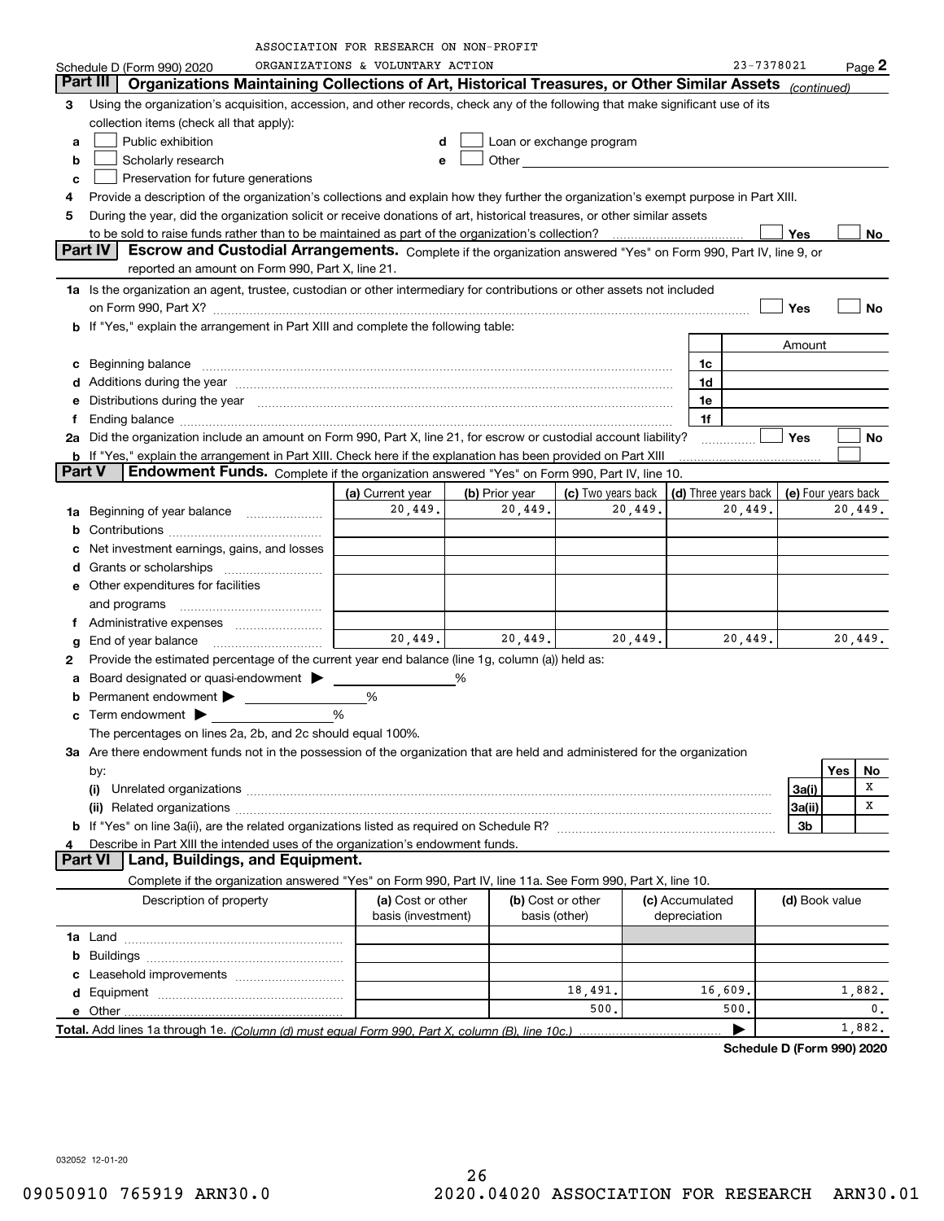ASSOCIATION FOR RESEARCH ON NON-PROFIT ORGANIZATIONS & VOLUNTARY ACTION

Schedule D (Form 990) 2020 — 23-7378021 — Page 2

## Part III — Organizations Maintaining Collections of Art, Historical Treasures, or Other Similar Assets *(continued)*

**3** Using the organization's acquisition, accession, and other records, check any of the following that make significant use of its collection items (check all that apply):

- **a** ☐ Public exhibition
- **b** ☐ Scholarly research
- **c** ☐ Preservation for future generations
- **d** ☐ Loan or exchange program
- **e** ☐ Other

**4** Provide a description of the organization's collections and explain how they further the organization's exempt purpose in Part XIII.

**5** During the year, did the organization solicit or receive donations of art, historical treasures, or other similar assets to be sold to raise funds rather than to be maintained as part of the organization's collection? ☐ Yes ☐ No

## Part IV — Escrow and Custodial Arrangements.

Complete if the organization answered "Yes" on Form 990, Part IV, line 9, or reported an amount on Form 990, Part X, line 21.

**1a** Is the organization an agent, trustee, custodian or other intermediary for contributions or other assets not included on Form 990, Part X? ☐ Yes ☐ No

**b** If "Yes," explain the arrangement in Part XIII and complete the following table:

| | | Amount |
|---|---|---|
| **c** Beginning balance | 1c | |
| **d** Additions during the year | 1d | |
| **e** Distributions during the year | 1e | |
| **f** Ending balance | 1f | |

**2a** Did the organization include an amount on Form 990, Part X, line 21, for escrow or custodial account liability? ☐ Yes ☐ No

**b** If "Yes," explain the arrangement in Part XIII. Check here if the explanation has been provided on Part XIII ☐

## Part V — Endowment Funds.

Complete if the organization answered "Yes" on Form 990, Part IV, line 10.

| | (a) Current year | (b) Prior year | (c) Two years back | (d) Three years back | (e) Four years back |
|---|---|---|---|---|---|
| **1a** Beginning of year balance | 20,449. | 20,449. | 20,449. | 20,449. | 20,449. |
| **b** Contributions | | | | | |
| **c** Net investment earnings, gains, and losses | | | | | |
| **d** Grants or scholarships | | | | | |
| **e** Other expenditures for facilities and programs | | | | | |
| **f** Administrative expenses | | | | | |
| **g** End of year balance | 20,449. | 20,449. | 20,449. | 20,449. | 20,449. |

**2** Provide the estimated percentage of the current year end balance (line 1g, column (a)) held as:

- **a** Board designated or quasi-endowment ▶ ______ %
- **b** Permanent endowment ▶ ______ %
- **c** Term endowment ▶ ______ %

The percentages on lines 2a, 2b, and 2c should equal 100%.

**3a** Are there endowment funds not in the possession of the organization that are held and administered for the organization by:

| | | Yes | No |
|---|---|---|---|
| **(i)** Unrelated organizations | 3a(i) | | X |
| **(ii)** Related organizations | 3a(ii) | | X |
| **b** If "Yes" on line 3a(ii), are the related organizations listed as required on Schedule R? | 3b | | |

**4** Describe in Part XIII the intended uses of the organization's endowment funds.

## Part VI — Land, Buildings, and Equipment.

Complete if the organization answered "Yes" on Form 990, Part IV, line 11a. See Form 990, Part X, line 10.

| Description of property | (a) Cost or other basis (investment) | (b) Cost or other basis (other) | (c) Accumulated depreciation | (d) Book value |
|---|---|---|---|---|
| **1a** Land | | | | |
| **b** Buildings | | | | |
| **c** Leasehold improvements | | | | |
| **d** Equipment | | 18,491. | 16,609. | 1,882. |
| **e** Other | | 500. | 500. | 0. |
| **Total.** Add lines 1a through 1e. *(Column (d) must equal Form 990, Part X, column (B), line 10c.)* | | | ▶ | 1,882. |

**Schedule D (Form 990) 2020**

032052 12-01-20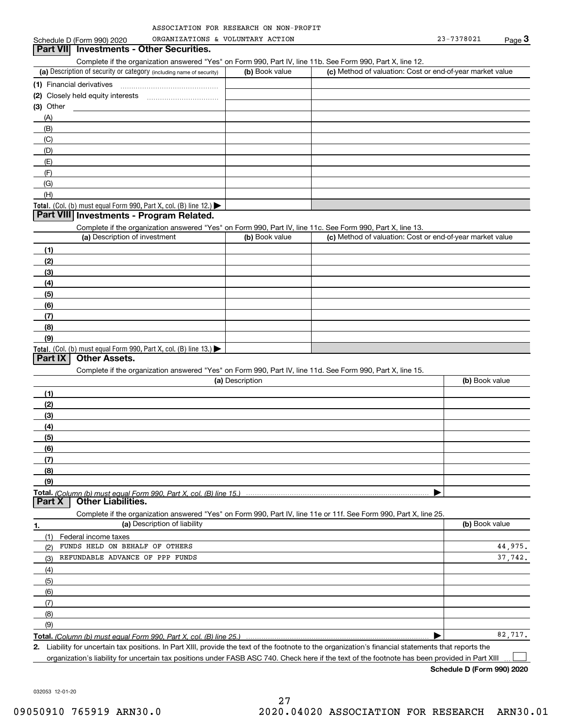ASSOCIATION FOR RESEARCH ON NON-PROFIT ORGANIZATIONS & VOLUNTARY ACTION

Schedule D (Form 990) 2020 — 23-7378021

## Part VII Investments - Other Securities.

Complete if the organization answered "Yes" on Form 990, Part IV, line 11b. See Form 990, Part X, line 12.

| (a) Description of security or category (including name of security) | (b) Book value | (c) Method of valuation: Cost or end-of-year market value |
|---|---|---|
| (1) Financial derivatives | | |
| (2) Closely held equity interests | | |
| (3) Other | | |
| (A) | | |
| (B) | | |
| (C) | | |
| (D) | | |
| (E) | | |
| (F) | | |
| (G) | | |
| (H) | | |
| **Total.** (Col. (b) must equal Form 990, Part X, col. (B) line 12.) | | |

## Part VIII Investments - Program Related.

Complete if the organization answered "Yes" on Form 990, Part IV, line 11c. See Form 990, Part X, line 13.

| (a) Description of investment | (b) Book value | (c) Method of valuation: Cost or end-of-year market value |
|---|---|---|
| (1) | | |
| (2) | | |
| (3) | | |
| (4) | | |
| (5) | | |
| (6) | | |
| (7) | | |
| (8) | | |
| (9) | | |
| **Total.** (Col. (b) must equal Form 990, Part X, col. (B) line 13.) | | |

## Part IX Other Assets.

Complete if the organization answered "Yes" on Form 990, Part IV, line 11d. See Form 990, Part X, line 15.

| (a) Description | (b) Book value |
|---|---|
| (1) | |
| (2) | |
| (3) | |
| (4) | |
| (5) | |
| (6) | |
| (7) | |
| (8) | |
| (9) | |
| **Total.** *(Column (b) must equal Form 990, Part X, col. (B) line 15.)* | |

## Part X Other Liabilities.

Complete if the organization answered "Yes" on Form 990, Part IV, line 11e or 11f. See Form 990, Part X, line 25.

| 1. (a) Description of liability | (b) Book value |
|---|---|
| (1) Federal income taxes | |
| (2) FUNDS HELD ON BEHALF OF OTHERS | 44,975. |
| (3) REFUNDABLE ADVANCE OF PPP FUNDS | 37,742. |
| (4) | |
| (5) | |
| (6) | |
| (7) | |
| (8) | |
| (9) | |
| **Total.** *(Column (b) must equal Form 990, Part X, col. (B) line 25.)* | 82,717. |

2. Liability for uncertain tax positions. In Part XIII, provide the text of the footnote to the organization's financial statements that reports the organization's liability for uncertain tax positions under FASB ASC 740. Check here if the text of the footnote has been provided in Part XIII ☐

**Schedule D (Form 990) 2020**

032053 12-01-20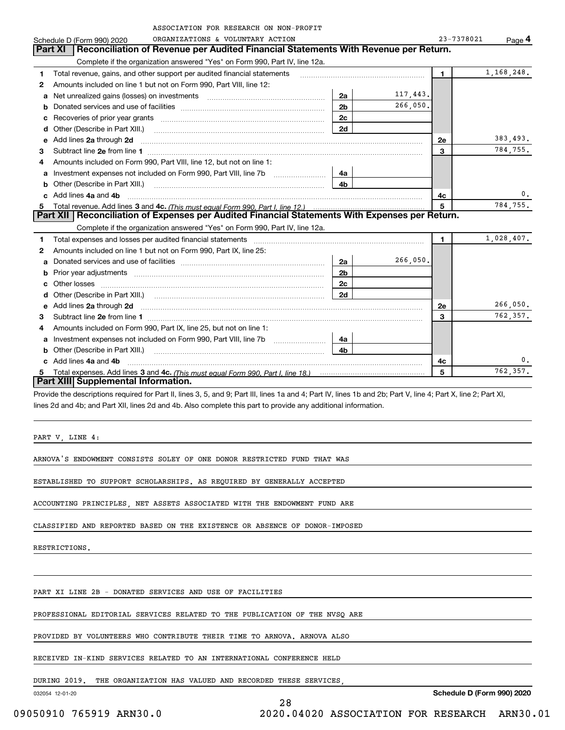ASSOCIATION FOR RESEARCH ON NON-PROFIT ORGANIZATIONS & VOLUNTARY ACTION

Schedule D (Form 990) 2020 — 23-7378021 — Page **4**

## Part XI | Reconciliation of Revenue per Audited Financial Statements With Revenue per Return.

Complete if the organization answered "Yes" on Form 990, Part IV, line 12a.

| | | | | | |
|---|---|---|---|---|---|
| **1** | Total revenue, gains, and other support per audited financial statements | | | **1** | 1,168,248. |
| **2** | Amounts included on line 1 but not on Form 990, Part VIII, line 12: | | | | |
| **a** | Net unrealized gains (losses) on investments | **2a** | 117,443. | | |
| **b** | Donated services and use of facilities | **2b** | 266,050. | | |
| **c** | Recoveries of prior year grants | **2c** | | | |
| **d** | Other (Describe in Part XIII.) | **2d** | | | |
| **e** | Add lines **2a** through **2d** | | | **2e** | 383,493. |
| **3** | Subtract line **2e** from line **1** | | | **3** | 784,755. |
| **4** | Amounts included on Form 990, Part VIII, line 12, but not on line 1: | | | | |
| **a** | Investment expenses not included on Form 990, Part VIII, line 7b | **4a** | | | |
| **b** | Other (Describe in Part XIII.) | **4b** | | | |
| **c** | Add lines **4a** and **4b** | | | **4c** | 0. |
| **5** | Total revenue. Add lines **3** and **4c.** *(This must equal Form 990, Part I, line 12.)* | | | **5** | 784,755. |

## Part XII | Reconciliation of Expenses per Audited Financial Statements With Expenses per Return.

Complete if the organization answered "Yes" on Form 990, Part IV, line 12a.

| | | | | | |
|---|---|---|---|---|---|
| **1** | Total expenses and losses per audited financial statements | | | **1** | 1,028,407. |
| **2** | Amounts included on line 1 but not on Form 990, Part IX, line 25: | | | | |
| **a** | Donated services and use of facilities | **2a** | 266,050. | | |
| **b** | Prior year adjustments | **2b** | | | |
| **c** | Other losses | **2c** | | | |
| **d** | Other (Describe in Part XIII.) | **2d** | | | |
| **e** | Add lines **2a** through **2d** | | | **2e** | 266,050. |
| **3** | Subtract line **2e** from line **1** | | | **3** | 762,357. |
| **4** | Amounts included on Form 990, Part IX, line 25, but not on line 1: | | | | |
| **a** | Investment expenses not included on Form 990, Part VIII, line 7b | **4a** | | | |
| **b** | Other (Describe in Part XIII.) | **4b** | | | |
| **c** | Add lines **4a** and **4b** | | | **4c** | 0. |
| **5** | Total expenses. Add lines **3** and **4c.** *(This must equal Form 990, Part I, line 18.)* | | | **5** | 762,357. |

## Part XIII | Supplemental Information.

Provide the descriptions required for Part II, lines 3, 5, and 9; Part III, lines 1a and 4; Part IV, lines 1b and 2b; Part V, line 4; Part X, line 2; Part XI, lines 2d and 4b; and Part XII, lines 2d and 4b. Also complete this part to provide any additional information.

PART V, LINE 4:

ARNOVA'S ENDOWMENT CONSISTS SOLEY OF ONE DONOR RESTRICTED FUND THAT WAS ESTABLISHED TO SUPPORT SCHOLARSHIPS. AS REQUIRED BY GENERALLY ACCEPTED ACCOUNTING PRINCIPLES, NET ASSETS ASSOCIATED WITH THE ENDOWMENT FUND ARE CLASSIFIED AND REPORTED BASED ON THE EXISTENCE OR ABSENCE OF DONOR-IMPOSED RESTRICTIONS.

PART XI LINE 2B - DONATED SERVICES AND USE OF FACILITIES

PROFESSIONAL EDITORIAL SERVICES RELATED TO THE PUBLICATION OF THE NVSQ ARE PROVIDED BY VOLUNTEERS WHO CONTRIBUTE THEIR TIME TO ARNOVA. ARNOVA ALSO RECEIVED IN-KIND SERVICES RELATED TO AN INTERNATIONAL CONFERENCE HELD DURING 2019. THE ORGANIZATION HAS VALUED AND RECORDED THESE SERVICES,

032054 12-01-20

**Schedule D (Form 990) 2020**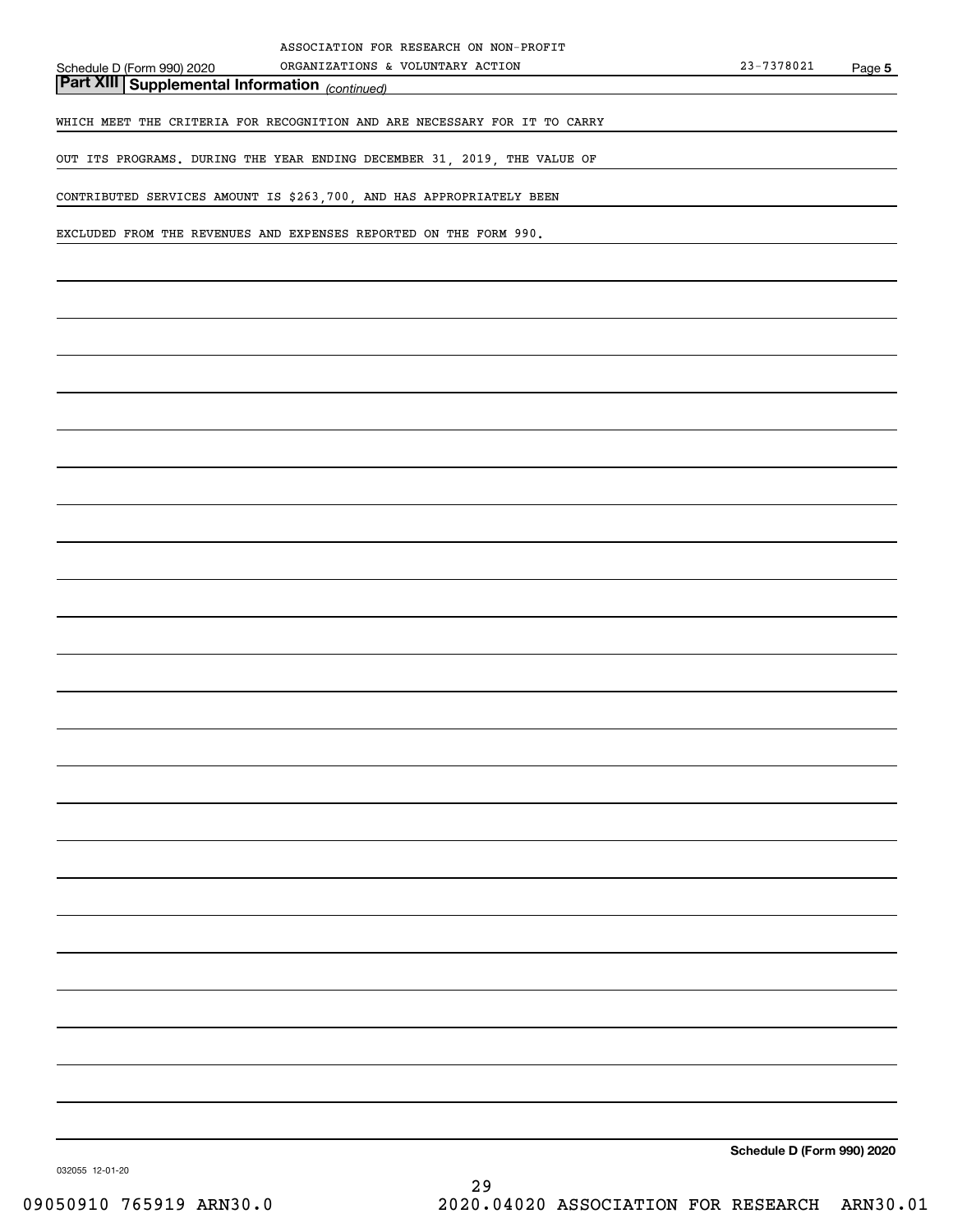## Part XIII Supplemental Information *(continued)*

WHICH MEET THE CRITERIA FOR RECOGNITION AND ARE NECESSARY FOR IT TO CARRY OUT ITS PROGRAMS. DURING THE YEAR ENDING DECEMBER 31, 2019, THE VALUE OF CONTRIBUTED SERVICES AMOUNT IS $263,700, AND HAS APPROPRIATELY BEEN EXCLUDED FROM THE REVENUES AND EXPENSES REPORTED ON THE FORM 990.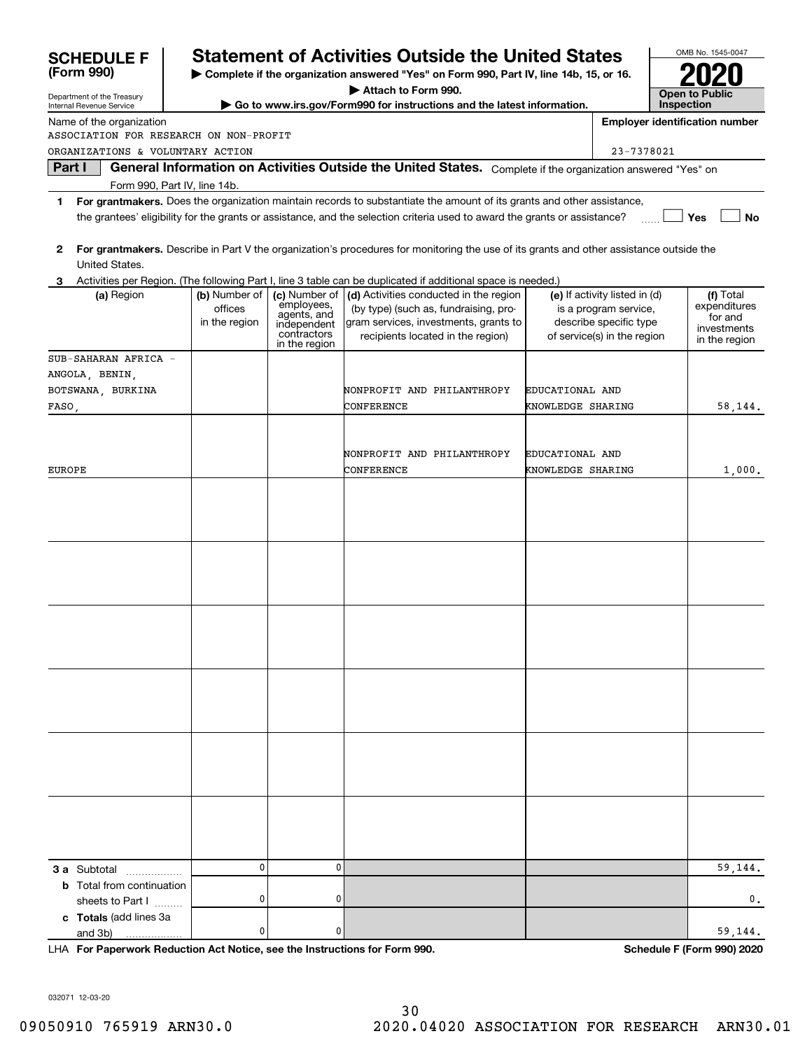# SCHEDULE F (Form 990)

Department of the Treasury
Internal Revenue Service

## Statement of Activities Outside the United States

▶ Complete if the organization answered "Yes" on Form 990, Part IV, line 14b, 15, or 16.

▶ Attach to Form 990.

▶ Go to www.irs.gov/Form990 for instructions and the latest information.

OMB No. 1545-0047

**2020**

**Open to Public Inspection**

Name of the organization: ASSOCIATION FOR RESEARCH ON NON-PROFIT ORGANIZATIONS & VOLUNTARY ACTION

Employer identification number: 23-7378021

**Part I General Information on Activities Outside the United States.** Complete if the organization answered "Yes" on Form 990, Part IV, line 14b.

1 **For grantmakers.** Does the organization maintain records to substantiate the amount of its grants and other assistance, the grantees' eligibility for the grants or assistance, and the selection criteria used to award the grants or assistance? ☐ Yes ☐ No

2 **For grantmakers.** Describe in Part V the organization's procedures for monitoring the use of its grants and other assistance outside the United States.

3 Activities per Region. (The following Part I, line 3 table can be duplicated if additional space is needed.)

| (a) Region | (b) Number of offices in the region | (c) Number of employees, agents, and independent contractors in the region | (d) Activities conducted in the region (by type) (such as, fundraising, program services, investments, grants to recipients located in the region) | (e) If activity listed in (d) is a program service, describe specific type of service(s) in the region | (f) Total expenditures for and investments in the region |
|---|---|---|---|---|---|
| SUB-SAHARAN AFRICA - ANGOLA, BENIN, BOTSWANA, BURKINA FASO, | | | NONPROFIT AND PHILANTHROPY CONFERENCE | EDUCATIONAL AND KNOWLEDGE SHARING | 58,144. |
| EUROPE | | | NONPROFIT AND PHILANTHROPY CONFERENCE | EDUCATIONAL AND KNOWLEDGE SHARING | 1,000. |
| | | | | | |
| | | | | | |
| | | | | | |
| | | | | | |
| | | | | | |
| | | | | | |
| **3 a** Subtotal | 0 | 0 | | | 59,144. |
| **b** Total from continuation sheets to Part I | 0 | 0 | | | 0. |
| **c Totals** (add lines 3a and 3b) | 0 | 0 | | | 59,144. |

LHA **For Paperwork Reduction Act Notice, see the Instructions for Form 990.** **Schedule F (Form 990) 2020**

032071 12-03-20

09050910 765919 ARN30.0 2020.04020 ASSOCIATION FOR RESEARCH ARN30.01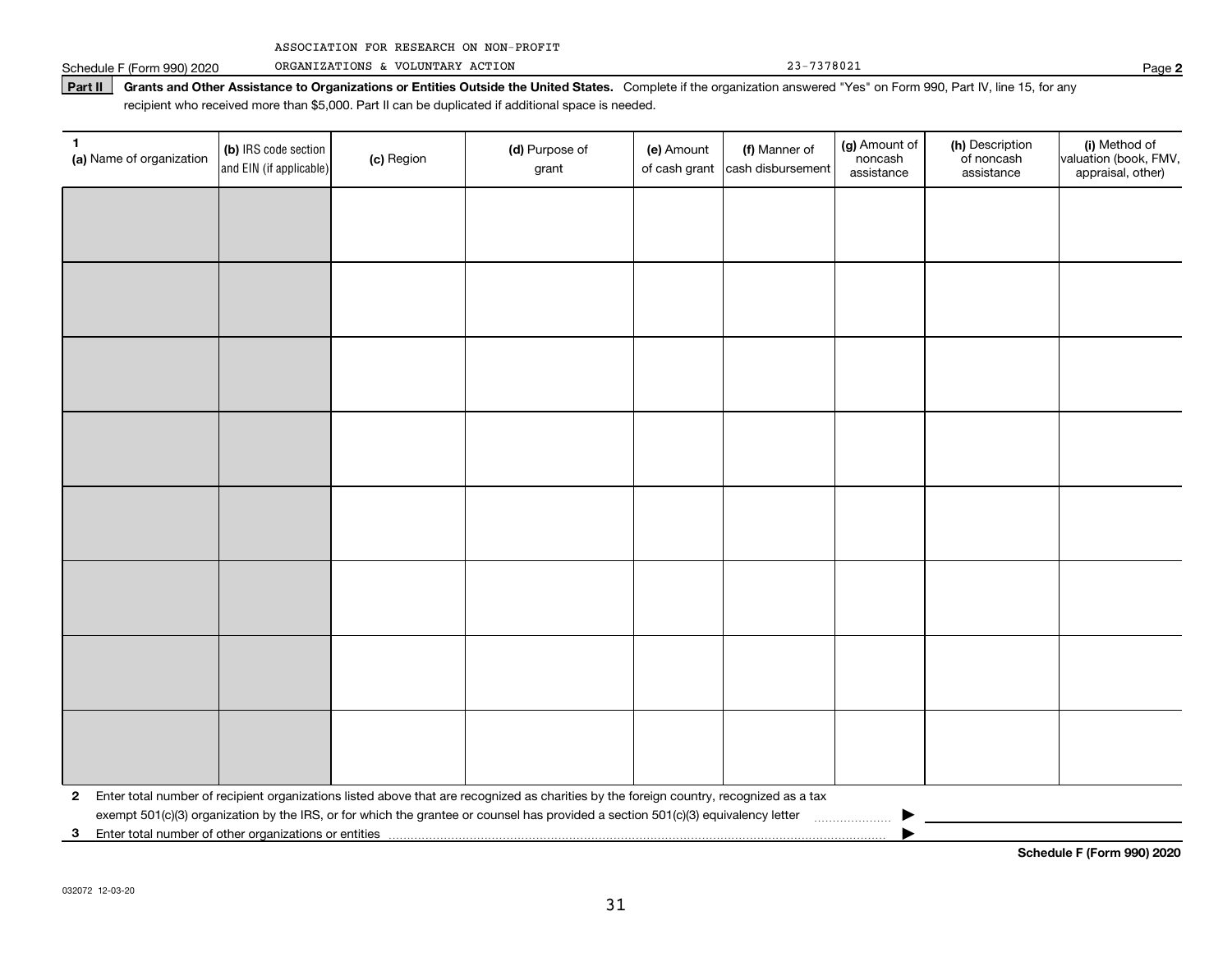ASSOCIATION FOR RESEARCH ON NON-PROFIT ORGANIZATIONS & VOLUNTARY ACTION 23-7378021

Schedule F (Form 990) 2020 Page 2

**Part II** **Grants and Other Assistance to Organizations or Entities Outside the United States.** Complete if the organization answered "Yes" on Form 990, Part IV, line 15, for any recipient who received more than $5,000. Part II can be duplicated if additional space is needed.

| 1 (a) Name of organization | (b) IRS code section and EIN (if applicable) | (c) Region | (d) Purpose of grant | (e) Amount of cash grant | (f) Manner of cash disbursement | (g) Amount of noncash assistance | (h) Description of noncash assistance | (i) Method of valuation (book, FMV, appraisal, other) |
|---|---|---|---|---|---|---|---|---|
| | | | | | | | | |
| | | | | | | | | |
| | | | | | | | | |
| | | | | | | | | |
| | | | | | | | | |
| | | | | | | | | |
| | | | | | | | | |
| | | | | | | | | |

**2** Enter total number of recipient organizations listed above that are recognized as charities by the foreign country, recognized as a tax exempt 501(c)(3) organization by the IRS, or for which the grantee or counsel has provided a section 501(c)(3) equivalency letter ▶

**3** Enter total number of other organizations or entities ▶

**Schedule F (Form 990) 2020**

032072 12-03-20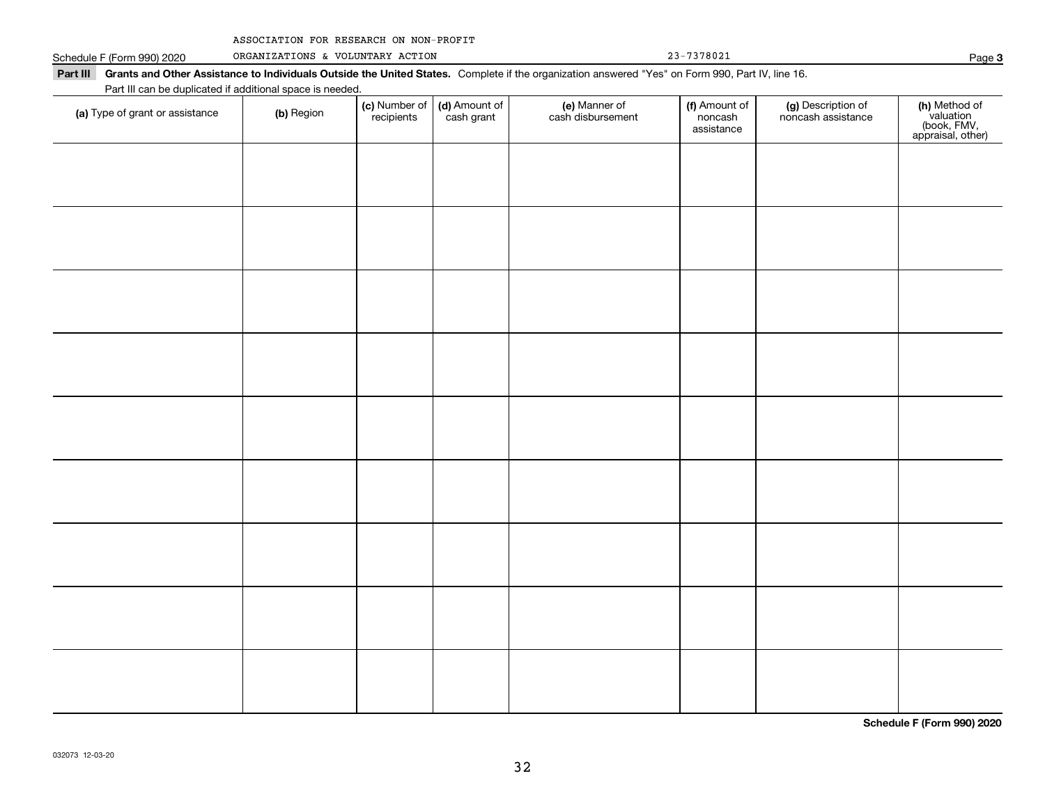ASSOCIATION FOR RESEARCH ON NON-PROFIT ORGANIZATIONS & VOLUNTARY ACTION 23-7378021

Schedule F (Form 990) 2020

**Part III Grants and Other Assistance to Individuals Outside the United States.** Complete if the organization answered "Yes" on Form 990, Part IV, line 16.

Part III can be duplicated if additional space is needed.

| **(a)** Type of grant or assistance | **(b)** Region | **(c)** Number of recipients | **(d)** Amount of cash grant | **(e)** Manner of cash disbursement | **(f)** Amount of noncash assistance | **(g)** Description of noncash assistance | **(h)** Method of valuation (book, FMV, appraisal, other) |
|---|---|---|---|---|---|---|---|
| | | | | | | | |
| | | | | | | | |
| | | | | | | | |
| | | | | | | | |
| | | | | | | | |
| | | | | | | | |
| | | | | | | | |
| | | | | | | | |
| | | | | | | | |

**Schedule F (Form 990) 2020**

032073 12-03-20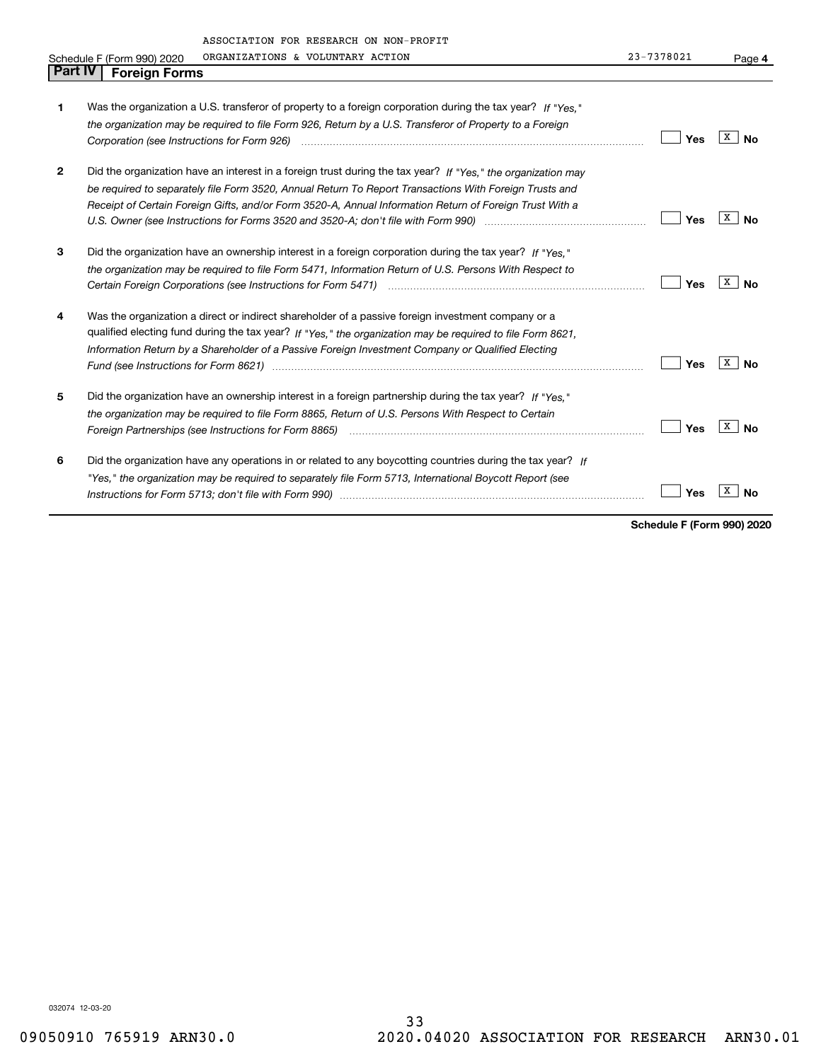ASSOCIATION FOR RESEARCH ON NON-PROFIT ORGANIZATIONS & VOLUNTARY ACTION 23-7378021

Schedule F (Form 990) 2020 Page **4**

## Part IV Foreign Forms

| | | | |
|---|---|---|---|
| **1** | Was the organization a U.S. transferor of property to a foreign corporation during the tax year? *If "Yes," the organization may be required to file Form 926, Return by a U.S. Transferor of Property to a Foreign Corporation (see Instructions for Form 926)* | Yes | X No |
| **2** | Did the organization have an interest in a foreign trust during the tax year? *If "Yes," the organization may be required to separately file Form 3520, Annual Return To Report Transactions With Foreign Trusts and Receipt of Certain Foreign Gifts, and/or Form 3520-A, Annual Information Return of Foreign Trust With a U.S. Owner (see Instructions for Forms 3520 and 3520-A; don't file with Form 990)* | Yes | X No |
| **3** | Did the organization have an ownership interest in a foreign corporation during the tax year? *If "Yes," the organization may be required to file Form 5471, Information Return of U.S. Persons With Respect to Certain Foreign Corporations (see Instructions for Form 5471)* | Yes | X No |
| **4** | Was the organization a direct or indirect shareholder of a passive foreign investment company or a qualified electing fund during the tax year? *If "Yes," the organization may be required to file Form 8621, Information Return by a Shareholder of a Passive Foreign Investment Company or Qualified Electing Fund (see Instructions for Form 8621)* | Yes | X No |
| **5** | Did the organization have an ownership interest in a foreign partnership during the tax year? *If "Yes," the organization may be required to file Form 8865, Return of U.S. Persons With Respect to Certain Foreign Partnerships (see Instructions for Form 8865)* | Yes | X No |
| **6** | Did the organization have any operations in or related to any boycotting countries during the tax year? *If "Yes," the organization may be required to separately file Form 5713, International Boycott Report (see Instructions for Form 5713; don't file with Form 990)* | Yes | X No |

**Schedule F (Form 990) 2020**

032074 12-03-20

09050910 765919 ARN30.0 2020.04020 ASSOCIATION FOR RESEARCH ARN30.01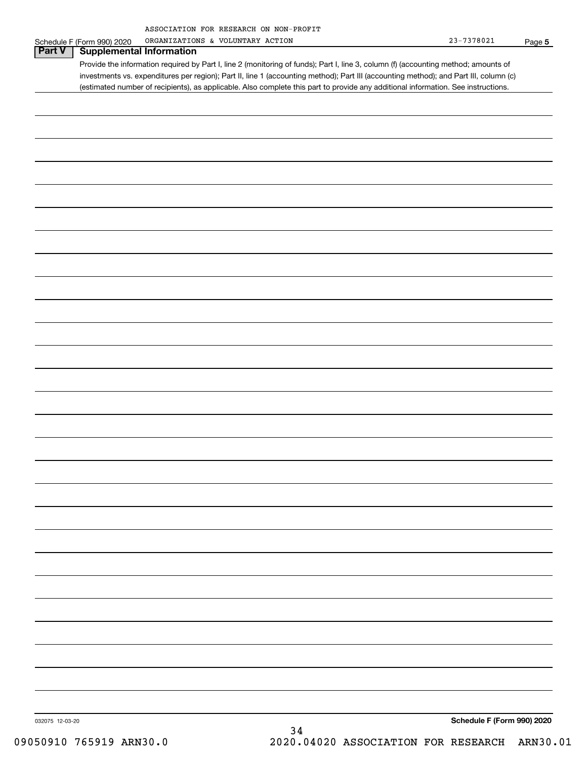ASSOCIATION FOR RESEARCH ON NON-PROFIT ORGANIZATIONS & VOLUNTARY ACTION 23-7378021

Schedule F (Form 990) 2020 Page **5**

## Part V Supplemental Information

Provide the information required by Part I, line 2 (monitoring of funds); Part I, line 3, column (f) (accounting method; amounts of investments vs. expenditures per region); Part II, line 1 (accounting method); Part III (accounting method); and Part III, column (c) (estimated number of recipients), as applicable. Also complete this part to provide any additional information. See instructions.

032075 12-03-20 **Schedule F (Form 990) 2020**

09050910 765919 ARN30.0 2020.04020 ASSOCIATION FOR RESEARCH ARN30.01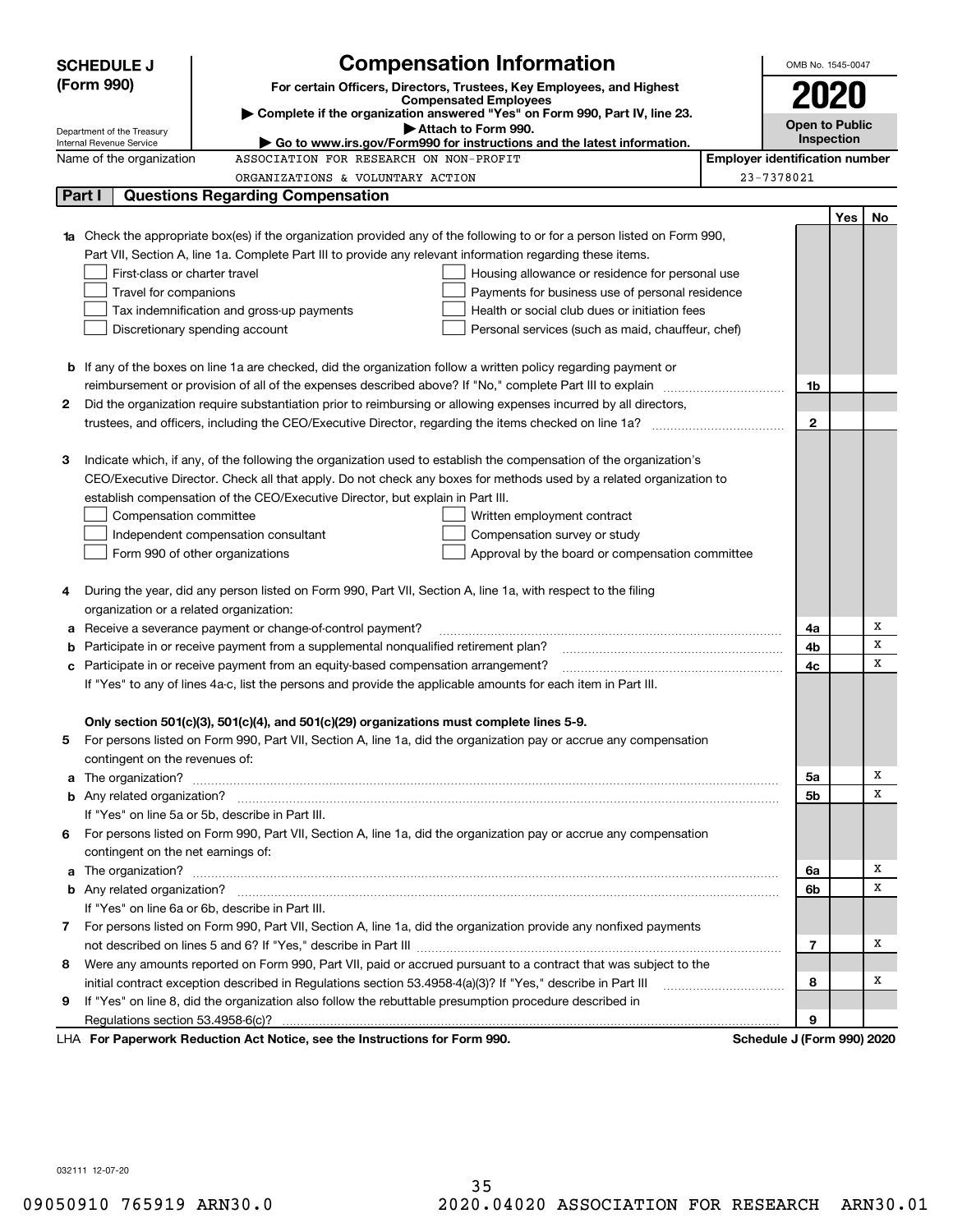**SCHEDULE J (Form 990)**

Department of the Treasury
Internal Revenue Service

# Compensation Information

**For certain Officers, Directors, Trustees, Key Employees, and Highest Compensated Employees**

▶ **Complete if the organization answered "Yes" on Form 990, Part IV, line 23.**

▶ **Attach to Form 990.**

▶ **Go to www.irs.gov/Form990 for instructions and the latest information.**

OMB No. 1545-0047

**2020**

**Open to Public Inspection**

Name of the organization: ASSOCIATION FOR RESEARCH ON NON-PROFIT ORGANIZATIONS & VOLUNTARY ACTION

Employer identification number: 23-7378021

## Part I Questions Regarding Compensation

| | | | Yes | No |
|---|---|---|---|---|
| **1a** | Check the appropriate box(es) if the organization provided any of the following to or for a person listed on Form 990, Part VII, Section A, line 1a. Complete Part III to provide any relevant information regarding these items.<br>☐ First-class or charter travel ☐ Housing allowance or residence for personal use<br>☐ Travel for companions ☐ Payments for business use of personal residence<br>☐ Tax indemnification and gross-up payments ☐ Health or social club dues or initiation fees<br>☐ Discretionary spending account ☐ Personal services (such as maid, chauffeur, chef) | | | |
| **b** | If any of the boxes on line 1a are checked, did the organization follow a written policy regarding payment or reimbursement or provision of all of the expenses described above? If "No," complete Part III to explain | 1b | | |
| **2** | Did the organization require substantiation prior to reimbursing or allowing expenses incurred by all directors, trustees, and officers, including the CEO/Executive Director, regarding the items checked on line 1a? | 2 | | |
| **3** | Indicate which, if any, of the following the organization used to establish the compensation of the organization's CEO/Executive Director. Check all that apply. Do not check any boxes for methods used by a related organization to establish compensation of the CEO/Executive Director, but explain in Part III.<br>☐ Compensation committee ☐ Written employment contract<br>☐ Independent compensation consultant ☐ Compensation survey or study<br>☐ Form 990 of other organizations ☐ Approval by the board or compensation committee | | | |
| **4** | During the year, did any person listed on Form 990, Part VII, Section A, line 1a, with respect to the filing organization or a related organization: | | | |
| **a** | Receive a severance payment or change-of-control payment? | 4a | | X |
| **b** | Participate in or receive payment from a supplemental nonqualified retirement plan? | 4b | | X |
| **c** | Participate in or receive payment from an equity-based compensation arrangement? | 4c | | X |
| | If "Yes" to any of lines 4a-c, list the persons and provide the applicable amounts for each item in Part III. | | | |
| | **Only section 501(c)(3), 501(c)(4), and 501(c)(29) organizations must complete lines 5-9.** | | | |
| **5** | For persons listed on Form 990, Part VII, Section A, line 1a, did the organization pay or accrue any compensation contingent on the revenues of: | | | |
| **a** | The organization? | 5a | | X |
| **b** | Any related organization? | 5b | | X |
| | If "Yes" on line 5a or 5b, describe in Part III. | | | |
| **6** | For persons listed on Form 990, Part VII, Section A, line 1a, did the organization pay or accrue any compensation contingent on the net earnings of: | | | |
| **a** | The organization? | 6a | | X |
| **b** | Any related organization? | 6b | | X |
| | If "Yes" on line 6a or 6b, describe in Part III. | | | |
| **7** | For persons listed on Form 990, Part VII, Section A, line 1a, did the organization provide any nonfixed payments not described on lines 5 and 6? If "Yes," describe in Part III | 7 | | X |
| **8** | Were any amounts reported on Form 990, Part VII, paid or accrued pursuant to a contract that was subject to the initial contract exception described in Regulations section 53.4958-4(a)(3)? If "Yes," describe in Part III | 8 | | X |
| **9** | If "Yes" on line 8, did the organization also follow the rebuttable presumption procedure described in Regulations section 53.4958-6(c)? | 9 | | |

LHA **For Paperwork Reduction Act Notice, see the Instructions for Form 990.** **Schedule J (Form 990) 2020**

032111 12-07-20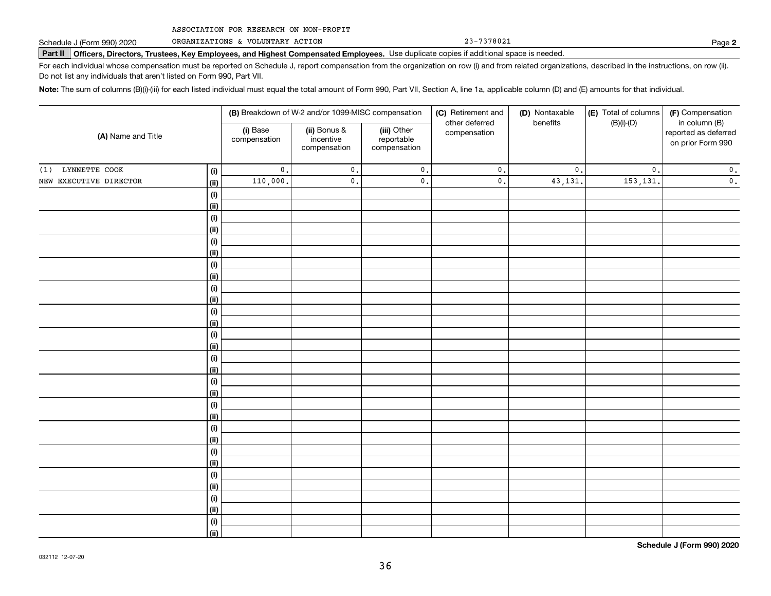ASSOCIATION FOR RESEARCH ON NON-PROFIT ORGANIZATIONS & VOLUNTARY ACTION 23-7378021

Schedule J (Form 990) 2020

**Part II** **Officers, Directors, Trustees, Key Employees, and Highest Compensated Employees.** Use duplicate copies if additional space is needed.

For each individual whose compensation must be reported on Schedule J, report compensation from the organization on row (i) and from related organizations, described in the instructions, on row (ii). Do not list any individuals that aren't listed on Form 990, Part VII.

**Note:** The sum of columns (B)(i)-(iii) for each listed individual must equal the total amount of Form 990, Part VII, Section A, line 1a, applicable column (D) and (E) amounts for that individual.

| (A) Name and Title | | (B) Breakdown of W-2 and/or 1099-MISC compensation | | | (C) Retirement and other deferred compensation | (D) Nontaxable benefits | (E) Total of columns (B)(i)-(D) | (F) Compensation in column (B) reported as deferred on prior Form 990 |
|---|---|---|---|---|---|---|---|---|
| | | (i) Base compensation | (ii) Bonus & incentive compensation | (iii) Other reportable compensation | | | | |
| (1) LYNNETTE COOK | (i) | 0. | 0. | 0. | 0. | 0. | 0. | 0. |
| NEW EXECUTIVE DIRECTOR | (ii) | 110,000. | 0. | 0. | 0. | 43,131. | 153,131. | 0. |
| | (i) | | | | | | | |
| | (ii) | | | | | | | |
| | (i) | | | | | | | |
| | (ii) | | | | | | | |
| | (i) | | | | | | | |
| | (ii) | | | | | | | |
| | (i) | | | | | | | |
| | (ii) | | | | | | | |
| | (i) | | | | | | | |
| | (ii) | | | | | | | |
| | (i) | | | | | | | |
| | (ii) | | | | | | | |
| | (i) | | | | | | | |
| | (ii) | | | | | | | |
| | (i) | | | | | | | |
| | (ii) | | | | | | | |
| | (i) | | | | | | | |
| | (ii) | | | | | | | |
| | (i) | | | | | | | |
| | (ii) | | | | | | | |
| | (i) | | | | | | | |
| | (ii) | | | | | | | |
| | (i) | | | | | | | |
| | (ii) | | | | | | | |
| | (i) | | | | | | | |
| | (ii) | | | | | | | |
| | (i) | | | | | | | |
| | (ii) | | | | | | | |
| | (i) | | | | | | | |
| | (ii) | | | | | | | |

**Schedule J (Form 990) 2020**

032112 12-07-20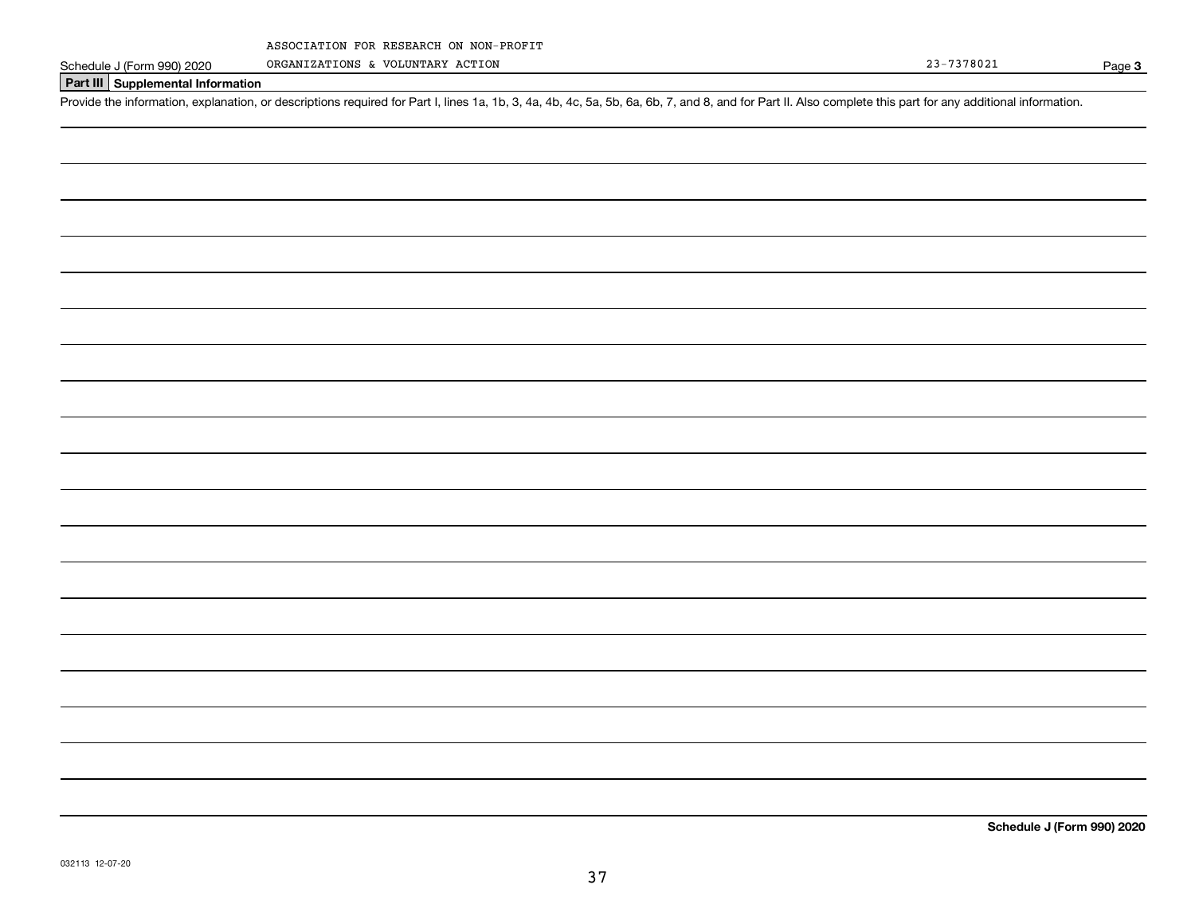ASSOCIATION FOR RESEARCH ON NON-PROFIT ORGANIZATIONS & VOLUNTARY ACTION

23-7378021

## Part III Supplemental Information

Provide the information, explanation, or descriptions required for Part I, lines 1a, 1b, 3, 4a, 4b, 4c, 5a, 5b, 6a, 6b, 7, and 8, and for Part II. Also complete this part for any additional information.

**Schedule J (Form 990) 2020**

032113 12-07-20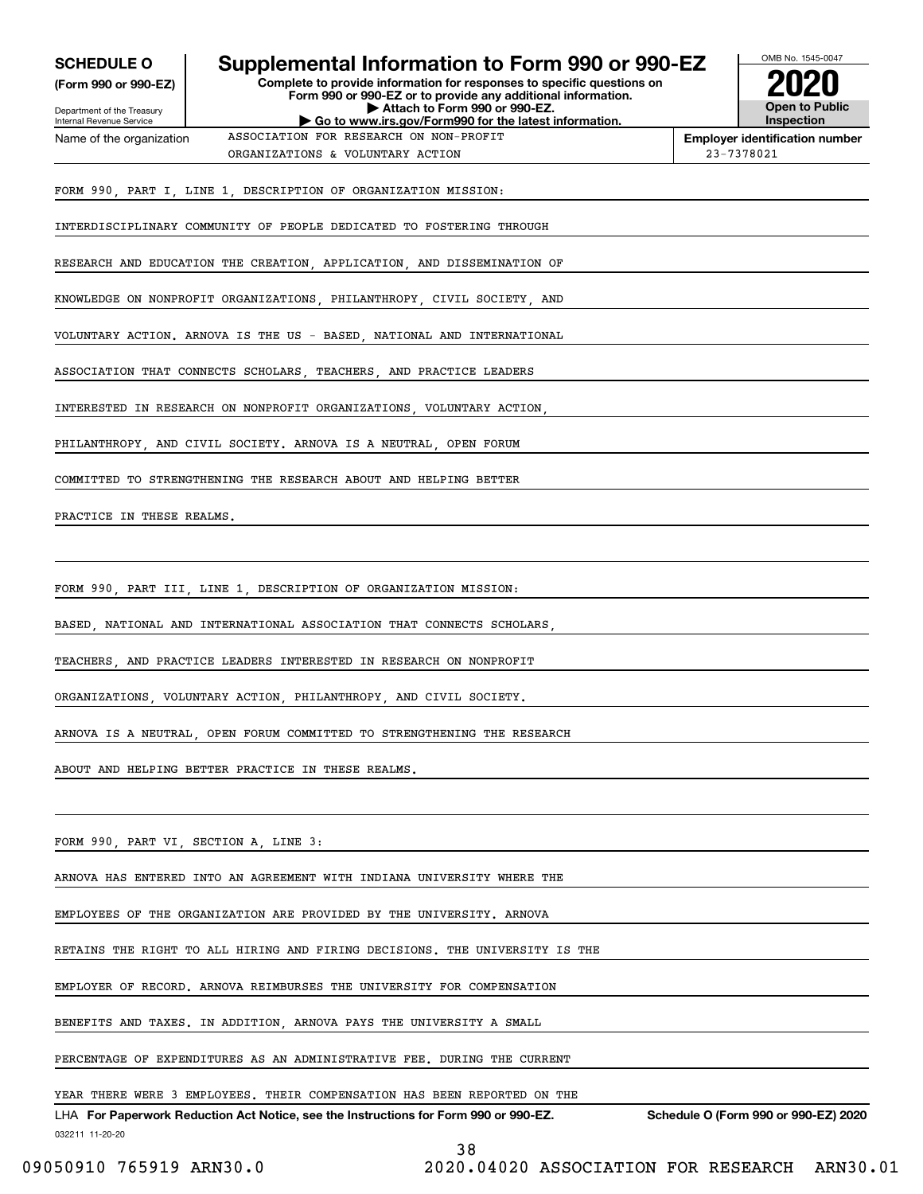**SCHEDULE O (Form 990 or 990-EZ)**

Department of the Treasury
Internal Revenue Service

# Supplemental Information to Form 990 or 990-EZ

**Complete to provide information for responses to specific questions on Form 990 or 990-EZ or to provide any additional information.**
**▶ Attach to Form 990 or 990-EZ.**
**▶ Go to www.irs.gov/Form990 for the latest information.**

OMB No. 1545-0047

**2020**

**Open to Public Inspection**

Name of the organization: ASSOCIATION FOR RESEARCH ON NON-PROFIT ORGANIZATIONS & VOLUNTARY ACTION

**Employer identification number** 23-7378021

FORM 990, PART I, LINE 1, DESCRIPTION OF ORGANIZATION MISSION:

INTERDISCIPLINARY COMMUNITY OF PEOPLE DEDICATED TO FOSTERING THROUGH RESEARCH AND EDUCATION THE CREATION, APPLICATION, AND DISSEMINATION OF KNOWLEDGE ON NONPROFIT ORGANIZATIONS, PHILANTHROPY, CIVIL SOCIETY, AND VOLUNTARY ACTION. ARNOVA IS THE US - BASED, NATIONAL AND INTERNATIONAL ASSOCIATION THAT CONNECTS SCHOLARS, TEACHERS, AND PRACTICE LEADERS INTERESTED IN RESEARCH ON NONPROFIT ORGANIZATIONS, VOLUNTARY ACTION, PHILANTHROPY, AND CIVIL SOCIETY. ARNOVA IS A NEUTRAL, OPEN FORUM COMMITTED TO STRENGTHENING THE RESEARCH ABOUT AND HELPING BETTER PRACTICE IN THESE REALMS.

FORM 990, PART III, LINE 1, DESCRIPTION OF ORGANIZATION MISSION:

BASED, NATIONAL AND INTERNATIONAL ASSOCIATION THAT CONNECTS SCHOLARS, TEACHERS, AND PRACTICE LEADERS INTERESTED IN RESEARCH ON NONPROFIT ORGANIZATIONS, VOLUNTARY ACTION, PHILANTHROPY, AND CIVIL SOCIETY. ARNOVA IS A NEUTRAL, OPEN FORUM COMMITTED TO STRENGTHENING THE RESEARCH ABOUT AND HELPING BETTER PRACTICE IN THESE REALMS.

FORM 990, PART VI, SECTION A, LINE 3:

ARNOVA HAS ENTERED INTO AN AGREEMENT WITH INDIANA UNIVERSITY WHERE THE EMPLOYEES OF THE ORGANIZATION ARE PROVIDED BY THE UNIVERSITY. ARNOVA RETAINS THE RIGHT TO ALL HIRING AND FIRING DECISIONS. THE UNIVERSITY IS THE EMPLOYER OF RECORD. ARNOVA REIMBURSES THE UNIVERSITY FOR COMPENSATION BENEFITS AND TAXES. IN ADDITION, ARNOVA PAYS THE UNIVERSITY A SMALL PERCENTAGE OF EXPENDITURES AS AN ADMINISTRATIVE FEE. DURING THE CURRENT YEAR THERE WERE 3 EMPLOYEES. THEIR COMPENSATION HAS BEEN REPORTED ON THE

LHA **For Paperwork Reduction Act Notice, see the Instructions for Form 990 or 990-EZ.** **Schedule O (Form 990 or 990-EZ) 2020**

032211 11-20-20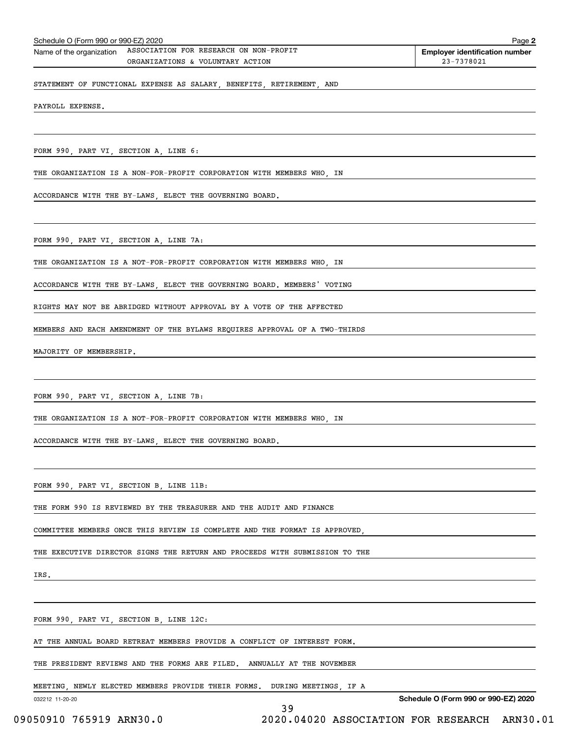Schedule O (Form 990 or 990-EZ) 2020

Name of the organization: ASSOCIATION FOR RESEARCH ON NON-PROFIT ORGANIZATIONS & VOLUNTARY ACTION

**Employer identification number** 23-7378021

STATEMENT OF FUNCTIONAL EXPENSE AS SALARY, BENEFITS, RETIREMENT, AND PAYROLL EXPENSE.

FORM 990, PART VI, SECTION A, LINE 6:

THE ORGANIZATION IS A NON-FOR-PROFIT CORPORATION WITH MEMBERS WHO, IN ACCORDANCE WITH THE BY-LAWS, ELECT THE GOVERNING BOARD.

FORM 990, PART VI, SECTION A, LINE 7A:

THE ORGANIZATION IS A NOT-FOR-PROFIT CORPORATION WITH MEMBERS WHO, IN ACCORDANCE WITH THE BY-LAWS, ELECT THE GOVERNING BOARD. MEMBERS' VOTING RIGHTS MAY NOT BE ABRIDGED WITHOUT APPROVAL BY A VOTE OF THE AFFECTED MEMBERS AND EACH AMENDMENT OF THE BYLAWS REQUIRES APPROVAL OF A TWO-THIRDS MAJORITY OF MEMBERSHIP.

FORM 990, PART VI, SECTION A, LINE 7B:

THE ORGANIZATION IS A NOT-FOR-PROFIT CORPORATION WITH MEMBERS WHO, IN ACCORDANCE WITH THE BY-LAWS, ELECT THE GOVERNING BOARD.

FORM 990, PART VI, SECTION B, LINE 11B:

THE FORM 990 IS REVIEWED BY THE TREASURER AND THE AUDIT AND FINANCE COMMITTEE MEMBERS ONCE THIS REVIEW IS COMPLETE AND THE FORMAT IS APPROVED, THE EXECUTIVE DIRECTOR SIGNS THE RETURN AND PROCEEDS WITH SUBMISSION TO THE IRS.

FORM 990, PART VI, SECTION B, LINE 12C:

AT THE ANNUAL BOARD RETREAT MEMBERS PROVIDE A CONFLICT OF INTEREST FORM. THE PRESIDENT REVIEWS AND THE FORMS ARE FILED. ANNUALLY AT THE NOVEMBER MEETING, NEWLY ELECTED MEMBERS PROVIDE THEIR FORMS. DURING MEETINGS, IF A

032212 11-20-20

**Schedule O (Form 990 or 990-EZ) 2020**

09050910 765919 ARN30.0 2020.04020 ASSOCIATION FOR RESEARCH ARN30.01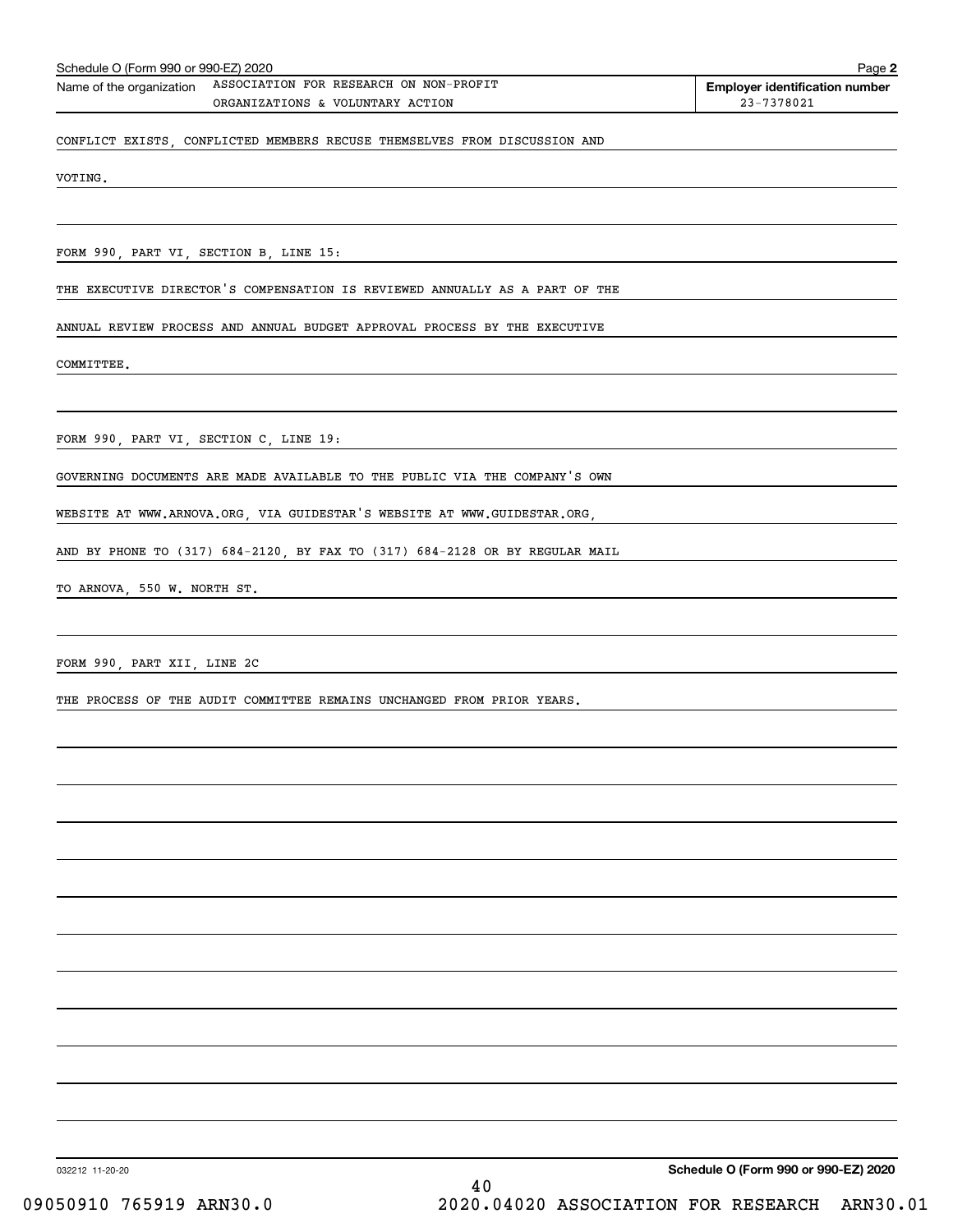Schedule O (Form 990 or 990-EZ) 2020 Page **2**

| Name of the organization | **Employer identification number** |
|---|---|
| ASSOCIATION FOR RESEARCH ON NON-PROFIT ORGANIZATIONS & VOLUNTARY ACTION | 23-7378021 |

CONFLICT EXISTS, CONFLICTED MEMBERS RECUSE THEMSELVES FROM DISCUSSION AND VOTING.

FORM 990, PART VI, SECTION B, LINE 15:

THE EXECUTIVE DIRECTOR'S COMPENSATION IS REVIEWED ANNUALLY AS A PART OF THE ANNUAL REVIEW PROCESS AND ANNUAL BUDGET APPROVAL PROCESS BY THE EXECUTIVE COMMITTEE.

FORM 990, PART VI, SECTION C, LINE 19:

GOVERNING DOCUMENTS ARE MADE AVAILABLE TO THE PUBLIC VIA THE COMPANY'S OWN WEBSITE AT WWW.ARNOVA.ORG, VIA GUIDESTAR'S WEBSITE AT WWW.GUIDESTAR.ORG, AND BY PHONE TO (317) 684-2120, BY FAX TO (317) 684-2128 OR BY REGULAR MAIL TO ARNOVA, 550 W. NORTH ST.

FORM 990, PART XII, LINE 2C

THE PROCESS OF THE AUDIT COMMITTEE REMAINS UNCHANGED FROM PRIOR YEARS.

032212 11-20-20 **Schedule O (Form 990 or 990-EZ) 2020**

09050910 765919 ARN30.0 2020.04020 ASSOCIATION FOR RESEARCH ARN30.01